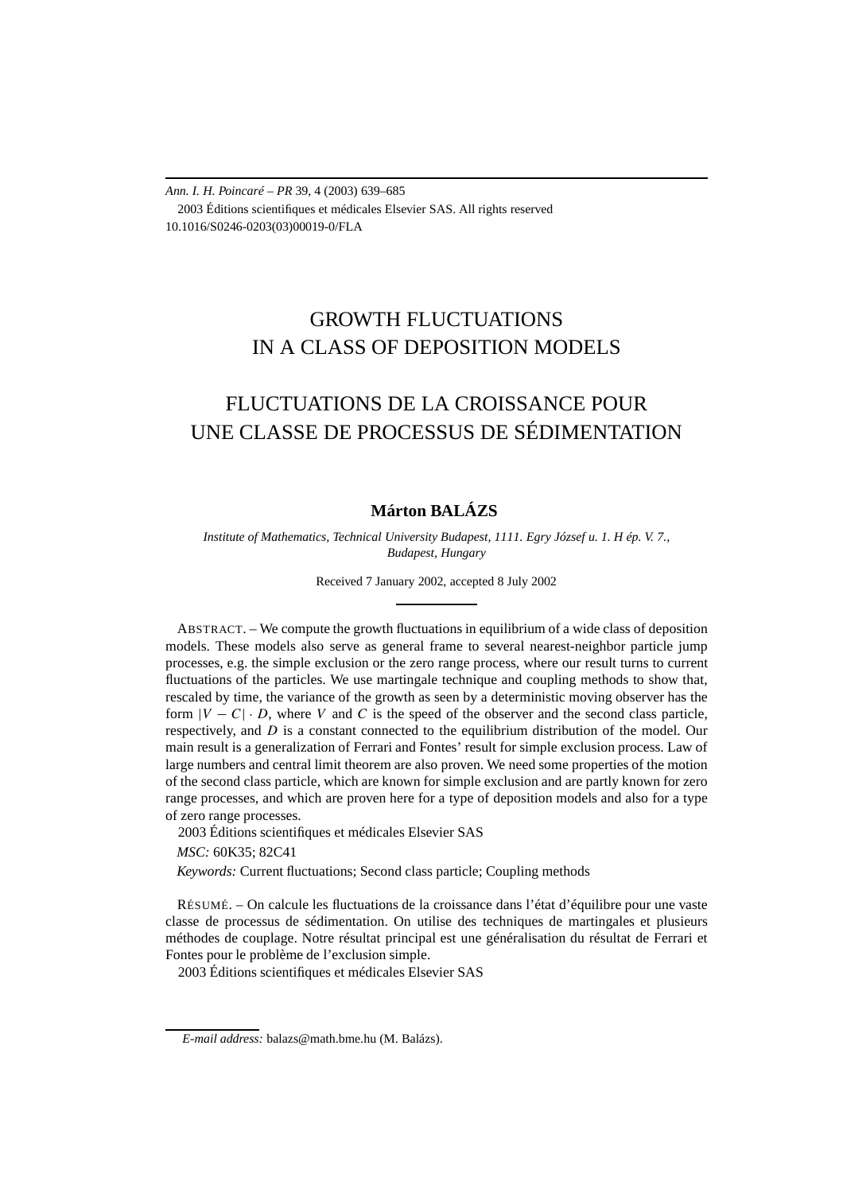Ann. I. H. Poincaré – PR 39, 4 (2003) 639–685

2003 Éditions scientifiques et médicales Elsevier SAS. All rights reserved

10.1016/S0246-0203(03)00019-0/FLA

# GROWTH FLUCTUATIONS IN A CLASS OF DEPOSITION MODELS

# FLUCTUATIONS DE LA CROISSANCE POUR UNE CLASSE DE PROCESSUS DE SÉDIMENTATION

**Márton BALÁZS**

*Institute of Mathematics, Technical University Budapest, 1111. Egry József u. 1. H ép. V. 7., Budapest, Hungary*

Received 7 January 2002, accepted 8 July 2002

ABSTRACT. – We compute the growth fluctuations in equilibrium of a wide class of deposition models. These models also serve as general frame to several nearest-neighbor particle jump processes, e.g. the simple exclusion or the zero range process, where our result turns to current fluctuations of the particles. We use martingale technique and coupling methods to show that, rescaled by time, the variance of the growth as seen by a deterministic moving observer has the form $|V - C| \cdot D$, where $V$ and $C$ is the speed of the observer and the second class particle, respectively, and $D$ is a constant connected to the equilibrium distribution of the model. Our main result is a generalization of Ferrari and Fontes' result for simple exclusion process. Law of large numbers and central limit theorem are also proven. We need some properties of the motion of the second class particle, which are known for simple exclusion and are partly known for zero range processes, and which are proven here for a type of deposition models and also for a type of zero range processes.

2003 Éditions scientifiques et médicales Elsevier SAS

*MSC:* 60K35; 82C41

*Keywords:* Current fluctuations; Second class particle; Coupling methods

RÉSUMÉ. – On calcule les fluctuations de la croissance dans l'état d'équilibre pour une vaste classe de processus de sédimentation. On utilise des techniques de martingales et plusieurs méthodes de couplage. Notre résultat principal est une généralisation du résultat de Ferrari et Fontes pour le problème de l'exclusion simple.

2003 Éditions scientifiques et médicales Elsevier SAS

*E-mail address:* balazs@math.bme.hu (M. Balázs).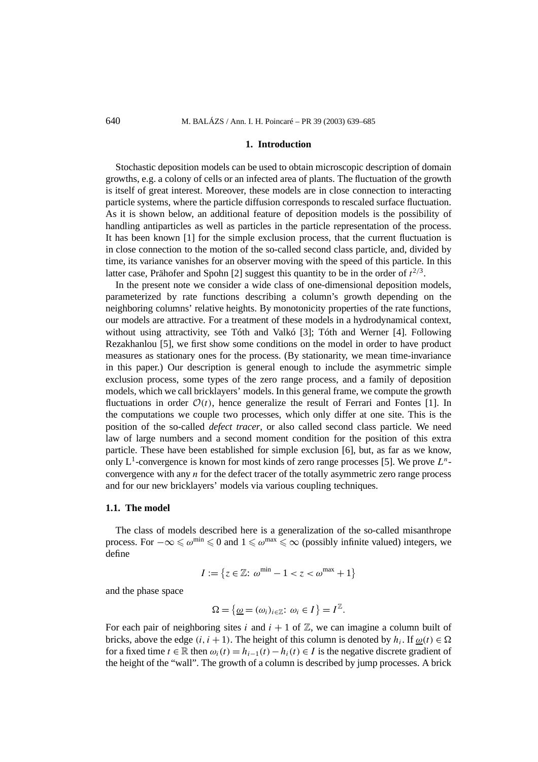## 1. Introduction

Stochastic deposition models can be used to obtain microscopic description of domain growths, e.g. a colony of cells or an infected area of plants. The fluctuation of the growth is itself of great interest. Moreover, these models are in close connection to interacting particle systems, where the particle diffusion corresponds to rescaled surface fluctuation. As it is shown below, an additional feature of deposition models is the possibility of handling antiparticles as well as particles in the particle representation of the process. It has been known [1] for the simple exclusion process, that the current fluctuation is in close connection to the motion of the so-called second class particle, and, divided by time, its variance vanishes for an observer moving with the speed of this particle. In this latter case, Prähofer and Spohn [2] suggest this quantity to be in the order of $t^{2/3}$.

In the present note we consider a wide class of one-dimensional deposition models, parameterized by rate functions describing a column's growth depending on the neighboring columns' relative heights. By monotonicity properties of the rate functions, our models are attractive. For a treatment of these models in a hydrodynamical context, without using attractivity, see Tóth and Valkó [3]; Tóth and Werner [4]. Following Rezakhanlou [5], we first show some conditions on the model in order to have product measures as stationary ones for the process. (By stationarity, we mean time-invariance in this paper.) Our description is general enough to include the asymmetric simple exclusion process, some types of the zero range process, and a family of deposition models, which we call bricklayers' models. In this general frame, we compute the growth fluctuations in order $\mathcal{O}(t)$, hence generalize the result of Ferrari and Fontes [1]. In the computations we couple two processes, which only differ at one site. This is the position of the so-called *defect tracer*, or also called second class particle. We need law of large numbers and a second moment condition for the position of this extra particle. These have been established for simple exclusion [6], but, as far as we know, only $\mathrm{L}^1$-convergence is known for most kinds of zero range processes [5]. We prove $L^n$-convergence with any $n$ for the defect tracer of the totally asymmetric zero range process and for our new bricklayers' models via various coupling techniques.

### 1.1. The model

The class of models described here is a generalization of the so-called misanthrope process. For $-\infty \leqslant \omega^{\min} \leqslant 0$ and $1 \leqslant \omega^{\max} \leqslant \infty$ (possibly infinite valued) integers, we define

$$I := \{z \in \mathbb{Z}\colon\ \omega^{\min} - 1 < z < \omega^{\max} + 1\}$$

and the phase space

$$\Omega = \{\underline{\omega} = (\omega_i)_{i\in\mathbb{Z}}\colon\ \omega_i \in I\} = I^{\mathbb{Z}}.$$

For each pair of neighboring sites $i$ and $i+1$ of $\mathbb{Z}$, we can imagine a column built of bricks, above the edge $(i, i+1)$. The height of this column is denoted by $h_i$. If $\underline{\omega}(t) \in \Omega$ for a fixed time $t \in \mathbb{R}$ then $\omega_i(t) = h_{i-1}(t) - h_i(t) \in I$ is the negative discrete gradient of the height of the "wall". The growth of a column is described by jump processes. A brick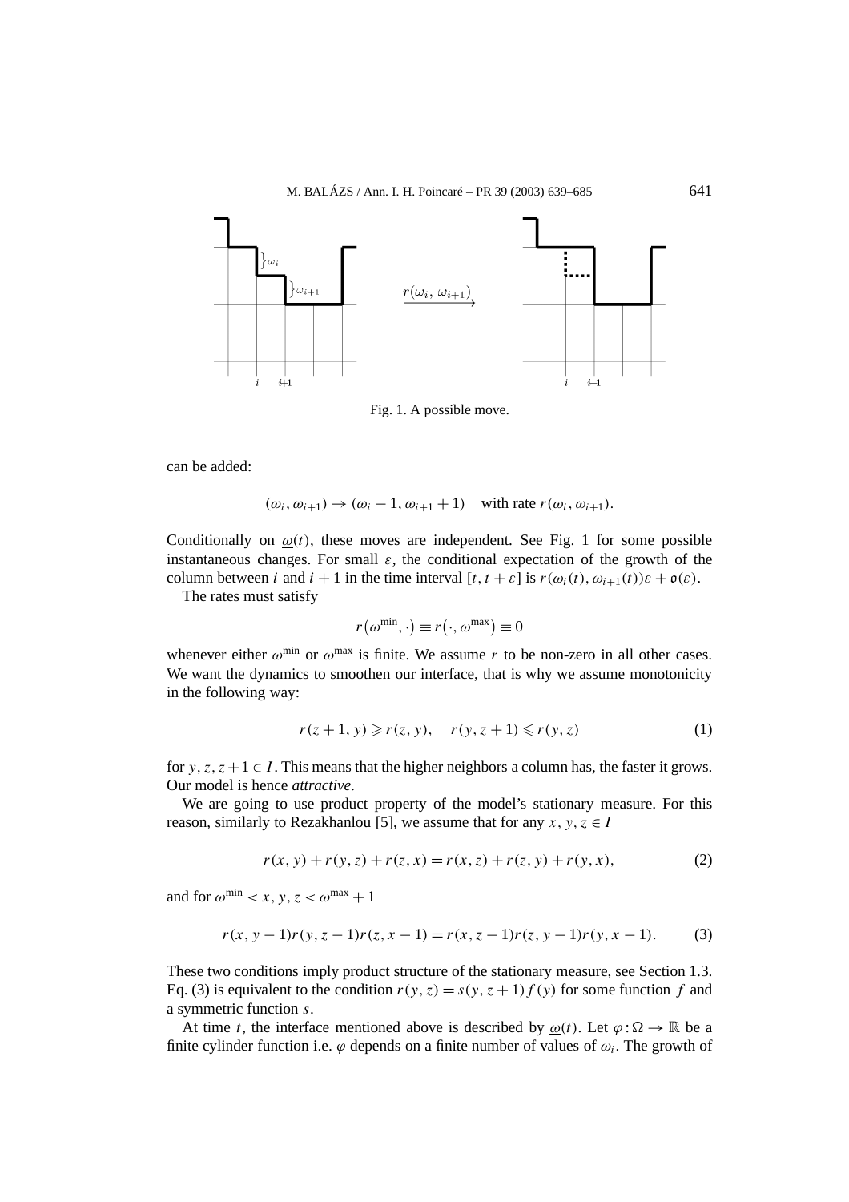Fig. 1. A possible move.

can be added:

$$(\omega_i, \omega_{i+1}) \to (\omega_i - 1, \omega_{i+1} + 1) \quad \text{with rate } r(\omega_i, \omega_{i+1}).$$

Conditionally on $\underline{\omega}(t)$, these moves are independent. See Fig. 1 for some possible instantaneous changes. For small $\varepsilon$, the conditional expectation of the growth of the column between $i$ and $i+1$ in the time interval $[t, t+\varepsilon]$ is $r(\omega_i(t), \omega_{i+1}(t))\varepsilon + \mathfrak{o}(\varepsilon)$.

The rates must satisfy

$$r(\omega^{\min}, \cdot) \equiv r(\cdot, \omega^{\max}) \equiv 0$$

whenever either $\omega^{\min}$ or $\omega^{\max}$ is finite. We assume $r$ to be non-zero in all other cases. We want the dynamics to smoothen our interface, that is why we assume monotonicity in the following way:

$$r(z+1, y) \geqslant r(z, y), \quad r(y, z+1) \leqslant r(y, z) \tag{1}$$

for $y, z, z+1 \in I$. This means that the higher neighbors a column has, the faster it grows. Our model is hence *attractive*.

We are going to use product property of the model's stationary measure. For this reason, similarly to Rezakhanlou [5], we assume that for any $x, y, z \in I$

$$r(x, y) + r(y, z) + r(z, x) = r(x, z) + r(z, y) + r(y, x), \tag{2}$$

and for $\omega^{\min} < x, y, z < \omega^{\max} + 1$

$$r(x, y-1) r(y, z-1) r(z, x-1) = r(x, z-1) r(z, y-1) r(y, x-1). \tag{3}$$

These two conditions imply product structure of the stationary measure, see Section 1.3. Eq. (3) is equivalent to the condition $r(y, z) = s(y, z+1) f(y)$ for some function $f$ and a symmetric function $s$.

At time $t$, the interface mentioned above is described by $\underline{\omega}(t)$. Let $\varphi : \Omega \to \mathbb{R}$ be a finite cylinder function i.e. $\varphi$ depends on a finite number of values of $\omega_i$. The growth of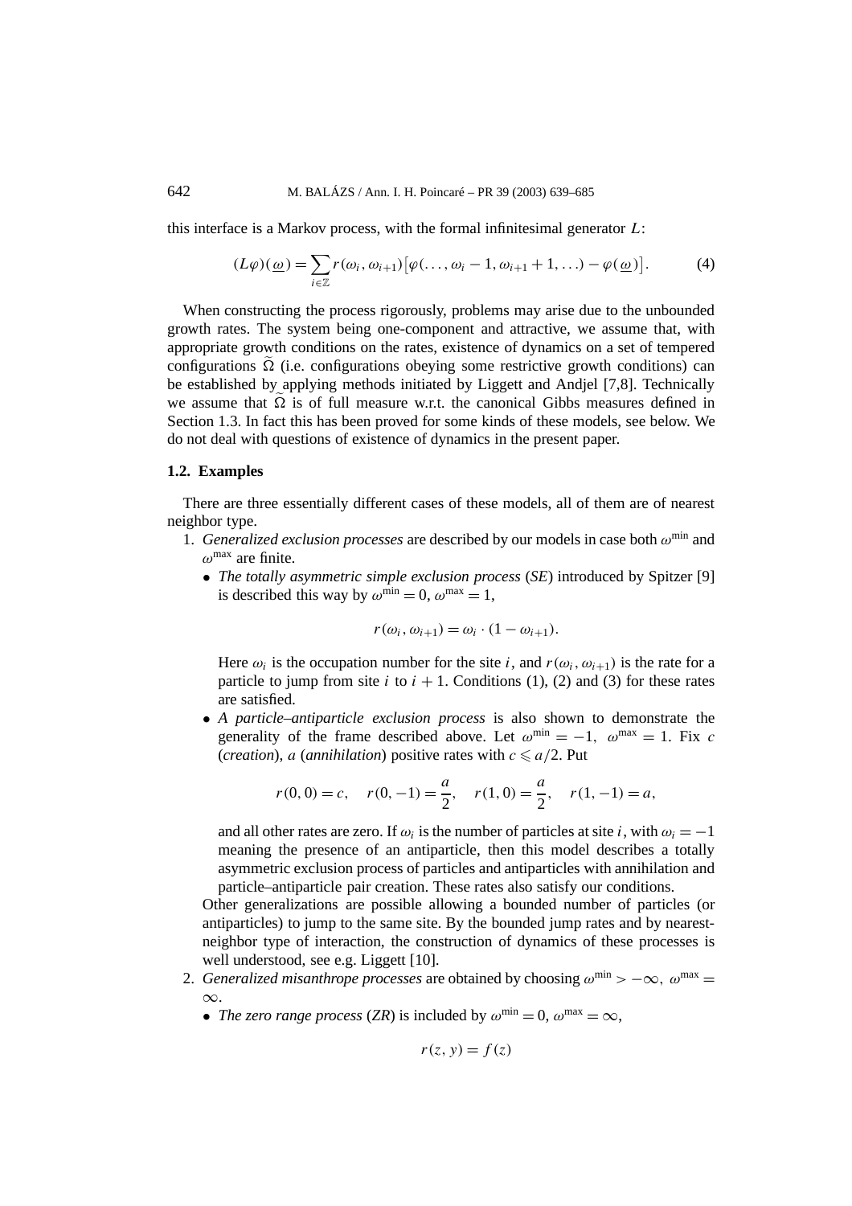this interface is a Markov process, with the formal infinitesimal generator $L$:

$$(L\varphi)(\underline{\omega}) = \sum_{i\in\mathbb{Z}} r(\omega_i, \omega_{i+1})\big[\varphi(\ldots, \omega_i - 1, \omega_{i+1} + 1, \ldots) - \varphi(\underline{\omega})\big]. \tag{4}$$

When constructing the process rigorously, problems may arise due to the unbounded growth rates. The system being one-component and attractive, we assume that, with appropriate growth conditions on the rates, existence of dynamics on a set of tempered configurations $\widetilde{\Omega}$ (i.e. configurations obeying some restrictive growth conditions) can be established by applying methods initiated by Liggett and Andjel [7,8]. Technically we assume that $\widetilde{\Omega}$ is of full measure w.r.t. the canonical Gibbs measures defined in Section 1.3. In fact this has been proved for some kinds of these models, see below. We do not deal with questions of existence of dynamics in the present paper.

### 1.2. Examples

There are three essentially different cases of these models, all of them are of nearest neighbor type.

1. *Generalized exclusion processes* are described by our models in case both $\omega^{\min}$ and $\omega^{\max}$ are finite.
   - *The totally asymmetric simple exclusion process* (*SE*) introduced by Spitzer [9] is described this way by $\omega^{\min} = 0$, $\omega^{\max} = 1$,

     $$r(\omega_i, \omega_{i+1}) = \omega_i \cdot (1 - \omega_{i+1}).$$

     Here $\omega_i$ is the occupation number for the site $i$, and $r(\omega_i, \omega_{i+1})$ is the rate for a particle to jump from site $i$ to $i+1$. Conditions (1), (2) and (3) for these rates are satisfied.
   - *A particle–antiparticle exclusion process* is also shown to demonstrate the generality of the frame described above. Let $\omega^{\min} = -1$, $\omega^{\max} = 1$. Fix $c$ (*creation*), $a$ (*annihilation*) positive rates with $c \leqslant a/2$. Put

     $$r(0,0) = c, \quad r(0,-1) = \frac{a}{2}, \quad r(1,0) = \frac{a}{2}, \quad r(1,-1) = a,$$

     and all other rates are zero. If $\omega_i$ is the number of particles at site $i$, with $\omega_i = -1$ meaning the presence of an antiparticle, then this model describes a totally asymmetric exclusion process of particles and antiparticles with annihilation and particle–antiparticle pair creation. These rates also satisfy our conditions.

   Other generalizations are possible allowing a bounded number of particles (or antiparticles) to jump to the same site. By the bounded jump rates and by nearest-neighbor type of interaction, the construction of dynamics of these processes is well understood, see e.g. Liggett [10].
2. *Generalized misanthrope processes* are obtained by choosing $\omega^{\min} > -\infty$, $\omega^{\max} = \infty$.
   - *The zero range process* (*ZR*) is included by $\omega^{\min} = 0$, $\omega^{\max} = \infty$,

     $$r(z, y) = f(z)$$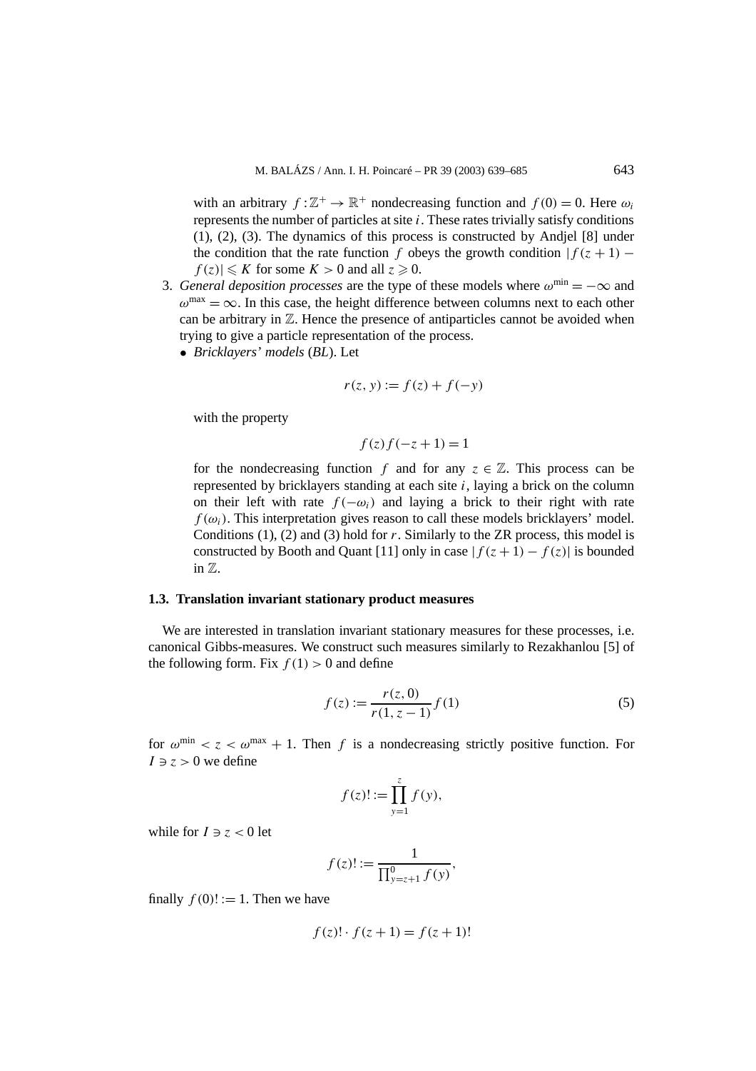with an arbitrary $f : \mathbb{Z}^+ \to \mathbb{R}^+$ nondecreasing function and $f(0) = 0$. Here $\omega_i$ represents the number of particles at site $i$. These rates trivially satisfy conditions (1), (2), (3). The dynamics of this process is constructed by Andjel [8] under the condition that the rate function $f$ obeys the growth condition $|f(z+1) - f(z)| \leqslant K$ for some $K > 0$ and all $z \geqslant 0$.

3. *General deposition processes* are the type of these models where $\omega^{\min} = -\infty$ and $\omega^{\max} = \infty$. In this case, the height difference between columns next to each other can be arbitrary in $\mathbb{Z}$. Hence the presence of antiparticles cannot be avoided when trying to give a particle representation of the process.
   - *Bricklayers' models* (*BL*). Let

     $$r(z, y) := f(z) + f(-y)$$

     with the property

     $$f(z) f(-z+1) = 1$$

     for the nondecreasing function $f$ and for any $z \in \mathbb{Z}$. This process can be represented by bricklayers standing at each site $i$, laying a brick on the column on their left with rate $f(-\omega_i)$ and laying a brick to their right with rate $f(\omega_i)$. This interpretation gives reason to call these models bricklayers' model. Conditions (1), (2) and (3) hold for $r$. Similarly to the ZR process, this model is constructed by Booth and Quant [11] only in case $|f(z+1) - f(z)|$ is bounded in $\mathbb{Z}$.

### 1.3. Translation invariant stationary product measures

We are interested in translation invariant stationary measures for these processes, i.e. canonical Gibbs-measures. We construct such measures similarly to Rezakhanlou [5] of the following form. Fix $f(1) > 0$ and define

$$f(z) := \frac{r(z, 0)}{r(1, z-1)} f(1) \tag{5}$$

for $\omega^{\min} < z < \omega^{\max} + 1$. Then $f$ is a nondecreasing strictly positive function. For $I \ni z > 0$ we define

$$f(z)! := \prod_{y=1}^{z} f(y),$$

while for $I \ni z < 0$ let

$$f(z)! := \frac{1}{\prod_{y=z+1}^{0} f(y)},$$

finally $f(0)! := 1$. Then we have

$$f(z)! \cdot f(z+1) = f(z+1)!$$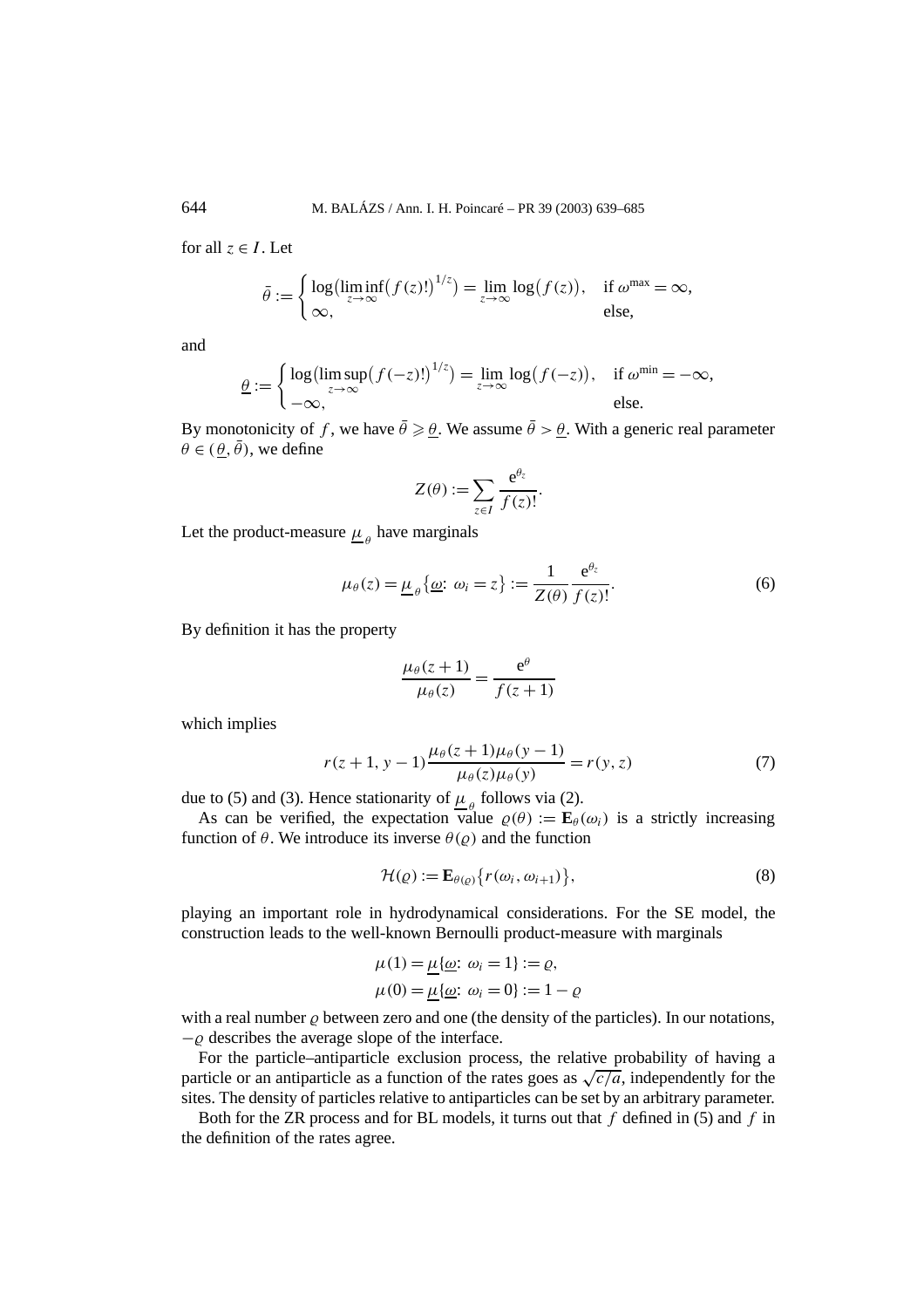for all $z \in I$. Let

$$\bar{\theta} := \begin{cases} \log\bigl(\liminf_{z\to\infty}\bigl(f(z)!\bigr)^{1/z}\bigr) = \lim_{z\to\infty}\log\bigl(f(z)\bigr), & \text{if } \omega^{\max} = \infty, \\ \infty, & \text{else,} \end{cases}$$

and

$$\underline{\theta} := \begin{cases} \log\bigl(\limsup_{z\to\infty}\bigl(f(-z)!\bigr)^{1/z}\bigr) = \lim_{z\to\infty}\log\bigl(f(-z)\bigr), & \text{if } \omega^{\min} = -\infty, \\ -\infty, & \text{else.} \end{cases}$$

By monotonicity of $f$, we have $\bar{\theta} \geqslant \underline{\theta}$. We assume $\bar{\theta} > \underline{\theta}$. With a generic real parameter $\theta \in (\underline{\theta}, \bar{\theta})$, we define

$$Z(\theta) := \sum_{z\in I} \frac{\mathrm{e}^{\theta_z}}{f(z)!}.$$

Let the product-measure $\underline{\mu}_{\theta}$ have marginals

$$\mu_\theta(z) = \underline{\mu}_{\theta}\{\underline{\omega}\colon \omega_i = z\} := \frac{1}{Z(\theta)}\frac{\mathrm{e}^{\theta_z}}{f(z)!}. \tag{6}$$

By definition it has the property

$$\frac{\mu_\theta(z+1)}{\mu_\theta(z)} = \frac{\mathrm{e}^{\theta}}{f(z+1)}$$

which implies

$$r(z+1, y-1)\frac{\mu_\theta(z+1)\mu_\theta(y-1)}{\mu_\theta(z)\mu_\theta(y)} = r(y,z) \tag{7}$$

due to (5) and (3). Hence stationarity of $\underline{\mu}_{\theta}$ follows via (2).

As can be verified, the expectation value $\varrho(\theta) := \mathbf{E}_\theta(\omega_i)$ is a strictly increasing function of $\theta$. We introduce its inverse $\theta(\varrho)$ and the function

$$\mathcal{H}(\varrho) := \mathbf{E}_{\theta(\varrho)}\bigl\{r(\omega_i, \omega_{i+1})\bigr\}, \tag{8}$$

playing an important role in hydrodynamical considerations. For the SE model, the construction leads to the well-known Bernoulli product-measure with marginals

$$\mu(1) = \underline{\mu}\{\underline{\omega}\colon \omega_i = 1\} := \varrho,$$
$$\mu(0) = \underline{\mu}\{\underline{\omega}\colon \omega_i = 0\} := 1 - \varrho$$

with a real number $\varrho$ between zero and one (the density of the particles). In our notations, $-\varrho$ describes the average slope of the interface.

For the particle–antiparticle exclusion process, the relative probability of having a particle or an antiparticle as a function of the rates goes as $\sqrt{c/a}$, independently for the sites. The density of particles relative to antiparticles can be set by an arbitrary parameter.

Both for the ZR process and for BL models, it turns out that $f$ defined in (5) and $f$ in the definition of the rates agree.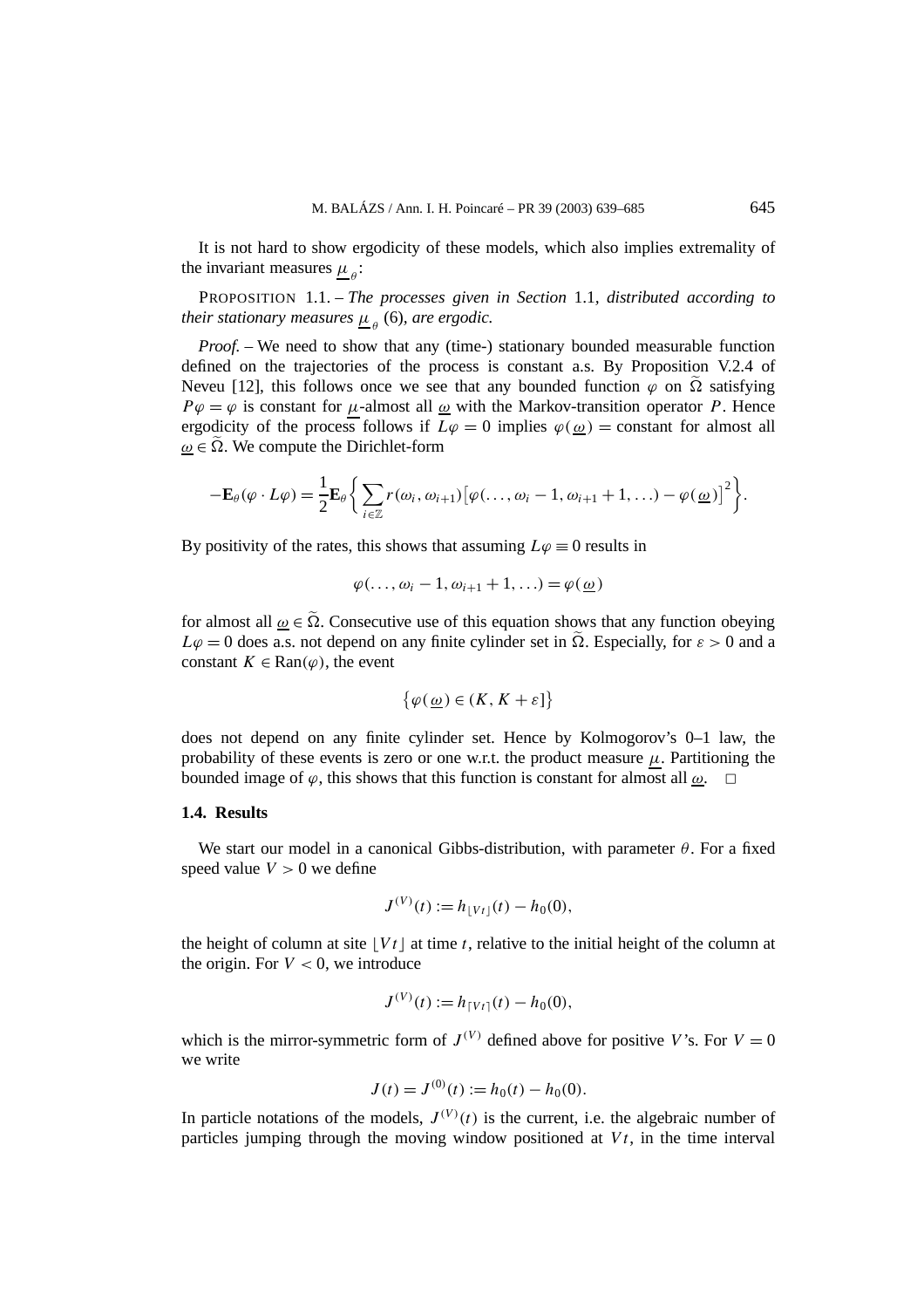It is not hard to show ergodicity of these models, which also implies extremality of the invariant measures $\underline{\mu}_\theta$:

PROPOSITION 1.1. – *The processes given in Section* 1.1*, distributed according to their stationary measures* $\underline{\mu}_\theta$ (6)*, are ergodic.*

*Proof.* – We need to show that any (time-) stationary bounded measurable function defined on the trajectories of the process is constant a.s. By Proposition V.2.4 of Neveu [12], this follows once we see that any bounded function $\varphi$ on $\widetilde{\Omega}$ satisfying $P\varphi = \varphi$ is constant for $\underline{\mu}$-almost all $\underline{\omega}$ with the Markov-transition operator $P$. Hence ergodicity of the process follows if $L\varphi = 0$ implies $\varphi(\underline{\omega}) = \text{constant}$ for almost all $\underline{\omega} \in \widetilde{\Omega}$. We compute the Dirichlet-form

$$-\mathbf{E}_\theta(\varphi \cdot L\varphi) = \frac{1}{2}\mathbf{E}_\theta\left\{\sum_{i\in\mathbb{Z}} r(\omega_i, \omega_{i+1})\left[\varphi(\ldots, \omega_i - 1, \omega_{i+1} + 1, \ldots) - \varphi(\underline{\omega})\right]^2\right\}.$$

By positivity of the rates, this shows that assuming $L\varphi \equiv 0$ results in

$$\varphi(\ldots, \omega_i - 1, \omega_{i+1} + 1, \ldots) = \varphi(\underline{\omega})$$

for almost all $\underline{\omega} \in \widetilde{\Omega}$. Consecutive use of this equation shows that any function obeying $L\varphi = 0$ does a.s. not depend on any finite cylinder set in $\widetilde{\Omega}$. Especially, for $\varepsilon > 0$ and a constant $K \in \text{Ran}(\varphi)$, the event

$$\left\{\varphi(\underline{\omega}) \in (K, K + \varepsilon]\right\}$$

does not depend on any finite cylinder set. Hence by Kolmogorov's 0–1 law, the probability of these events is zero or one w.r.t. the product measure $\underline{\mu}$. Partitioning the bounded image of $\varphi$, this shows that this function is constant for almost all $\underline{\omega}$. □

### 1.4. Results

We start our model in a canonical Gibbs-distribution, with parameter $\theta$. For a fixed speed value $V > 0$ we define

$$J^{(V)}(t) := h_{\lfloor Vt \rfloor}(t) - h_0(0),$$

the height of column at site $\lfloor Vt \rfloor$ at time $t$, relative to the initial height of the column at the origin. For $V < 0$, we introduce

$$J^{(V)}(t) := h_{\lceil Vt \rceil}(t) - h_0(0),$$

which is the mirror-symmetric form of $J^{(V)}$ defined above for positive $V$'s. For $V = 0$ we write

$$J(t) = J^{(0)}(t) := h_0(t) - h_0(0).$$

In particle notations of the models, $J^{(V)}(t)$ is the current, i.e. the algebraic number of particles jumping through the moving window positioned at $Vt$, in the time interval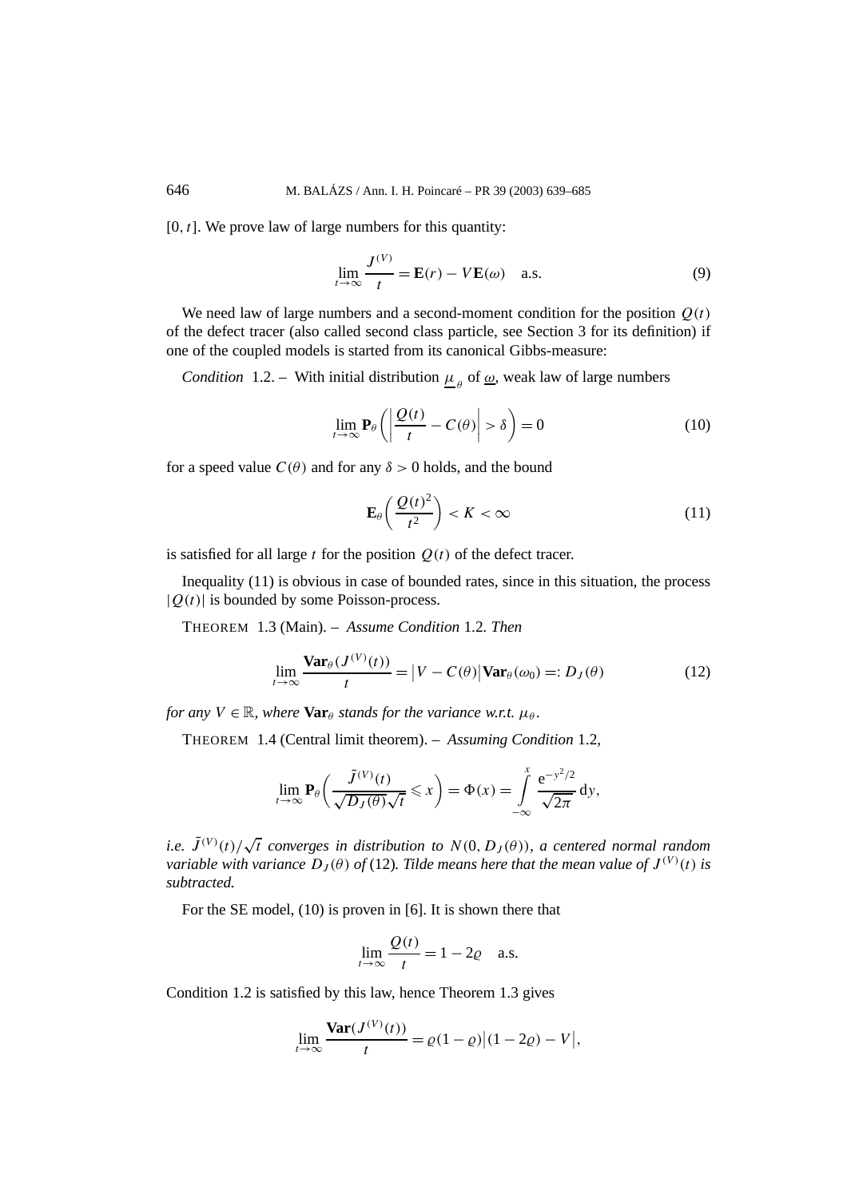$[0, t]$. We prove law of large numbers for this quantity:

$$\lim_{t\to\infty} \frac{J^{(V)}}{t} = \mathbf{E}(r) - V\mathbf{E}(\omega) \quad \text{a.s.} \tag{9}$$

We need law of large numbers and a second-moment condition for the position $Q(t)$ of the defect tracer (also called second class particle, see Section 3 for its definition) if one of the coupled models is started from its canonical Gibbs-measure:

*Condition* 1.2. – With initial distribution $\underline{\mu}_{\theta}$ of $\underline{\omega}$, weak law of large numbers

$$\lim_{t\to\infty} \mathbf{P}_\theta\left(\left|\frac{Q(t)}{t} - C(\theta)\right| > \delta\right) = 0 \tag{10}$$

for a speed value $C(\theta)$ and for any $\delta > 0$ holds, and the bound

$$\mathbf{E}_\theta\left(\frac{Q(t)^2}{t^2}\right) < K < \infty \tag{11}$$

is satisfied for all large $t$ for the position $Q(t)$ of the defect tracer.

Inequality (11) is obvious in case of bounded rates, since in this situation, the process $|Q(t)|$ is bounded by some Poisson-process.

THEOREM 1.3 (Main). – *Assume Condition* 1.2*. Then*

$$\lim_{t\to\infty} \frac{\mathbf{Var}_\theta(J^{(V)}(t))}{t} = \left|V - C(\theta)\right| \mathbf{Var}_\theta(\omega_0) =: D_J(\theta) \tag{12}$$

*for any $V \in \mathbb{R}$, where $\mathbf{Var}_\theta$ stands for the variance w.r.t. $\mu_\theta$.*

THEOREM 1.4 (Central limit theorem). – *Assuming Condition* 1.2*,*

$$\lim_{t\to\infty} \mathbf{P}_\theta\left(\frac{\tilde{J}^{(V)}(t)}{\sqrt{D_J(\theta)}\sqrt{t}} \leqslant x\right) = \Phi(x) = \int_{-\infty}^{x} \frac{\mathrm{e}^{-y^2/2}}{\sqrt{2\pi}}\,\mathrm{d}y,$$

*i.e. $\tilde{J}^{(V)}(t)/\sqrt{t}$ converges in distribution to $N(0, D_J(\theta))$, a centered normal random variable with variance $D_J(\theta)$ of* (12)*. Tilde means here that the mean value of $J^{(V)}(t)$ is subtracted.*

For the SE model, (10) is proven in [6]. It is shown there that

$$\lim_{t\to\infty} \frac{Q(t)}{t} = 1 - 2\varrho \quad \text{a.s.}$$

Condition 1.2 is satisfied by this law, hence Theorem 1.3 gives

$$\lim_{t\to\infty} \frac{\mathbf{Var}(J^{(V)}(t))}{t} = \varrho(1-\varrho)\left|(1-2\varrho) - V\right|,$$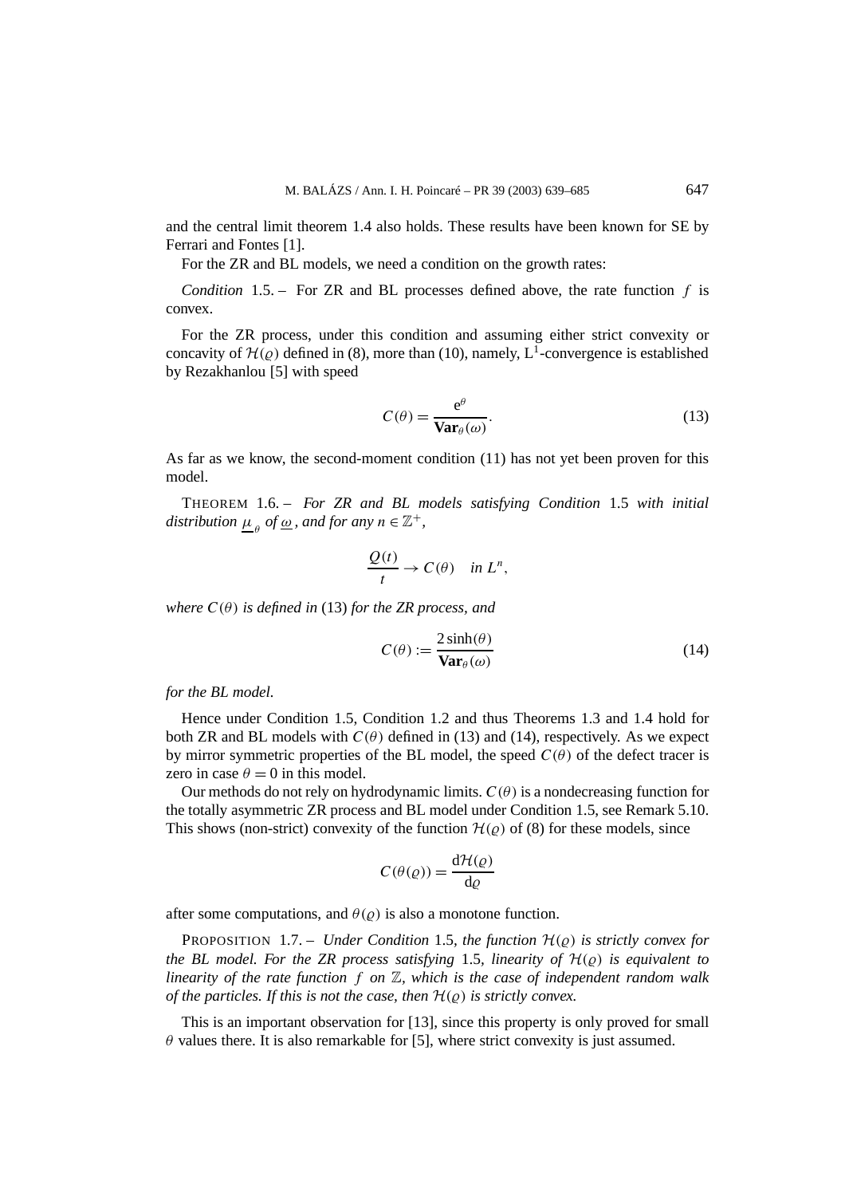and the central limit theorem 1.4 also holds. These results have been known for SE by Ferrari and Fontes [1].

For the ZR and BL models, we need a condition on the growth rates:

*Condition* 1.5. – For ZR and BL processes defined above, the rate function $f$ is convex.

For the ZR process, under this condition and assuming either strict convexity or concavity of $\mathcal{H}(\varrho)$ defined in (8), more than (10), namely, $L^1$-convergence is established by Rezakhanlou [5] with speed

$$C(\theta) = \frac{e^\theta}{\mathbf{Var}_\theta(\omega)}. \tag{13}$$

As far as we know, the second-moment condition (11) has not yet been proven for this model.

THEOREM 1.6. – *For ZR and BL models satisfying Condition* 1.5 *with initial distribution $\underline{\mu}_\theta$ of $\underline{\omega}$, and for any $n \in \mathbb{Z}^+$,*

$$\frac{Q(t)}{t} \to C(\theta) \quad in\ L^n,$$

*where $C(\theta)$ is defined in* (13) *for the ZR process, and*

$$C(\theta) := \frac{2\sinh(\theta)}{\mathbf{Var}_\theta(\omega)} \tag{14}$$

*for the BL model.*

Hence under Condition 1.5, Condition 1.2 and thus Theorems 1.3 and 1.4 hold for both ZR and BL models with $C(\theta)$ defined in (13) and (14), respectively. As we expect by mirror symmetric properties of the BL model, the speed $C(\theta)$ of the defect tracer is zero in case $\theta = 0$ in this model.

Our methods do not rely on hydrodynamic limits. $C(\theta)$ is a nondecreasing function for the totally asymmetric ZR process and BL model under Condition 1.5, see Remark 5.10. This shows (non-strict) convexity of the function $\mathcal{H}(\varrho)$ of (8) for these models, since

$$C(\theta(\varrho)) = \frac{\mathrm{d}\mathcal{H}(\varrho)}{\mathrm{d}\varrho}$$

after some computations, and $\theta(\varrho)$ is also a monotone function.

PROPOSITION 1.7. – *Under Condition* 1.5*, the function $\mathcal{H}(\varrho)$ is strictly convex for the BL model. For the ZR process satisfying* 1.5*, linearity of $\mathcal{H}(\varrho)$ is equivalent to linearity of the rate function $f$ on $\mathbb{Z}$, which is the case of independent random walk of the particles. If this is not the case, then $\mathcal{H}(\varrho)$ is strictly convex.*

This is an important observation for [13], since this property is only proved for small $\theta$ values there. It is also remarkable for [5], where strict convexity is just assumed.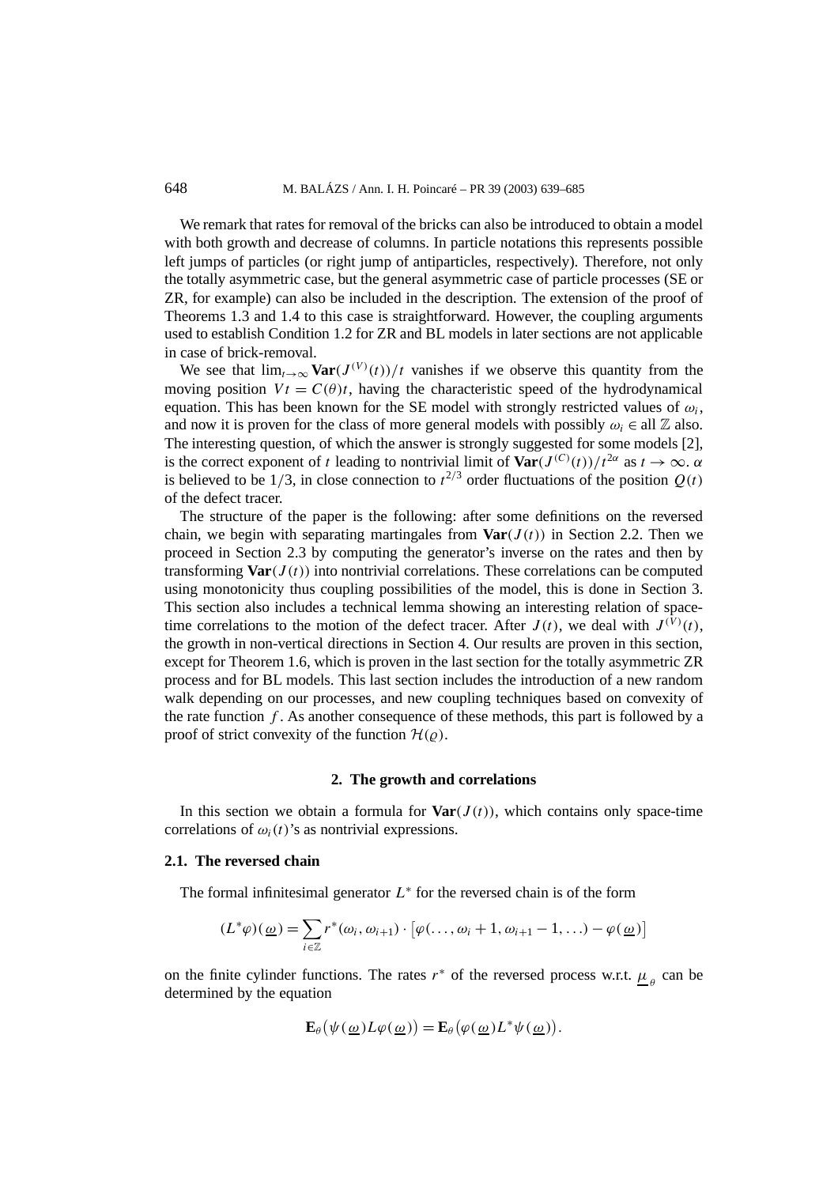We remark that rates for removal of the bricks can also be introduced to obtain a model with both growth and decrease of columns. In particle notations this represents possible left jumps of particles (or right jump of antiparticles, respectively). Therefore, not only the totally asymmetric case, but the general asymmetric case of particle processes (SE or ZR, for example) can also be included in the description. The extension of the proof of Theorems 1.3 and 1.4 to this case is straightforward. However, the coupling arguments used to establish Condition 1.2 for ZR and BL models in later sections are not applicable in case of brick-removal.

We see that $\lim_{t\to\infty} \mathbf{Var}(J^{(V)}(t))/t$ vanishes if we observe this quantity from the moving position $Vt = C(\theta)t$, having the characteristic speed of the hydrodynamical equation. This has been known for the SE model with strongly restricted values of $\omega_i$, and now it is proven for the class of more general models with possibly $\omega_i \in$ all $\mathbb{Z}$ also. The interesting question, of which the answer is strongly suggested for some models [2], is the correct exponent of $t$ leading to nontrivial limit of $\mathbf{Var}(J^{(C)}(t))/t^{2\alpha}$ as $t \to \infty$. $\alpha$ is believed to be $1/3$, in close connection to $t^{2/3}$ order fluctuations of the position $Q(t)$ of the defect tracer.

The structure of the paper is the following: after some definitions on the reversed chain, we begin with separating martingales from $\mathbf{Var}(J(t))$ in Section 2.2. Then we proceed in Section 2.3 by computing the generator's inverse on the rates and then by transforming $\mathbf{Var}(J(t))$ into nontrivial correlations. These correlations can be computed using monotonicity thus coupling possibilities of the model, this is done in Section 3. This section also includes a technical lemma showing an interesting relation of space-time correlations to the motion of the defect tracer. After $J(t)$, we deal with $J^{(V)}(t)$, the growth in non-vertical directions in Section 4. Our results are proven in this section, except for Theorem 1.6, which is proven in the last section for the totally asymmetric ZR process and for BL models. This last section includes the introduction of a new random walk depending on our processes, and new coupling techniques based on convexity of the rate function $f$. As another consequence of these methods, this part is followed by a proof of strict convexity of the function $\mathcal{H}(\varrho)$.

## 2. The growth and correlations

In this section we obtain a formula for $\mathbf{Var}(J(t))$, which contains only space-time correlations of $\omega_i(t)$'s as nontrivial expressions.

### 2.1. The reversed chain

The formal infinitesimal generator $L^*$ for the reversed chain is of the form

$$(L^*\varphi)(\underline{\omega}) = \sum_{i\in\mathbb{Z}} r^*(\omega_i, \omega_{i+1}) \cdot \left[\varphi(\ldots, \omega_i + 1, \omega_{i+1} - 1, \ldots) - \varphi(\underline{\omega})\right]$$

on the finite cylinder functions. The rates $r^*$ of the reversed process w.r.t. $\underline{\mu}_\theta$ can be determined by the equation

$$\mathbf{E}_\theta\big(\psi(\underline{\omega})L\varphi(\underline{\omega})\big) = \mathbf{E}_\theta\big(\varphi(\underline{\omega})L^*\psi(\underline{\omega})\big).$$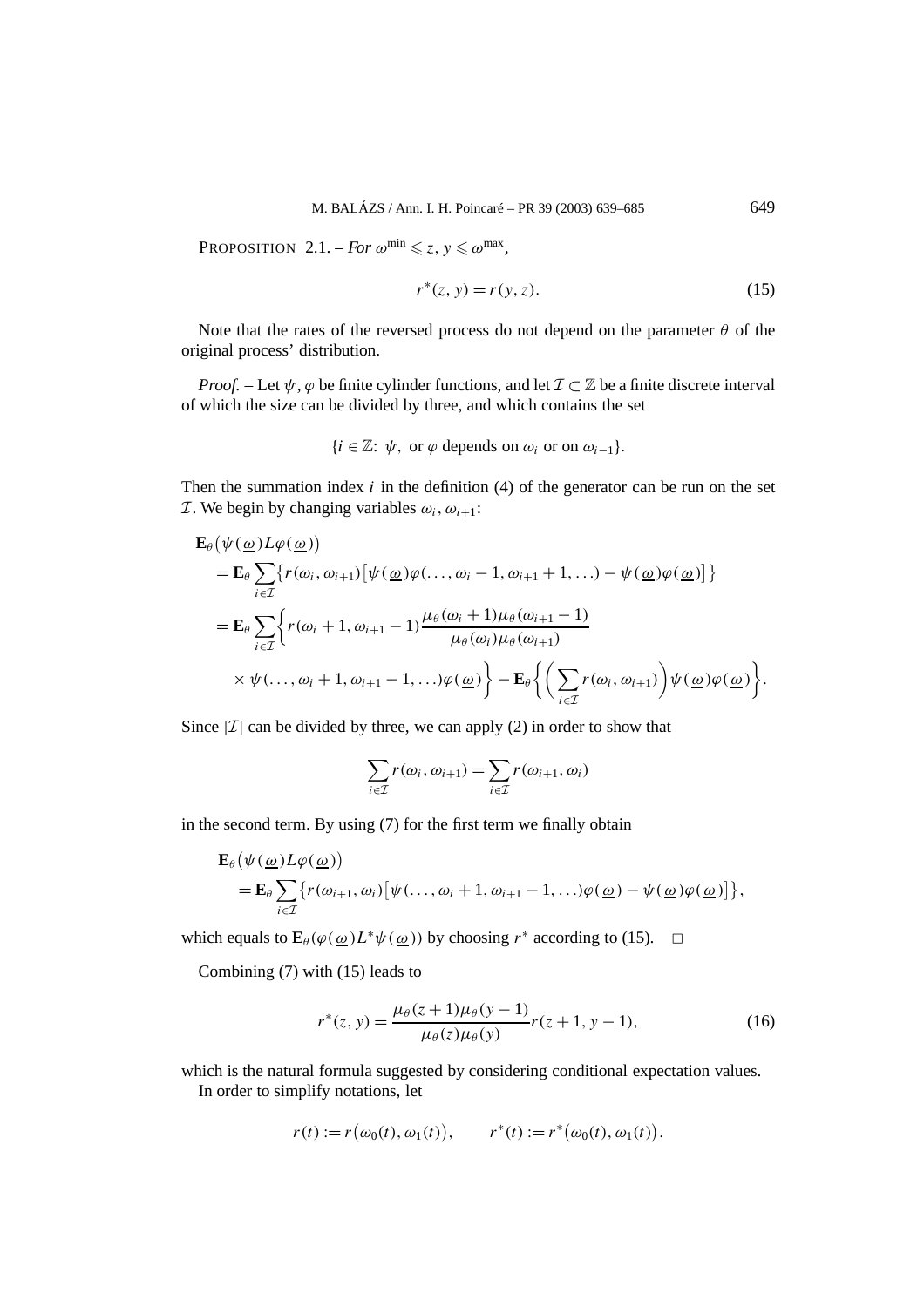PROPOSITION 2.1. – *For* $\omega^{\min} \leqslant z, y \leqslant \omega^{\max}$,

$$r^*(z, y) = r(y, z). \tag{15}$$

Note that the rates of the reversed process do not depend on the parameter $\theta$ of the original process' distribution.

*Proof.* – Let $\psi, \varphi$ be finite cylinder functions, and let $\mathcal{I} \subset \mathbb{Z}$ be a finite discrete interval of which the size can be divided by three, and which contains the set

$$\{i \in \mathbb{Z}\colon\ \psi, \text{ or } \varphi \text{ depends on } \omega_i \text{ or on } \omega_{i-1}\}.$$

Then the summation index $i$ in the definition (4) of the generator can be run on the set $\mathcal{I}$. We begin by changing variables $\omega_i, \omega_{i+1}$:

$$\begin{aligned}
&\mathbf{E}_\theta\big(\psi(\underline{\omega}) L\varphi(\underline{\omega})\big) \\
&\quad= \mathbf{E}_\theta \sum_{i \in \mathcal{I}} \big\{ r(\omega_i, \omega_{i+1}) \big[\psi(\underline{\omega})\varphi(\ldots, \omega_i - 1, \omega_{i+1} + 1, \ldots) - \psi(\underline{\omega})\varphi(\underline{\omega})\big] \big\} \\
&\quad= \mathbf{E}_\theta \sum_{i \in \mathcal{I}} \bigg\{ r(\omega_i + 1, \omega_{i+1} - 1) \frac{\mu_\theta(\omega_i + 1)\mu_\theta(\omega_{i+1} - 1)}{\mu_\theta(\omega_i)\mu_\theta(\omega_{i+1})} \\
&\qquad \times \psi(\ldots, \omega_i + 1, \omega_{i+1} - 1, \ldots)\varphi(\underline{\omega}) \bigg\} - \mathbf{E}_\theta \bigg\{ \bigg( \sum_{i \in \mathcal{I}} r(\omega_i, \omega_{i+1}) \bigg) \psi(\underline{\omega})\varphi(\underline{\omega}) \bigg\}.
\end{aligned}$$

Since $|\mathcal{I}|$ can be divided by three, we can apply (2) in order to show that

$$\sum_{i \in \mathcal{I}} r(\omega_i, \omega_{i+1}) = \sum_{i \in \mathcal{I}} r(\omega_{i+1}, \omega_i)$$

in the second term. By using (7) for the first term we finally obtain

$$\begin{aligned}
&\mathbf{E}_\theta\big(\psi(\underline{\omega}) L\varphi(\underline{\omega})\big) \\
&\quad= \mathbf{E}_\theta \sum_{i \in \mathcal{I}} \big\{ r(\omega_{i+1}, \omega_i) \big[\psi(\ldots, \omega_i + 1, \omega_{i+1} - 1, \ldots)\varphi(\underline{\omega}) - \psi(\underline{\omega})\varphi(\underline{\omega})\big] \big\},
\end{aligned}$$

which equals to $\mathbf{E}_\theta(\varphi(\underline{\omega}) L^* \psi(\underline{\omega}))$ by choosing $r^*$ according to (15). $\square$

Combining (7) with (15) leads to

$$r^*(z, y) = \frac{\mu_\theta(z+1)\mu_\theta(y-1)}{\mu_\theta(z)\mu_\theta(y)} r(z+1, y-1), \tag{16}$$

which is the natural formula suggested by considering conditional expectation values.

In order to simplify notations, let

$$r(t) := r\big(\omega_0(t), \omega_1(t)\big), \qquad r^*(t) := r^*\big(\omega_0(t), \omega_1(t)\big).$$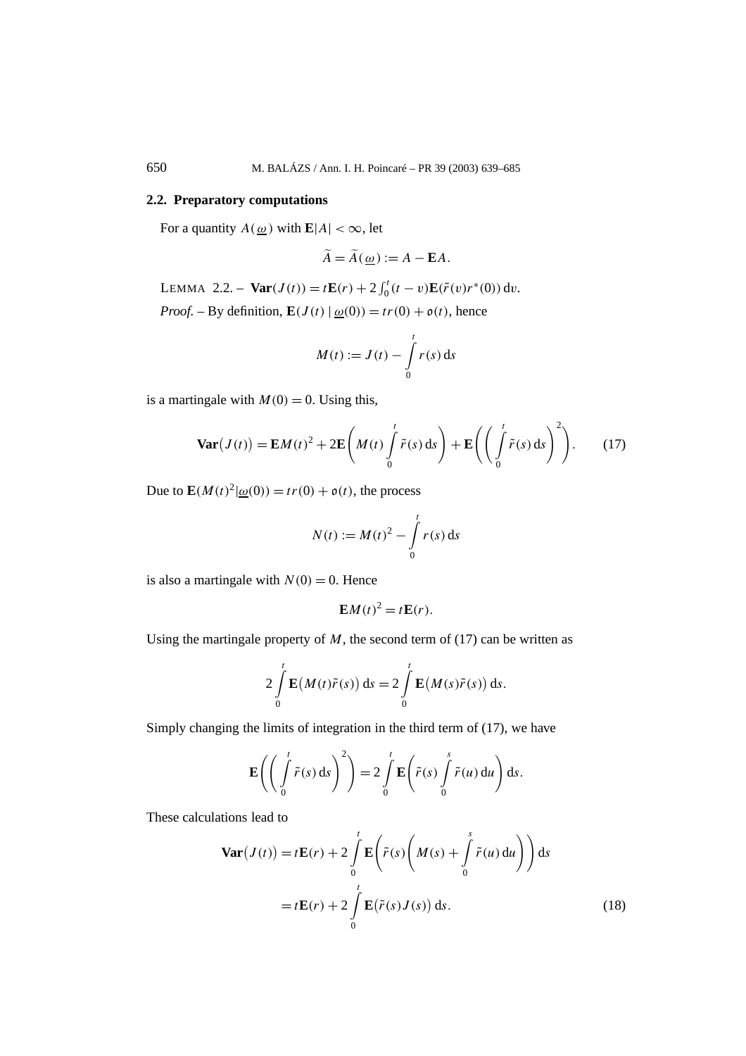### 2.2. Preparatory computations

For a quantity $A(\underline{\omega})$ with $\mathbf{E}|A| < \infty$, let

$$\widetilde{A} = \widetilde{A}(\underline{\omega}) := A - \mathbf{E}A.$$

LEMMA 2.2. – $\mathbf{Var}(J(t)) = t\mathbf{E}(r) + 2\int_0^t (t-v)\mathbf{E}(\tilde{r}(v)r^*(0))\,\mathrm{d}v$.

*Proof.* – By definition, $\mathbf{E}(J(t) \mid \underline{\omega}(0)) = tr(0) + \mathfrak{o}(t)$, hence

$$M(t) := J(t) - \int_0^t r(s)\,\mathrm{d}s$$

is a martingale with $M(0) = 0$. Using this,

$$\mathbf{Var}\big(J(t)\big) = \mathbf{E}M(t)^2 + 2\mathbf{E}\left(M(t)\int_0^t \tilde{r}(s)\,\mathrm{d}s\right) + \mathbf{E}\left(\left(\int_0^t \tilde{r}(s)\,\mathrm{d}s\right)^2\right). \tag{17}$$

Due to $\mathbf{E}(M(t)^2|\underline{\omega}(0)) = tr(0) + \mathfrak{o}(t)$, the process

$$N(t) := M(t)^2 - \int_0^t r(s)\,\mathrm{d}s$$

is also a martingale with $N(0) = 0$. Hence

$$\mathbf{E}M(t)^2 = t\mathbf{E}(r).$$

Using the martingale property of $M$, the second term of (17) can be written as

$$2\int_0^t \mathbf{E}\big(M(t)\tilde{r}(s)\big)\,\mathrm{d}s = 2\int_0^t \mathbf{E}\big(M(s)\tilde{r}(s)\big)\,\mathrm{d}s.$$

Simply changing the limits of integration in the third term of (17), we have

$$\mathbf{E}\left(\left(\int_0^t \tilde{r}(s)\,\mathrm{d}s\right)^2\right) = 2\int_0^t \mathbf{E}\left(\tilde{r}(s)\int_0^s \tilde{r}(u)\,\mathrm{d}u\right)\mathrm{d}s.$$

These calculations lead to

$$\begin{aligned}
\mathbf{Var}\big(J(t)\big) &= t\mathbf{E}(r) + 2\int_0^t \mathbf{E}\left(\tilde{r}(s)\left(M(s) + \int_0^s \tilde{r}(u)\,\mathrm{d}u\right)\right)\mathrm{d}s \\
&= t\mathbf{E}(r) + 2\int_0^t \mathbf{E}\big(\tilde{r}(s)J(s)\big)\,\mathrm{d}s.
\end{aligned} \tag{18}$$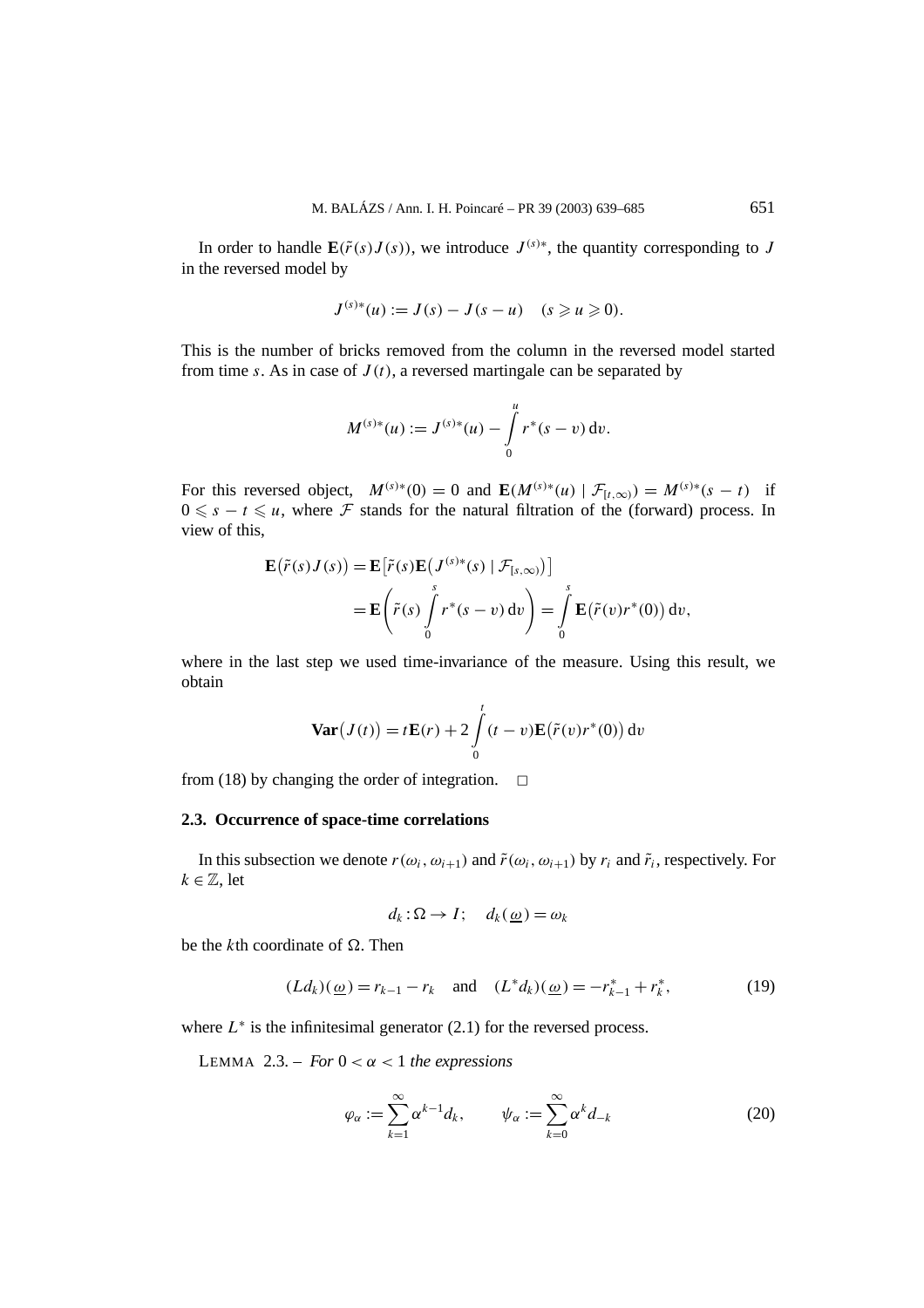In order to handle $\mathbf{E}(\tilde{r}(s)J(s))$, we introduce $J^{(s)*}$, the quantity corresponding to $J$ in the reversed model by

$$J^{(s)*}(u) := J(s) - J(s-u) \quad (s \geqslant u \geqslant 0).$$

This is the number of bricks removed from the column in the reversed model started from time $s$. As in case of $J(t)$, a reversed martingale can be separated by

$$M^{(s)*}(u) := J^{(s)*}(u) - \int_0^u r^*(s-v)\,\mathrm{d}v.$$

For this reversed object, $M^{(s)*}(0) = 0$ and $\mathbf{E}(M^{(s)*}(u) \mid \mathcal{F}_{[t,\infty)}) = M^{(s)*}(s-t)$ if $0 \leqslant s-t \leqslant u$, where $\mathcal{F}$ stands for the natural filtration of the (forward) process. In view of this,

$$\begin{aligned}
\mathbf{E}\big(\tilde{r}(s)J(s)\big) &= \mathbf{E}\big[\tilde{r}(s)\mathbf{E}\big(J^{(s)*}(s) \mid \mathcal{F}_{[s,\infty)}\big)\big] \\
&= \mathbf{E}\left(\tilde{r}(s)\int_0^s r^*(s-v)\,\mathrm{d}v\right) = \int_0^s \mathbf{E}\big(\tilde{r}(v)r^*(0)\big)\,\mathrm{d}v,
\end{aligned}$$

where in the last step we used time-invariance of the measure. Using this result, we obtain

$$\mathbf{Var}\big(J(t)\big) = t\mathbf{E}(r) + 2\int_0^t (t-v)\mathbf{E}\big(\tilde{r}(v)r^*(0)\big)\,\mathrm{d}v$$

from (18) by changing the order of integration. □

### 2.3. Occurrence of space-time correlations

In this subsection we denote $r(\omega_i, \omega_{i+1})$ and $\tilde{r}(\omega_i, \omega_{i+1})$ by $r_i$ and $\tilde{r}_i$, respectively. For $k \in \mathbb{Z}$, let

$$d_k : \Omega \to I; \quad d_k(\underline{\omega}) = \omega_k$$

be the $k$th coordinate of $\Omega$. Then

$$(Ld_k)(\underline{\omega}) = r_{k-1} - r_k \quad \text{and} \quad (L^*d_k)(\underline{\omega}) = -r^*_{k-1} + r^*_k, \tag{19}$$

where $L^*$ is the infinitesimal generator (2.1) for the reversed process.

LEMMA 2.3. – *For* $0 < \alpha < 1$ *the expressions*

$$\varphi_\alpha := \sum_{k=1}^{\infty} \alpha^{k-1} d_k, \qquad \psi_\alpha := \sum_{k=0}^{\infty} \alpha^k d_{-k} \tag{20}$$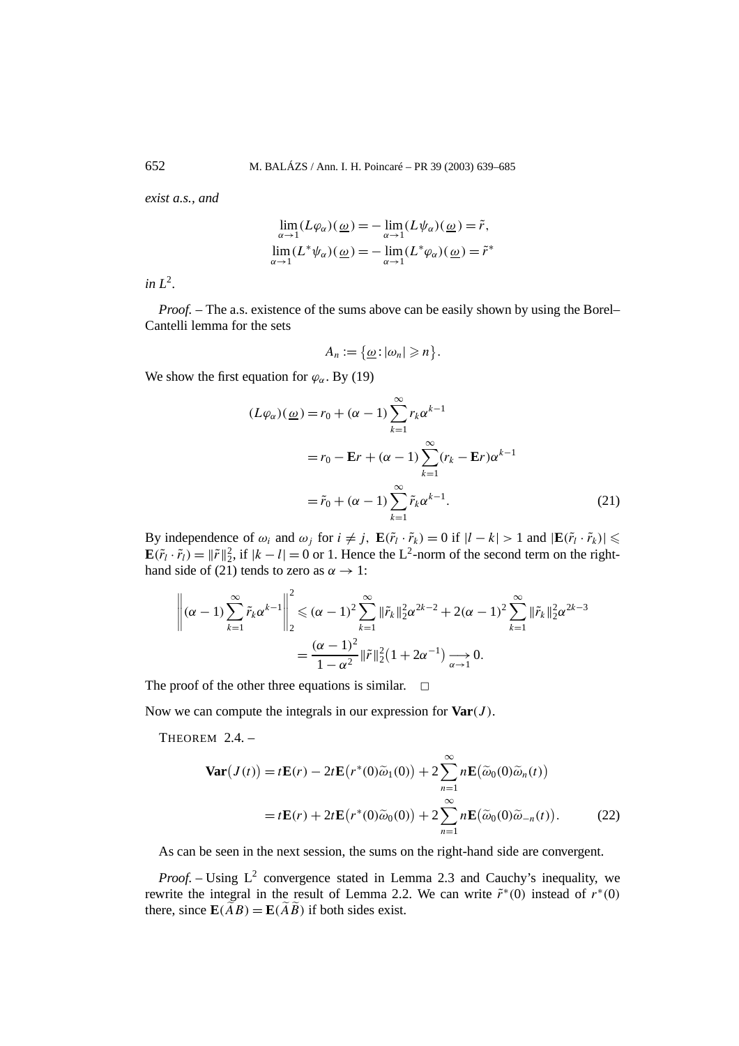*exist a.s., and*

$$\lim_{\alpha\to 1}(L\varphi_\alpha)(\underline{\omega}) = -\lim_{\alpha\to 1}(L\psi_\alpha)(\underline{\omega}) = \tilde{r},$$
$$\lim_{\alpha\to 1}(L^*\psi_\alpha)(\underline{\omega}) = -\lim_{\alpha\to 1}(L^*\varphi_\alpha)(\underline{\omega}) = \tilde{r}^*$$

*in* $L^2$.

*Proof.* – The a.s. existence of the sums above can be easily shown by using the Borel–Cantelli lemma for the sets

$$A_n := \{\underline{\omega} : |\omega_n| \geqslant n\}.$$

We show the first equation for $\varphi_\alpha$. By (19)

$$\begin{aligned}
(L\varphi_\alpha)(\underline{\omega}) &= r_0 + (\alpha - 1)\sum_{k=1}^{\infty} r_k \alpha^{k-1} \\
&= r_0 - \mathbf{E}r + (\alpha - 1)\sum_{k=1}^{\infty}(r_k - \mathbf{E}r)\alpha^{k-1} \\
&= \tilde{r}_0 + (\alpha - 1)\sum_{k=1}^{\infty}\tilde{r}_k \alpha^{k-1}.
\end{aligned} \tag{21}$$

By independence of $\omega_i$ and $\omega_j$ for $i \neq j$, $\mathbf{E}(\tilde{r}_l \cdot \tilde{r}_k) = 0$ if $|l - k| > 1$ and $|\mathbf{E}(\tilde{r}_l \cdot \tilde{r}_k)| \leqslant \mathbf{E}(\tilde{r}_l \cdot \tilde{r}_l) = \|\tilde{r}\|_2^2$, if $|k - l| = 0$ or 1. Hence the $\mathrm{L}^2$-norm of the second term on the right-hand side of (21) tends to zero as $\alpha \to 1$:

$$\begin{aligned}
\left\|(\alpha - 1)\sum_{k=1}^{\infty}\tilde{r}_k\alpha^{k-1}\right\|_2^2 &\leqslant (\alpha - 1)^2\sum_{k=1}^{\infty}\|\tilde{r}_k\|_2^2\alpha^{2k-2} + 2(\alpha - 1)^2\sum_{k=1}^{\infty}\|\tilde{r}_k\|_2^2\alpha^{2k-3} \\
&= \frac{(\alpha - 1)^2}{1 - \alpha^2}\|\tilde{r}\|_2^2\big(1 + 2\alpha^{-1}\big) \underset{\alpha\to 1}{\longrightarrow} 0.
\end{aligned}$$

The proof of the other three equations is similar. □

Now we can compute the integrals in our expression for $\mathbf{Var}(J)$.

THEOREM 2.4. –

$$\begin{aligned}
\mathbf{Var}\big(J(t)\big) &= t\mathbf{E}(r) - 2t\mathbf{E}\big(r^*(0)\widetilde{\omega}_1(0)\big) + 2\sum_{n=1}^{\infty} n\mathbf{E}\big(\widetilde{\omega}_0(0)\widetilde{\omega}_n(t)\big) \\
&= t\mathbf{E}(r) + 2t\mathbf{E}\big(r^*(0)\widetilde{\omega}_0(0)\big) + 2\sum_{n=1}^{\infty} n\mathbf{E}\big(\widetilde{\omega}_0(0)\widetilde{\omega}_{-n}(t)\big).
\end{aligned} \tag{22}$$

As can be seen in the next session, the sums on the right-hand side are convergent.

*Proof.* – Using $\mathrm{L}^2$ convergence stated in Lemma 2.3 and Cauchy's inequality, we rewrite the integral in the result of Lemma 2.2. We can write $\tilde{r}^*(0)$ instead of $r^*(0)$ there, since $\mathbf{E}(\widetilde{A}B) = \mathbf{E}(\widetilde{A}\widetilde{B})$ if both sides exist.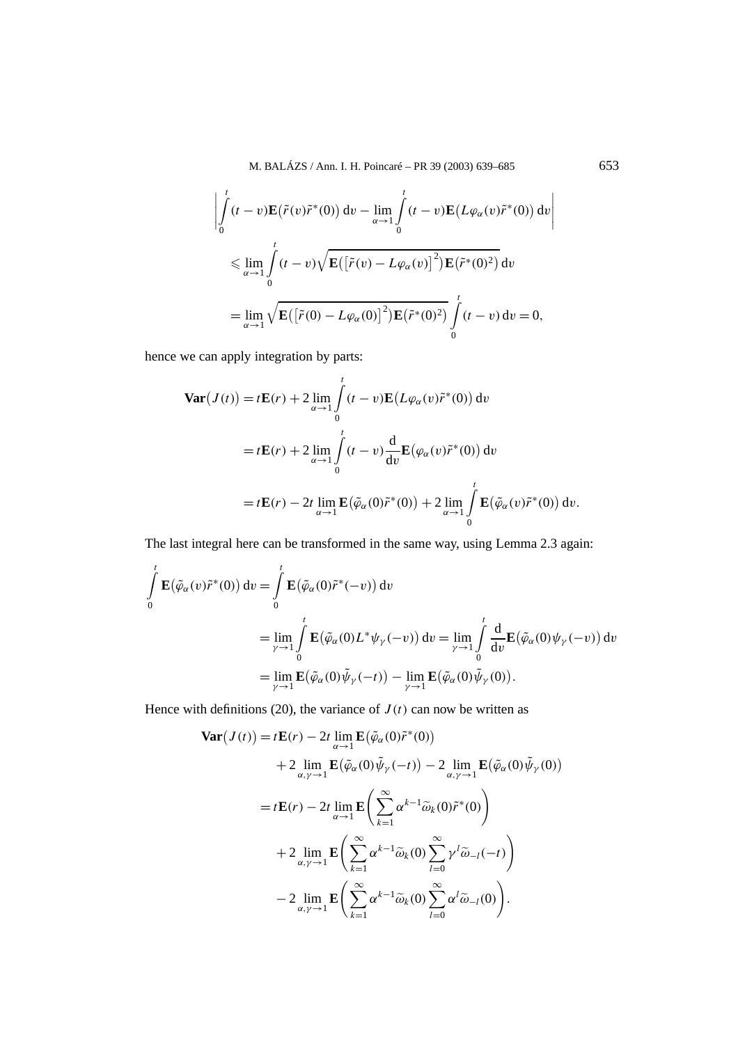$$\left| \int_0^t (t-v)\mathbf{E}\big(\tilde{r}(v)\tilde{r}^*(0)\big)\,\mathrm{d}v - \lim_{\alpha\to 1}\int_0^t (t-v)\mathbf{E}\big(L\varphi_\alpha(v)\tilde{r}^*(0)\big)\,\mathrm{d}v \right|$$

$$\leqslant \lim_{\alpha\to 1}\int_0^t (t-v)\sqrt{\mathbf{E}\big(\big[\tilde{r}(v)-L\varphi_\alpha(v)\big]^2\big)\mathbf{E}\big(\tilde{r}^*(0)^2\big)}\,\mathrm{d}v$$

$$= \lim_{\alpha\to 1}\sqrt{\mathbf{E}\big(\big[\tilde{r}(0)-L\varphi_\alpha(0)\big]^2\big)\mathbf{E}\big(\tilde{r}^*(0)^2\big)}\int_0^t (t-v)\,\mathrm{d}v = 0,$$

hence we can apply integration by parts:

$$\begin{aligned}
\mathbf{Var}\big(J(t)\big) &= t\mathbf{E}(r) + 2\lim_{\alpha\to 1}\int_0^t (t-v)\mathbf{E}\big(L\varphi_\alpha(v)\tilde{r}^*(0)\big)\,\mathrm{d}v \\
&= t\mathbf{E}(r) + 2\lim_{\alpha\to 1}\int_0^t (t-v)\frac{\mathrm{d}}{\mathrm{d}v}\mathbf{E}\big(\varphi_\alpha(v)\tilde{r}^*(0)\big)\,\mathrm{d}v \\
&= t\mathbf{E}(r) - 2t\lim_{\alpha\to 1}\mathbf{E}\big(\tilde{\varphi}_\alpha(0)\tilde{r}^*(0)\big) + 2\lim_{\alpha\to 1}\int_0^t \mathbf{E}\big(\tilde{\varphi}_\alpha(v)\tilde{r}^*(0)\big)\,\mathrm{d}v.
\end{aligned}$$

The last integral here can be transformed in the same way, using Lemma 2.3 again:

$$\begin{aligned}
\int_0^t \mathbf{E}\big(\tilde{\varphi}_\alpha(v)\tilde{r}^*(0)\big)\,\mathrm{d}v &= \int_0^t \mathbf{E}\big(\tilde{\varphi}_\alpha(0)\tilde{r}^*(-v)\big)\,\mathrm{d}v \\
&= \lim_{\gamma\to 1}\int_0^t \mathbf{E}\big(\tilde{\varphi}_\alpha(0)L^*\psi_\gamma(-v)\big)\,\mathrm{d}v = \lim_{\gamma\to 1}\int_0^t \frac{\mathrm{d}}{\mathrm{d}v}\mathbf{E}\big(\tilde{\varphi}_\alpha(0)\psi_\gamma(-v)\big)\,\mathrm{d}v \\
&= \lim_{\gamma\to 1}\mathbf{E}\big(\tilde{\varphi}_\alpha(0)\tilde{\psi}_\gamma(-t)\big) - \lim_{\gamma\to 1}\mathbf{E}\big(\tilde{\varphi}_\alpha(0)\tilde{\psi}_\gamma(0)\big).
\end{aligned}$$

Hence with definitions (20), the variance of $J(t)$ can now be written as

$$\begin{aligned}
\mathbf{Var}\big(J(t)\big) &= t\mathbf{E}(r) - 2t\lim_{\alpha\to 1}\mathbf{E}\big(\tilde{\varphi}_\alpha(0)\tilde{r}^*(0)\big) \\
&\quad + 2\lim_{\alpha,\gamma\to 1}\mathbf{E}\big(\tilde{\varphi}_\alpha(0)\tilde{\psi}_\gamma(-t)\big) - 2\lim_{\alpha,\gamma\to 1}\mathbf{E}\big(\tilde{\varphi}_\alpha(0)\tilde{\psi}_\gamma(0)\big) \\
&= t\mathbf{E}(r) - 2t\lim_{\alpha\to 1}\mathbf{E}\left(\sum_{k=1}^\infty \alpha^{k-1}\widetilde{\omega}_k(0)\tilde{r}^*(0)\right) \\
&\quad + 2\lim_{\alpha,\gamma\to 1}\mathbf{E}\left(\sum_{k=1}^\infty \alpha^{k-1}\widetilde{\omega}_k(0)\sum_{l=0}^\infty \gamma^l\widetilde{\omega}_{-l}(-t)\right) \\
&\quad - 2\lim_{\alpha,\gamma\to 1}\mathbf{E}\left(\sum_{k=1}^\infty \alpha^{k-1}\widetilde{\omega}_k(0)\sum_{l=0}^\infty \alpha^l\widetilde{\omega}_{-l}(0)\right).
\end{aligned}$$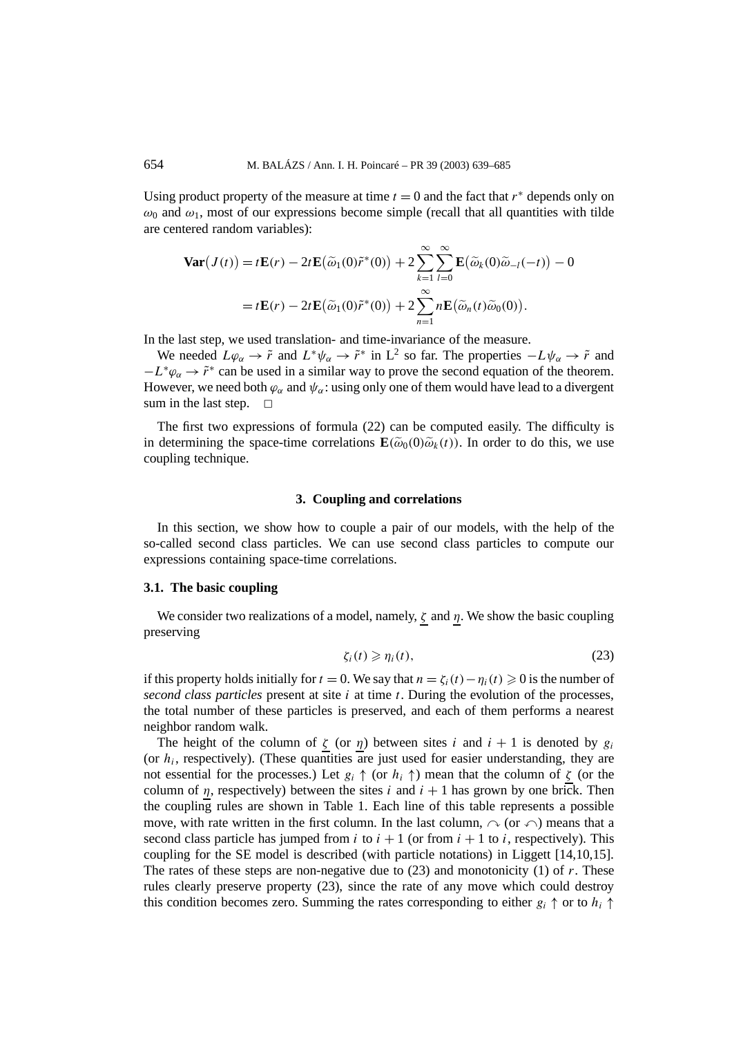Using product property of the measure at time $t = 0$ and the fact that $r^*$ depends only on $\omega_0$ and $\omega_1$, most of our expressions become simple (recall that all quantities with tilde are centered random variables):

$$\begin{aligned}
\mathbf{Var}\big(J(t)\big) &= t\mathbf{E}(r) - 2t\mathbf{E}\big(\widetilde{\omega}_1(0)\tilde{r}^*(0)\big) + 2\sum_{k=1}^{\infty}\sum_{l=0}^{\infty}\mathbf{E}\big(\widetilde{\omega}_k(0)\widetilde{\omega}_{-l}(-t)\big) - 0 \\
&= t\mathbf{E}(r) - 2t\mathbf{E}\big(\widetilde{\omega}_1(0)\tilde{r}^*(0)\big) + 2\sum_{n=1}^{\infty} n\mathbf{E}\big(\widetilde{\omega}_n(t)\widetilde{\omega}_0(0)\big).
\end{aligned}$$

In the last step, we used translation- and time-invariance of the measure.

We needed $L\varphi_\alpha \to \tilde{r}$ and $L^*\psi_\alpha \to \tilde{r}^*$ in $\mathrm{L}^2$ so far. The properties $-L\psi_\alpha \to \tilde{r}$ and $-L^*\varphi_\alpha \to \tilde{r}^*$ can be used in a similar way to prove the second equation of the theorem. However, we need both $\varphi_\alpha$ and $\psi_\alpha$: using only one of them would have lead to a divergent sum in the last step. □

The first two expressions of formula (22) can be computed easily. The difficulty is in determining the space-time correlations $\mathbf{E}(\widetilde{\omega}_0(0)\widetilde{\omega}_k(t))$. In order to do this, we use coupling technique.

## 3. Coupling and correlations

In this section, we show how to couple a pair of our models, with the help of the so-called second class particles. We can use second class particles to compute our expressions containing space-time correlations.

### 3.1. The basic coupling

We consider two realizations of a model, namely, $\underline{\zeta}$ and $\underline{\eta}$. We show the basic coupling preserving

$$\zeta_i(t) \geqslant \eta_i(t), \tag{23}$$

if this property holds initially for $t = 0$. We say that $n = \zeta_i(t) - \eta_i(t) \geqslant 0$ is the number of *second class particles* present at site $i$ at time $t$. During the evolution of the processes, the total number of these particles is preserved, and each of them performs a nearest neighbor random walk.

The height of the column of $\underline{\zeta}$ (or $\underline{\eta}$) between sites $i$ and $i + 1$ is denoted by $g_i$ (or $h_i$, respectively). (These quantities are just used for easier understanding, they are not essential for the processes.) Let $g_i \uparrow$ (or $h_i \uparrow$) mean that the column of $\underline{\zeta}$ (or the column of $\underline{\eta}$, respectively) between the sites $i$ and $i + 1$ has grown by one brick. Then the coupling rules are shown in Table 1. Each line of this table represents a possible move, with rate written in the first column. In the last column, $\curvearrowright$ (or $\curvearrowleft$) means that a second class particle has jumped from $i$ to $i + 1$ (or from $i + 1$ to $i$, respectively). This coupling for the SE model is described (with particle notations) in Liggett [14,10,15]. The rates of these steps are non-negative due to (23) and monotonicity (1) of $r$. These rules clearly preserve property (23), since the rate of any move which could destroy this condition becomes zero. Summing the rates corresponding to either $g_i \uparrow$ or to $h_i \uparrow$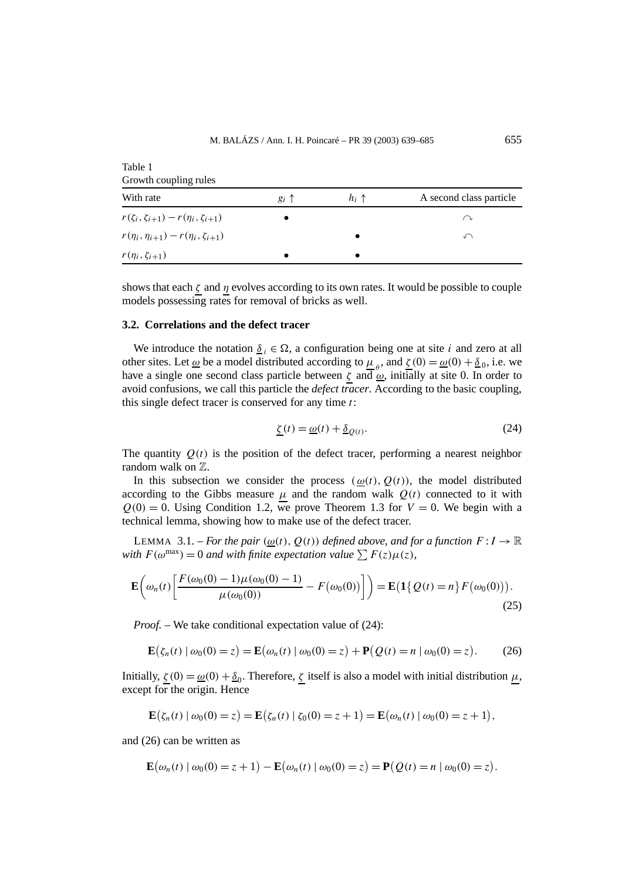Table 1
Growth coupling rules

| With rate | $g_i \uparrow$ | $h_i \uparrow$ | A second class particle |
| --- | --- | --- | --- |
| $r(\zeta_i, \zeta_{i+1}) - r(\eta_i, \zeta_{i+1})$ | • | | $\curvearrowright$ |
| $r(\eta_i, \eta_{i+1}) - r(\eta_i, \zeta_{i+1})$ | | • | $\curvearrowleft$ |
| $r(\eta_i, \zeta_{i+1})$ | • | • | |

shows that each $\underline{\zeta}$ and $\underline{\eta}$ evolves according to its own rates. It would be possible to couple models possessing rates for removal of bricks as well.

### 3.2. Correlations and the defect tracer

We introduce the notation $\underline{\delta}_i \in \Omega$, a configuration being one at site $i$ and zero at all other sites. Let $\underline{\omega}$ be a model distributed according to $\underline{\mu}_\theta$, and $\underline{\zeta}(0) = \underline{\omega}(0) + \underline{\delta}_0$, i.e. we have a single one second class particle between $\underline{\zeta}$ and $\underline{\omega}$, initially at site 0. In order to avoid confusions, we call this particle the *defect tracer*. According to the basic coupling, this single defect tracer is conserved for any time $t$:

$$\underline{\zeta}(t) = \underline{\omega}(t) + \underline{\delta}_{Q(t)}. \tag{24}$$

The quantity $Q(t)$ is the position of the defect tracer, performing a nearest neighbor random walk on $\mathbb{Z}$.

In this subsection we consider the process $(\underline{\omega}(t), Q(t))$, the model distributed according to the Gibbs measure $\underline{\mu}$ and the random walk $Q(t)$ connected to it with $Q(0) = 0$. Using Condition 1.2, we prove Theorem 1.3 for $V = 0$. We begin with a technical lemma, showing how to make use of the defect tracer.

LEMMA 3.1. – *For the pair $(\underline{\omega}(t), Q(t))$ defined above, and for a function $F : I \to \mathbb{R}$ with $F(\omega^{\max}) = 0$ and with finite expectation value $\sum F(z)\mu(z)$,*

$$\mathbf{E}\biggl(\omega_n(t)\biggl[\frac{F(\omega_0(0)-1)\mu(\omega_0(0)-1)}{\mu(\omega_0(0))} - F\bigl(\omega_0(0)\bigr)\biggr]\biggr) = \mathbf{E}\bigl(\mathbf{1}\{Q(t)=n\}F\bigl(\omega_0(0)\bigr)\bigr). \tag{25}$$

*Proof.* – We take conditional expectation value of (24):

$$\mathbf{E}\bigl(\zeta_n(t) \mid \omega_0(0) = z\bigr) = \mathbf{E}\bigl(\omega_n(t) \mid \omega_0(0) = z\bigr) + \mathbf{P}\bigl(Q(t) = n \mid \omega_0(0) = z\bigr). \tag{26}$$

Initially, $\underline{\zeta}(0) = \underline{\omega}(0) + \underline{\delta}_0$. Therefore, $\underline{\zeta}$ itself is also a model with initial distribution $\underline{\mu}$, except for the origin. Hence

$$\mathbf{E}\bigl(\zeta_n(t) \mid \omega_0(0) = z\bigr) = \mathbf{E}\bigl(\zeta_n(t) \mid \zeta_0(0) = z+1\bigr) = \mathbf{E}\bigl(\omega_n(t) \mid \omega_0(0) = z+1\bigr),$$

and (26) can be written as

$$\mathbf{E}\bigl(\omega_n(t) \mid \omega_0(0) = z+1\bigr) - \mathbf{E}\bigl(\omega_n(t) \mid \omega_0(0) = z\bigr) = \mathbf{P}\bigl(Q(t) = n \mid \omega_0(0) = z\bigr).$$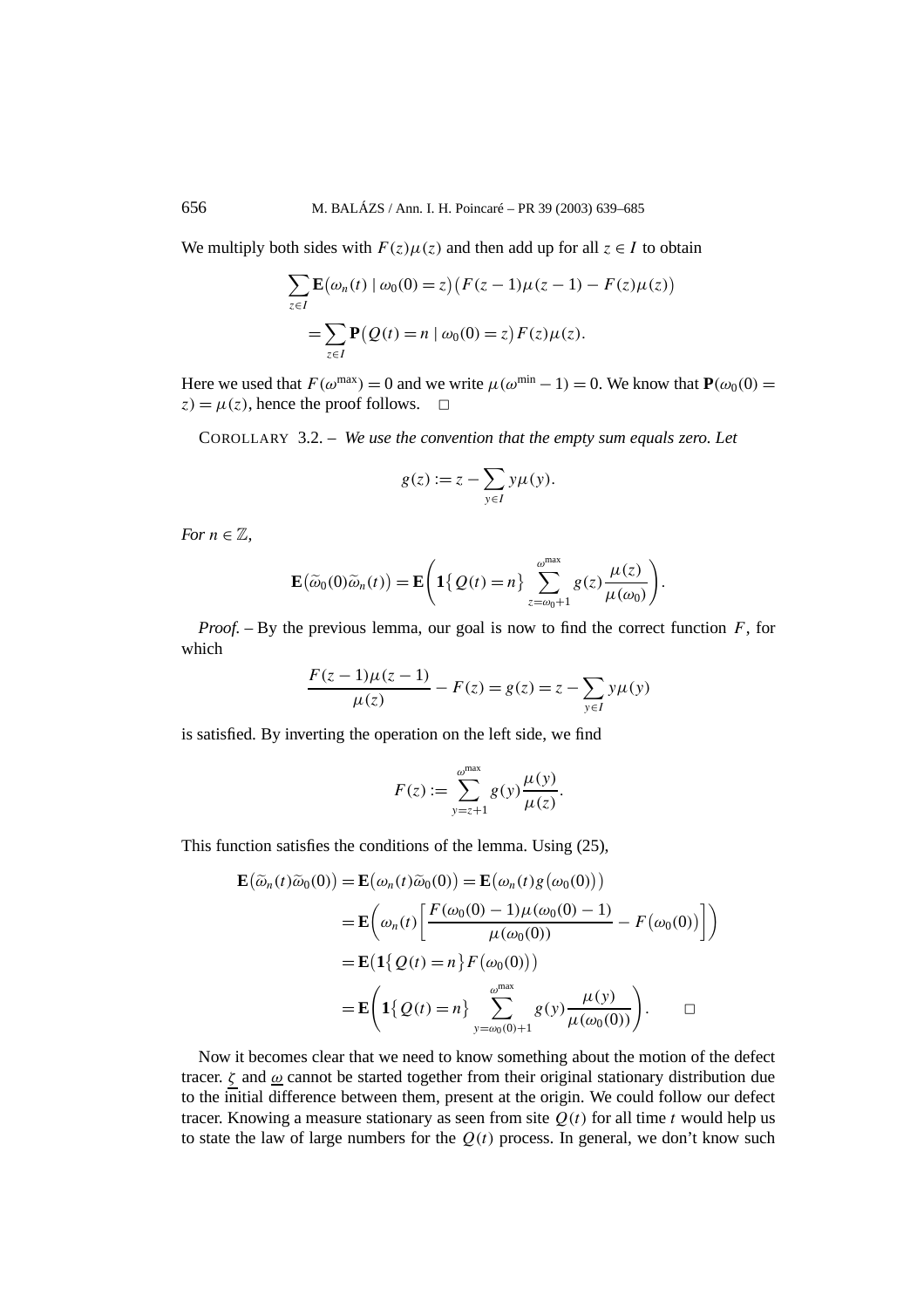We multiply both sides with $F(z)\mu(z)$ and then add up for all $z \in I$ to obtain

$$\sum_{z\in I} \mathbf{E}\big(\omega_n(t) \mid \omega_0(0) = z\big)\big(F(z-1)\mu(z-1) - F(z)\mu(z)\big)$$
$$= \sum_{z\in I} \mathbf{P}\big(Q(t) = n \mid \omega_0(0) = z\big) F(z)\mu(z).$$

Here we used that $F(\omega^{\max}) = 0$ and we write $\mu(\omega^{\min} - 1) = 0$. We know that $\mathbf{P}(\omega_0(0) = z) = \mu(z)$, hence the proof follows. $\square$

COROLLARY 3.2. – *We use the convention that the empty sum equals zero. Let*

$$g(z) := z - \sum_{y\in I} y\mu(y).$$

*For* $n \in \mathbb{Z}$,

$$\mathbf{E}\big(\widetilde{\omega}_0(0)\widetilde{\omega}_n(t)\big) = \mathbf{E}\left(\mathbf{1}\{Q(t) = n\} \sum_{z=\omega_0+1}^{\omega^{\max}} g(z)\frac{\mu(z)}{\mu(\omega_0)}\right).$$

*Proof.* – By the previous lemma, our goal is now to find the correct function $F$, for which

$$\frac{F(z-1)\mu(z-1)}{\mu(z)} - F(z) = g(z) = z - \sum_{y\in I} y\mu(y)$$

is satisfied. By inverting the operation on the left side, we find

$$F(z) := \sum_{y=z+1}^{\omega^{\max}} g(y)\frac{\mu(y)}{\mu(z)}.$$

This function satisfies the conditions of the lemma. Using (25),

$$\begin{aligned}
\mathbf{E}\big(\widetilde{\omega}_n(t)\widetilde{\omega}_0(0)\big) &= \mathbf{E}\big(\omega_n(t)\widetilde{\omega}_0(0)\big) = \mathbf{E}\big(\omega_n(t) g\big(\omega_0(0)\big)\big) \\
&= \mathbf{E}\left(\omega_n(t)\left[\frac{F(\omega_0(0)-1)\mu(\omega_0(0)-1)}{\mu(\omega_0(0))} - F\big(\omega_0(0)\big)\right]\right) \\
&= \mathbf{E}\big(\mathbf{1}\{Q(t) = n\} F\big(\omega_0(0)\big)\big) \\
&= \mathbf{E}\left(\mathbf{1}\{Q(t) = n\} \sum_{y=\omega_0(0)+1}^{\omega^{\max}} g(y)\frac{\mu(y)}{\mu(\omega_0(0))}\right). \qquad \square
\end{aligned}$$

Now it becomes clear that we need to know something about the motion of the defect tracer. $\underline{\zeta}$ and $\underline{\omega}$ cannot be started together from their original stationary distribution due to the initial difference between them, present at the origin. We could follow our defect tracer. Knowing a measure stationary as seen from site $Q(t)$ for all time $t$ would help us to state the law of large numbers for the $Q(t)$ process. In general, we don't know such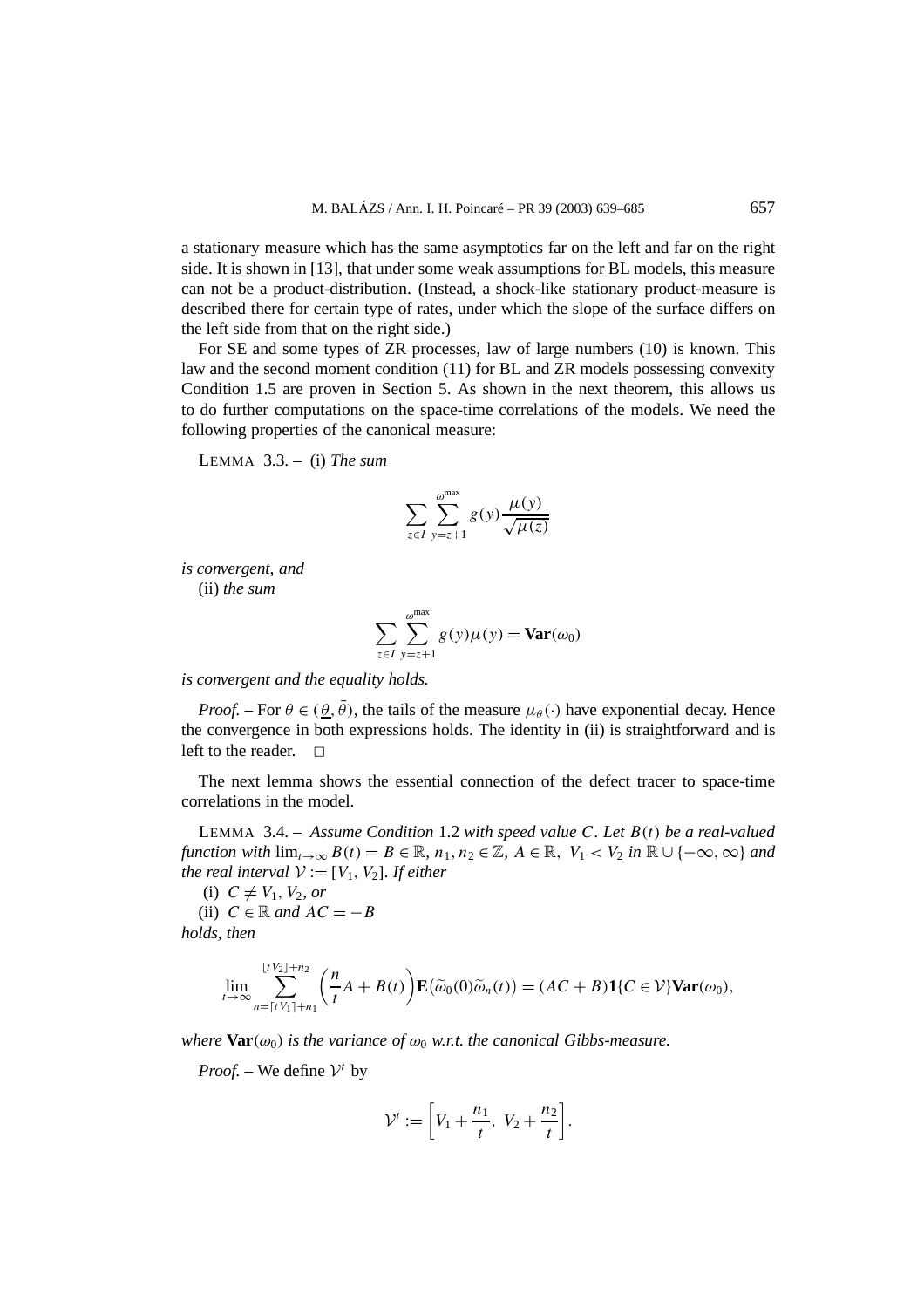a stationary measure which has the same asymptotics far on the left and far on the right side. It is shown in [13], that under some weak assumptions for BL models, this measure can not be a product-distribution. (Instead, a shock-like stationary product-measure is described there for certain type of rates, under which the slope of the surface differs on the left side from that on the right side.)

For SE and some types of ZR processes, law of large numbers (10) is known. This law and the second moment condition (11) for BL and ZR models possessing convexity Condition 1.5 are proven in Section 5. As shown in the next theorem, this allows us to do further computations on the space-time correlations of the models. We need the following properties of the canonical measure:

LEMMA 3.3. – (i) *The sum*

$$\sum_{z\in I}\sum_{y=z+1}^{\omega^{\max}} g(y)\frac{\mu(y)}{\sqrt{\mu(z)}}$$

*is convergent, and*

(ii) *the sum*

$$\sum_{z\in I}\sum_{y=z+1}^{\omega^{\max}} g(y)\mu(y) = \mathbf{Var}(\omega_0)$$

*is convergent and the equality holds.*

*Proof.* – For $\theta\in(\underline{\theta},\bar{\theta})$, the tails of the measure $\mu_\theta(\cdot)$ have exponential decay. Hence the convergence in both expressions holds. The identity in (ii) is straightforward and is left to the reader. □

The next lemma shows the essential connection of the defect tracer to space-time correlations in the model.

LEMMA 3.4. – *Assume Condition* 1.2 *with speed value $C$. Let $B(t)$ be a real-valued function with $\lim_{t\to\infty}B(t)=B\in\mathbb{R}$, $n_1,n_2\in\mathbb{Z}$, $A\in\mathbb{R}$, $V_1<V_2$ in $\mathbb{R}\cup\{-\infty,\infty\}$ and the real interval $\mathcal{V}:=[V_1,V_2]$. If either*

(i) $C\neq V_1,V_2$, *or*

(ii) $C\in\mathbb{R}$ *and* $AC=-B$

*holds, then*

$$\lim_{t\to\infty}\sum_{n=\lceil tV_1\rceil+n_1}^{\lfloor tV_2\rfloor+n_2}\left(\frac{n}{t}A+B(t)\right)\mathbf{E}\big(\widetilde{\omega}_0(0)\widetilde{\omega}_n(t)\big)=(AC+B)\mathbf{1}\{C\in\mathcal{V}\}\mathbf{Var}(\omega_0),$$

*where $\mathbf{Var}(\omega_0)$ is the variance of $\omega_0$ w.r.t. the canonical Gibbs-measure.*

*Proof.* – We define $\mathcal{V}^t$ by

$$\mathcal{V}^t:=\left[V_1+\frac{n_1}{t},\ V_2+\frac{n_2}{t}\right].$$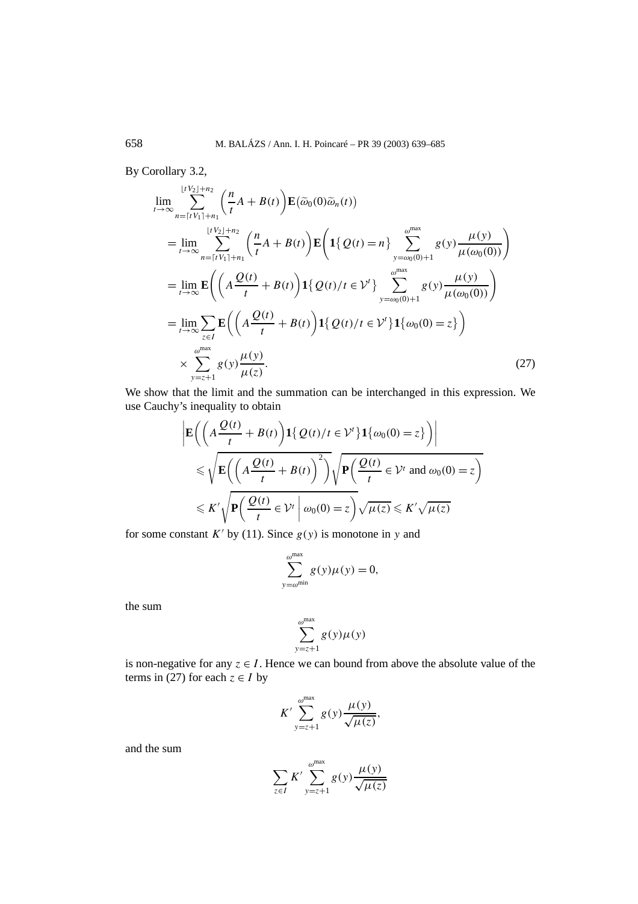By Corollary 3.2,

$$
\begin{aligned}
\lim_{t\to\infty} &\sum_{n=\lceil tV_1\rceil+n_1}^{\lfloor tV_2\rfloor+n_2} \left(\frac{n}{t}A + B(t)\right)\mathbf{E}\big(\widetilde{\omega}_0(0)\widetilde{\omega}_n(t)\big)\\
&= \lim_{t\to\infty} \sum_{n=\lceil tV_1\rceil+n_1}^{\lfloor tV_2\rfloor+n_2} \left(\frac{n}{t}A + B(t)\right)\mathbf{E}\left(\mathbf{1}\big\{Q(t)=n\big\}\sum_{y=\omega_0(0)+1}^{\omega^{\max}} g(y)\frac{\mu(y)}{\mu(\omega_0(0))}\right)\\
&= \lim_{t\to\infty} \mathbf{E}\left(\left(A\frac{Q(t)}{t}+B(t)\right)\mathbf{1}\big\{Q(t)/t\in\mathcal{V}^t\big\}\sum_{y=\omega_0(0)+1}^{\omega^{\max}} g(y)\frac{\mu(y)}{\mu(\omega_0(0))}\right)\\
&= \lim_{t\to\infty}\sum_{z\in I}\mathbf{E}\left(\left(A\frac{Q(t)}{t}+B(t)\right)\mathbf{1}\big\{Q(t)/t\in\mathcal{V}^t\big\}\mathbf{1}\big\{\omega_0(0)=z\big\}\right)\\
&\quad\times\sum_{y=z+1}^{\omega^{\max}} g(y)\frac{\mu(y)}{\mu(z)}.
\end{aligned}
\tag{27}
$$

We show that the limit and the summation can be interchanged in this expression. We use Cauchy's inequality to obtain

$$
\begin{aligned}
&\left|\mathbf{E}\left(\left(A\frac{Q(t)}{t}+B(t)\right)\mathbf{1}\big\{Q(t)/t\in\mathcal{V}^t\big\}\mathbf{1}\big\{\omega_0(0)=z\big\}\right)\right|\\
&\quad\leqslant\sqrt{\mathbf{E}\left(\left(A\frac{Q(t)}{t}+B(t)\right)^2\right)}\sqrt{\mathbf{P}\left(\frac{Q(t)}{t}\in\mathcal{V}^t\text{ and }\omega_0(0)=z\right)}\\
&\quad\leqslant K'\sqrt{\mathbf{P}\left(\frac{Q(t)}{t}\in\mathcal{V}^t\,\middle|\,\omega_0(0)=z\right)}\sqrt{\mu(z)}\leqslant K'\sqrt{\mu(z)}
\end{aligned}
$$

for some constant $K'$ by (11). Since $g(y)$ is monotone in $y$ and

$$
\sum_{y=\omega^{\min}}^{\omega^{\max}} g(y)\mu(y)=0,
$$

the sum

$$
\sum_{y=z+1}^{\omega^{\max}} g(y)\mu(y)
$$

is non-negative for any $z\in I$. Hence we can bound from above the absolute value of the terms in (27) for each $z\in I$ by

$$
K'\sum_{y=z+1}^{\omega^{\max}} g(y)\frac{\mu(y)}{\sqrt{\mu(z)}},
$$

and the sum

$$
\sum_{z\in I}K'\sum_{y=z+1}^{\omega^{\max}} g(y)\frac{\mu(y)}{\sqrt{\mu(z)}}
$$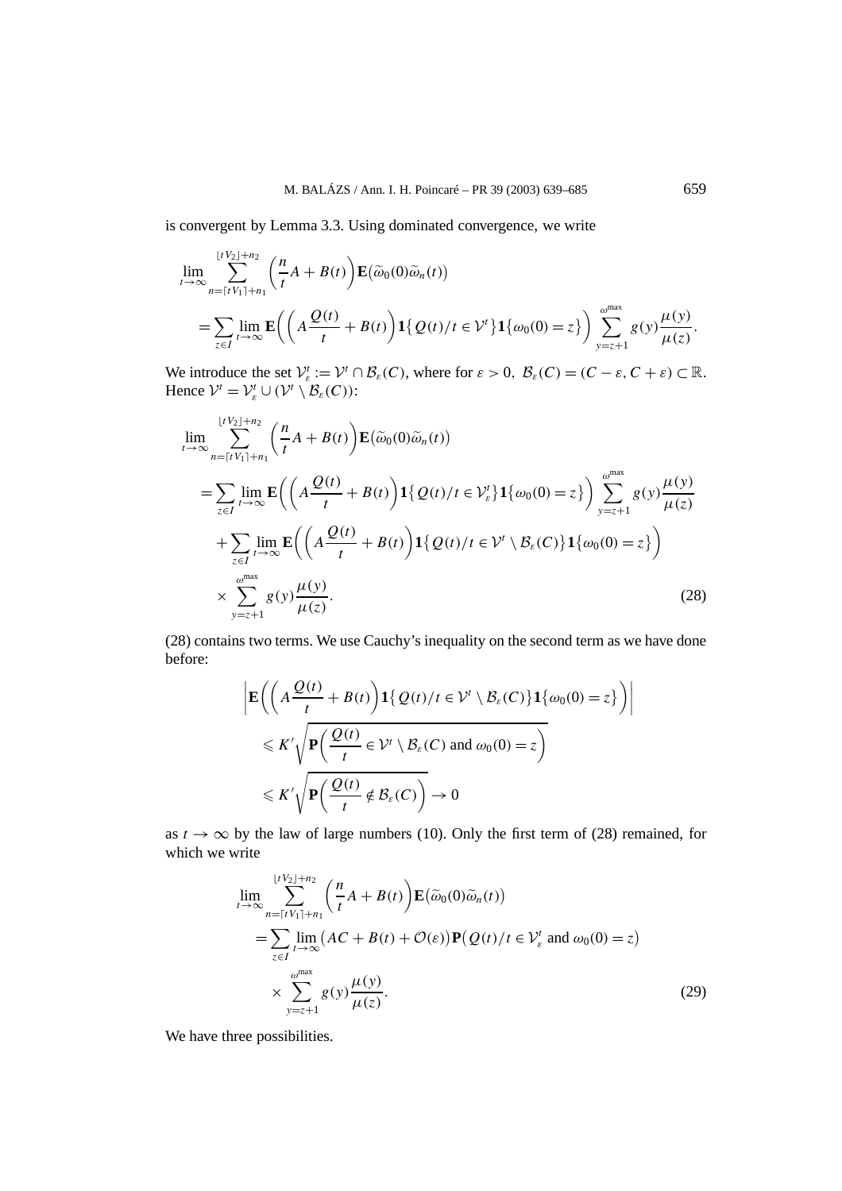is convergent by Lemma 3.3. Using dominated convergence, we write

$$\lim_{t\to\infty}\sum_{n=\lceil tV_1\rceil+n_1}^{\lfloor tV_2\rfloor+n_2}\left(\frac{n}{t}A+B(t)\right)\mathbf{E}\big(\widetilde{\omega}_0(0)\widetilde{\omega}_n(t)\big)$$
$$=\sum_{z\in I}\lim_{t\to\infty}\mathbf{E}\bigg(\left(A\frac{Q(t)}{t}+B(t)\right)\mathbf{1}\big\{Q(t)/t\in\mathcal{V}^t\big\}\mathbf{1}\big\{\omega_0(0)=z\big\}\bigg)\sum_{y=z+1}^{\omega^{\max}}g(y)\frac{\mu(y)}{\mu(z)}.$$

We introduce the set $\mathcal{V}_\varepsilon^t:=\mathcal{V}^t\cap\mathcal{B}_\varepsilon(C)$, where for $\varepsilon>0$, $\mathcal{B}_\varepsilon(C)=(C-\varepsilon,C+\varepsilon)\subset\mathbb{R}$. Hence $\mathcal{V}^t=\mathcal{V}_\varepsilon^t\cup(\mathcal{V}^t\setminus\mathcal{B}_\varepsilon(C))$:

$$\lim_{t\to\infty}\sum_{n=\lceil tV_1\rceil+n_1}^{\lfloor tV_2\rfloor+n_2}\left(\frac{n}{t}A+B(t)\right)\mathbf{E}\big(\widetilde{\omega}_0(0)\widetilde{\omega}_n(t)\big)$$
$$=\sum_{z\in I}\lim_{t\to\infty}\mathbf{E}\bigg(\left(A\frac{Q(t)}{t}+B(t)\right)\mathbf{1}\big\{Q(t)/t\in\mathcal{V}_\varepsilon^t\big\}\mathbf{1}\big\{\omega_0(0)=z\big\}\bigg)\sum_{y=z+1}^{\omega^{\max}}g(y)\frac{\mu(y)}{\mu(z)}$$
$$+\sum_{z\in I}\lim_{t\to\infty}\mathbf{E}\bigg(\left(A\frac{Q(t)}{t}+B(t)\right)\mathbf{1}\big\{Q(t)/t\in\mathcal{V}^t\setminus\mathcal{B}_\varepsilon(C)\big\}\mathbf{1}\big\{\omega_0(0)=z\big\}\bigg)$$
$$\times\sum_{y=z+1}^{\omega^{\max}}g(y)\frac{\mu(y)}{\mu(z)}.\tag{28}$$

(28) contains two terms. We use Cauchy's inequality on the second term as we have done before:

$$\left|\mathbf{E}\bigg(\left(A\frac{Q(t)}{t}+B(t)\right)\mathbf{1}\big\{Q(t)/t\in\mathcal{V}^t\setminus\mathcal{B}_\varepsilon(C)\big\}\mathbf{1}\big\{\omega_0(0)=z\big\}\bigg)\right|$$
$$\leqslant K'\sqrt{\mathbf{P}\bigg(\frac{Q(t)}{t}\in\mathcal{V}^t\setminus\mathcal{B}_\varepsilon(C)\text{ and }\omega_0(0)=z\bigg)}$$
$$\leqslant K'\sqrt{\mathbf{P}\bigg(\frac{Q(t)}{t}\notin\mathcal{B}_\varepsilon(C)\bigg)}\to 0$$

as $t\to\infty$ by the law of large numbers (10). Only the first term of (28) remained, for which we write

$$\lim_{t\to\infty}\sum_{n=\lceil tV_1\rceil+n_1}^{\lfloor tV_2\rfloor+n_2}\left(\frac{n}{t}A+B(t)\right)\mathbf{E}\big(\widetilde{\omega}_0(0)\widetilde{\omega}_n(t)\big)$$
$$=\sum_{z\in I}\lim_{t\to\infty}\big(AC+B(t)+\mathcal{O}(\varepsilon)\big)\mathbf{P}\big(Q(t)/t\in\mathcal{V}_\varepsilon^t\text{ and }\omega_0(0)=z\big)$$
$$\times\sum_{y=z+1}^{\omega^{\max}}g(y)\frac{\mu(y)}{\mu(z)}.\tag{29}$$

We have three possibilities.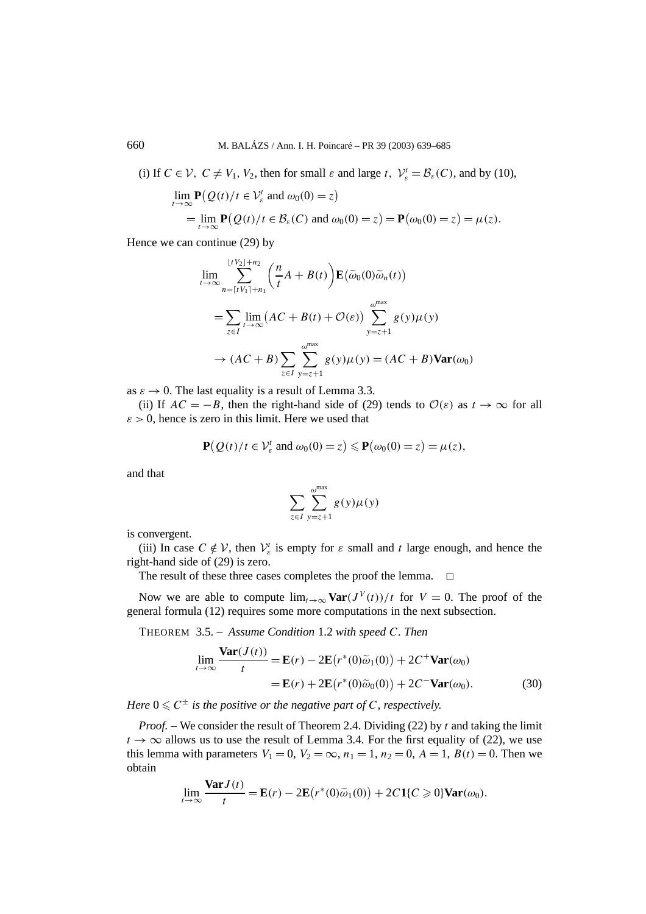(i) If $C \in \mathcal{V}$, $C \neq V_1, V_2$, then for small $\varepsilon$ and large $t$, $\mathcal{V}_\varepsilon^t = \mathcal{B}_\varepsilon(C)$, and by (10),

$$\lim_{t\to\infty} \mathbf{P}\big(Q(t)/t \in \mathcal{V}_\varepsilon^t \text{ and } \omega_0(0) = z\big)$$
$$= \lim_{t\to\infty} \mathbf{P}\big(Q(t)/t \in \mathcal{B}_\varepsilon(C) \text{ and } \omega_0(0) = z\big) = \mathbf{P}\big(\omega_0(0) = z\big) = \mu(z).$$

Hence we can continue (29) by

$$\lim_{t\to\infty} \sum_{n=\lceil tV_1\rceil+n_1}^{\lfloor tV_2\rfloor+n_2} \left(\frac{n}{t}A + B(t)\right) \mathbf{E}\big(\widetilde{\omega}_0(0)\widetilde{\omega}_n(t)\big)$$
$$= \sum_{z\in I} \lim_{t\to\infty} \big(AC + B(t) + \mathcal{O}(\varepsilon)\big) \sum_{y=z+1}^{\omega^{\max}} g(y)\mu(y)$$
$$\to (AC+B) \sum_{z\in I} \sum_{y=z+1}^{\omega^{\max}} g(y)\mu(y) = (AC+B)\mathbf{Var}(\omega_0)$$

as $\varepsilon \to 0$. The last equality is a result of Lemma 3.3.

(ii) If $AC = -B$, then the right-hand side of (29) tends to $\mathcal{O}(\varepsilon)$ as $t \to \infty$ for all $\varepsilon > 0$, hence is zero in this limit. Here we used that

$$\mathbf{P}\big(Q(t)/t \in \mathcal{V}_\varepsilon^t \text{ and } \omega_0(0) = z\big) \leqslant \mathbf{P}\big(\omega_0(0) = z\big) = \mu(z),$$

and that

$$\sum_{z\in I} \sum_{y=z+1}^{\omega^{\max}} g(y)\mu(y)$$

is convergent.

(iii) In case $C \notin \mathcal{V}$, then $\mathcal{V}_\varepsilon^t$ is empty for $\varepsilon$ small and $t$ large enough, and hence the right-hand side of (29) is zero.

The result of these three cases completes the proof the lemma. $\square$

Now we are able to compute $\lim_{t\to\infty} \mathbf{Var}(J^V(t))/t$ for $V = 0$. The proof of the general formula (12) requires some more computations in the next subsection.

THEOREM 3.5. – *Assume Condition 1.2 with speed $C$. Then*

$$\lim_{t\to\infty} \frac{\mathbf{Var}(J(t))}{t} = \mathbf{E}(r) - 2\mathbf{E}\big(r^*(0)\widetilde{\omega}_1(0)\big) + 2C^+\mathbf{Var}(\omega_0)$$
$$= \mathbf{E}(r) + 2\mathbf{E}\big(r^*(0)\widetilde{\omega}_0(0)\big) + 2C^-\mathbf{Var}(\omega_0). \tag{30}$$

*Here $0 \leqslant C^\pm$ is the positive or the negative part of $C$, respectively.*

*Proof.* – We consider the result of Theorem 2.4. Dividing (22) by $t$ and taking the limit $t \to \infty$ allows us to use the result of Lemma 3.4. For the first equality of (22), we use this lemma with parameters $V_1 = 0$, $V_2 = \infty$, $n_1 = 1$, $n_2 = 0$, $A = 1$, $B(t) = 0$. Then we obtain

$$\lim_{t\to\infty} \frac{\mathbf{Var}\, J(t)}{t} = \mathbf{E}(r) - 2\mathbf{E}\big(r^*(0)\widetilde{\omega}_1(0)\big) + 2C\mathbf{1}\{C \geqslant 0\}\mathbf{Var}(\omega_0).$$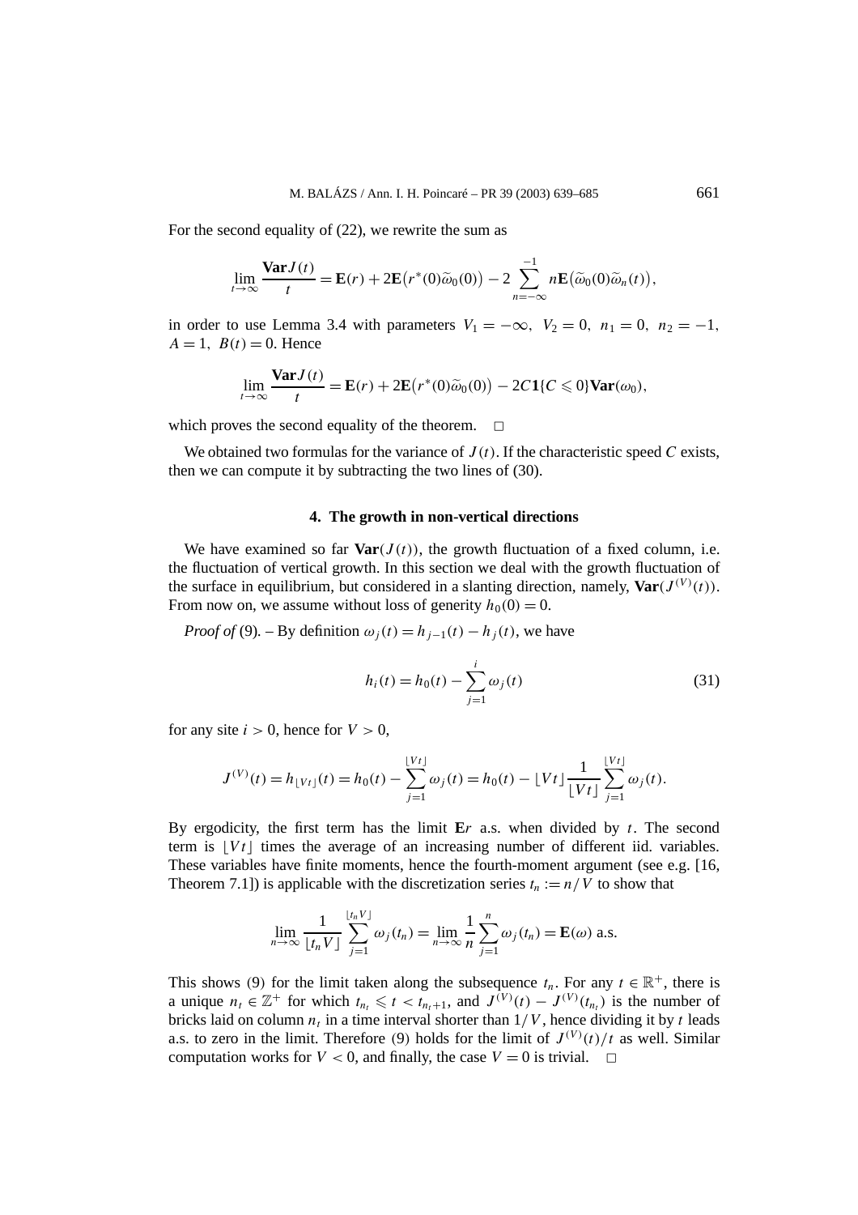For the second equality of (22), we rewrite the sum as

$$\lim_{t\to\infty}\frac{\mathbf{Var}J(t)}{t}=\mathbf{E}(r)+2\mathbf{E}\big(r^*(0)\widetilde{\omega}_0(0)\big)-2\sum_{n=-\infty}^{-1}n\mathbf{E}\big(\widetilde{\omega}_0(0)\widetilde{\omega}_n(t)\big),$$

in order to use Lemma 3.4 with parameters $V_1=-\infty,\ V_2=0,\ n_1=0,\ n_2=-1,$ $A=1,\ B(t)=0$. Hence

$$\lim_{t\to\infty}\frac{\mathbf{Var}J(t)}{t}=\mathbf{E}(r)+2\mathbf{E}\big(r^*(0)\widetilde{\omega}_0(0)\big)-2C\mathbf{1}\{C\leqslant 0\}\mathbf{Var}(\omega_0),$$

which proves the second equality of the theorem. □

We obtained two formulas for the variance of $J(t)$. If the characteristic speed $C$ exists, then we can compute it by subtracting the two lines of (30).

## 4. The growth in non-vertical directions

We have examined so far $\mathbf{Var}(J(t))$, the growth fluctuation of a fixed column, i.e. the fluctuation of vertical growth. In this section we deal with the growth fluctuation of the surface in equilibrium, but considered in a slanting direction, namely, $\mathbf{Var}(J^{(V)}(t))$. From now on, we assume without loss of generity $h_0(0)=0$.

*Proof of* (9). – By definition $\omega_j(t)=h_{j-1}(t)-h_j(t)$, we have

$$h_i(t)=h_0(t)-\sum_{j=1}^{i}\omega_j(t) \tag{31}$$

for any site $i>0$, hence for $V>0$,

$$J^{(V)}(t)=h_{\lfloor Vt\rfloor}(t)=h_0(t)-\sum_{j=1}^{\lfloor Vt\rfloor}\omega_j(t)=h_0(t)-\lfloor Vt\rfloor\frac{1}{\lfloor Vt\rfloor}\sum_{j=1}^{\lfloor Vt\rfloor}\omega_j(t).$$

By ergodicity, the first term has the limit $\mathbf{E}r$ a.s. when divided by $t$. The second term is $\lfloor Vt\rfloor$ times the average of an increasing number of different iid. variables. These variables have finite moments, hence the fourth-moment argument (see e.g. [16, Theorem 7.1]) is applicable with the discretization series $t_n:=n/V$ to show that

$$\lim_{n\to\infty}\frac{1}{\lfloor t_nV\rfloor}\sum_{j=1}^{\lfloor t_nV\rfloor}\omega_j(t_n)=\lim_{n\to\infty}\frac{1}{n}\sum_{j=1}^{n}\omega_j(t_n)=\mathbf{E}(\omega)\text{ a.s.}$$

This shows (9) for the limit taken along the subsequence $t_n$. For any $t\in\mathbb{R}^+$, there is a unique $n_t\in\mathbb{Z}^+$ for which $t_{n_t}\leqslant t<t_{n_t+1}$, and $J^{(V)}(t)-J^{(V)}(t_{n_t})$ is the number of bricks laid on column $n_t$ in a time interval shorter than $1/V$, hence dividing it by $t$ leads a.s. to zero in the limit. Therefore (9) holds for the limit of $J^{(V)}(t)/t$ as well. Similar computation works for $V<0$, and finally, the case $V=0$ is trivial. □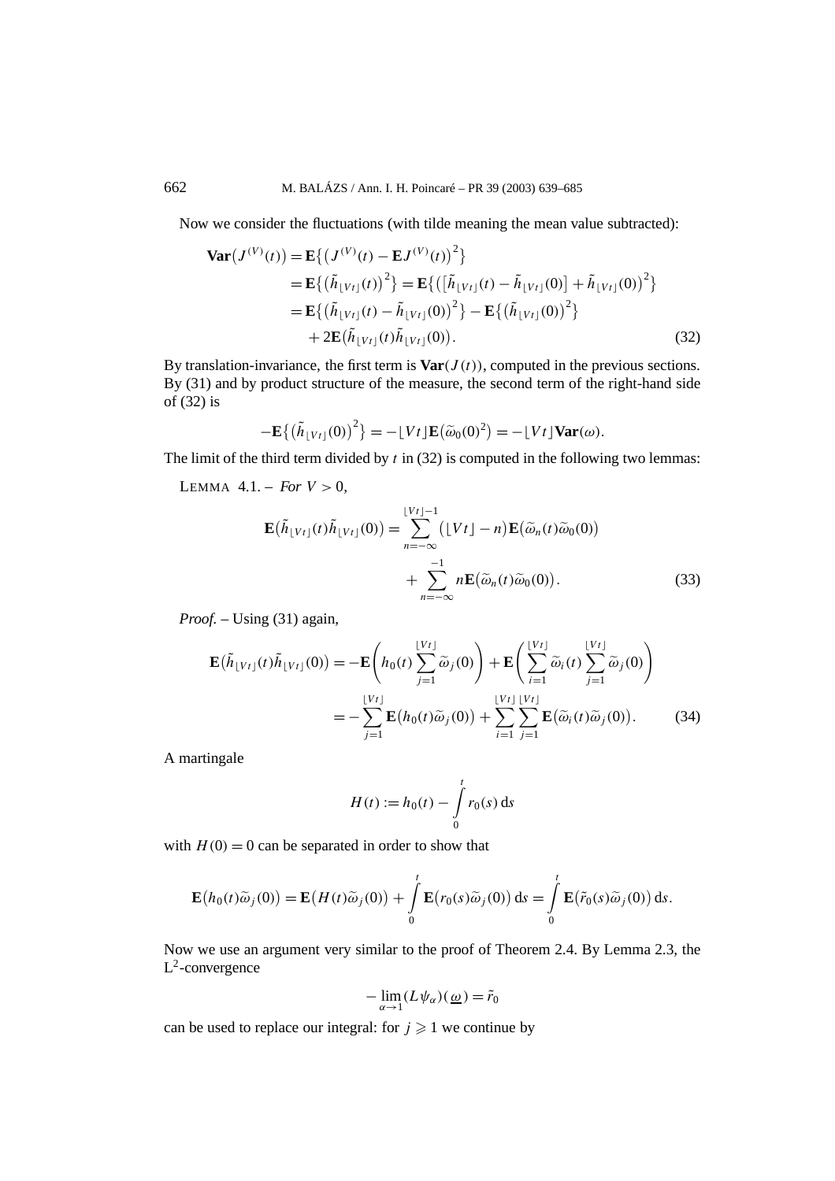Now we consider the fluctuations (with tilde meaning the mean value subtracted):

$$
\begin{aligned}
\mathbf{Var}\big(J^{(V)}(t)\big) &= \mathbf{E}\big\{\big(J^{(V)}(t) - \mathbf{E}J^{(V)}(t)\big)^2\big\} \\
&= \mathbf{E}\big\{\big(\tilde{h}_{\lfloor Vt\rfloor}(t)\big)^2\big\} = \mathbf{E}\big\{\big(\big[\tilde{h}_{\lfloor Vt\rfloor}(t) - \tilde{h}_{\lfloor Vt\rfloor}(0)\big] + \tilde{h}_{\lfloor Vt\rfloor}(0)\big)^2\big\} \\
&= \mathbf{E}\big\{\big(\tilde{h}_{\lfloor Vt\rfloor}(t) - \tilde{h}_{\lfloor Vt\rfloor}(0)\big)^2\big\} - \mathbf{E}\big\{\big(\tilde{h}_{\lfloor Vt\rfloor}(0)\big)^2\big\} \\
&\quad + 2\mathbf{E}\big(\tilde{h}_{\lfloor Vt\rfloor}(t)\tilde{h}_{\lfloor Vt\rfloor}(0)\big).
\end{aligned}
\tag{32}
$$

By translation-invariance, the first term is $\mathbf{Var}(J(t))$, computed in the previous sections. By (31) and by product structure of the measure, the second term of the right-hand side of (32) is

$$
-\mathbf{E}\big\{\big(\tilde{h}_{\lfloor Vt\rfloor}(0)\big)^2\big\} = -\lfloor Vt\rfloor \mathbf{E}\big(\widetilde{\omega}_0(0)^2\big) = -\lfloor Vt\rfloor \mathbf{Var}(\omega).
$$

The limit of the third term divided by $t$ in (32) is computed in the following two lemmas:

LEMMA 4.1. – *For* $V > 0$,

$$
\begin{aligned}
\mathbf{E}\big(\tilde{h}_{\lfloor Vt\rfloor}(t)\tilde{h}_{\lfloor Vt\rfloor}(0)\big) &= \sum_{n=-\infty}^{\lfloor Vt\rfloor - 1} \big(\lfloor Vt\rfloor - n\big)\mathbf{E}\big(\widetilde{\omega}_n(t)\widetilde{\omega}_0(0)\big) \\
&\quad + \sum_{n=-\infty}^{-1} n\mathbf{E}\big(\widetilde{\omega}_n(t)\widetilde{\omega}_0(0)\big).
\end{aligned}
\tag{33}
$$

*Proof.* – Using (31) again,

$$
\begin{aligned}
\mathbf{E}\big(\tilde{h}_{\lfloor Vt\rfloor}(t)\tilde{h}_{\lfloor Vt\rfloor}(0)\big) &= -\mathbf{E}\left(h_0(t)\sum_{j=1}^{\lfloor Vt\rfloor}\widetilde{\omega}_j(0)\right) + \mathbf{E}\left(\sum_{i=1}^{\lfloor Vt\rfloor}\widetilde{\omega}_i(t)\sum_{j=1}^{\lfloor Vt\rfloor}\widetilde{\omega}_j(0)\right) \\
&= -\sum_{j=1}^{\lfloor Vt\rfloor}\mathbf{E}\big(h_0(t)\widetilde{\omega}_j(0)\big) + \sum_{i=1}^{\lfloor Vt\rfloor}\sum_{j=1}^{\lfloor Vt\rfloor}\mathbf{E}\big(\widetilde{\omega}_i(t)\widetilde{\omega}_j(0)\big).
\end{aligned}
\tag{34}
$$

A martingale

$$
H(t) := h_0(t) - \int_0^t r_0(s)\,\mathrm{d}s
$$

with $H(0) = 0$ can be separated in order to show that

$$
\mathbf{E}\big(h_0(t)\widetilde{\omega}_j(0)\big) = \mathbf{E}\big(H(t)\widetilde{\omega}_j(0)\big) + \int_0^t \mathbf{E}\big(r_0(s)\widetilde{\omega}_j(0)\big)\,\mathrm{d}s = \int_0^t \mathbf{E}\big(\tilde{r}_0(s)\widetilde{\omega}_j(0)\big)\,\mathrm{d}s.
$$

Now we use an argument very similar to the proof of Theorem 2.4. By Lemma 2.3, the $\mathrm{L}^2$-convergence

$$
-\lim_{\alpha\to 1}(L\psi_\alpha)(\underline{\omega}) = \tilde{r}_0
$$

can be used to replace our integral: for $j \geqslant 1$ we continue by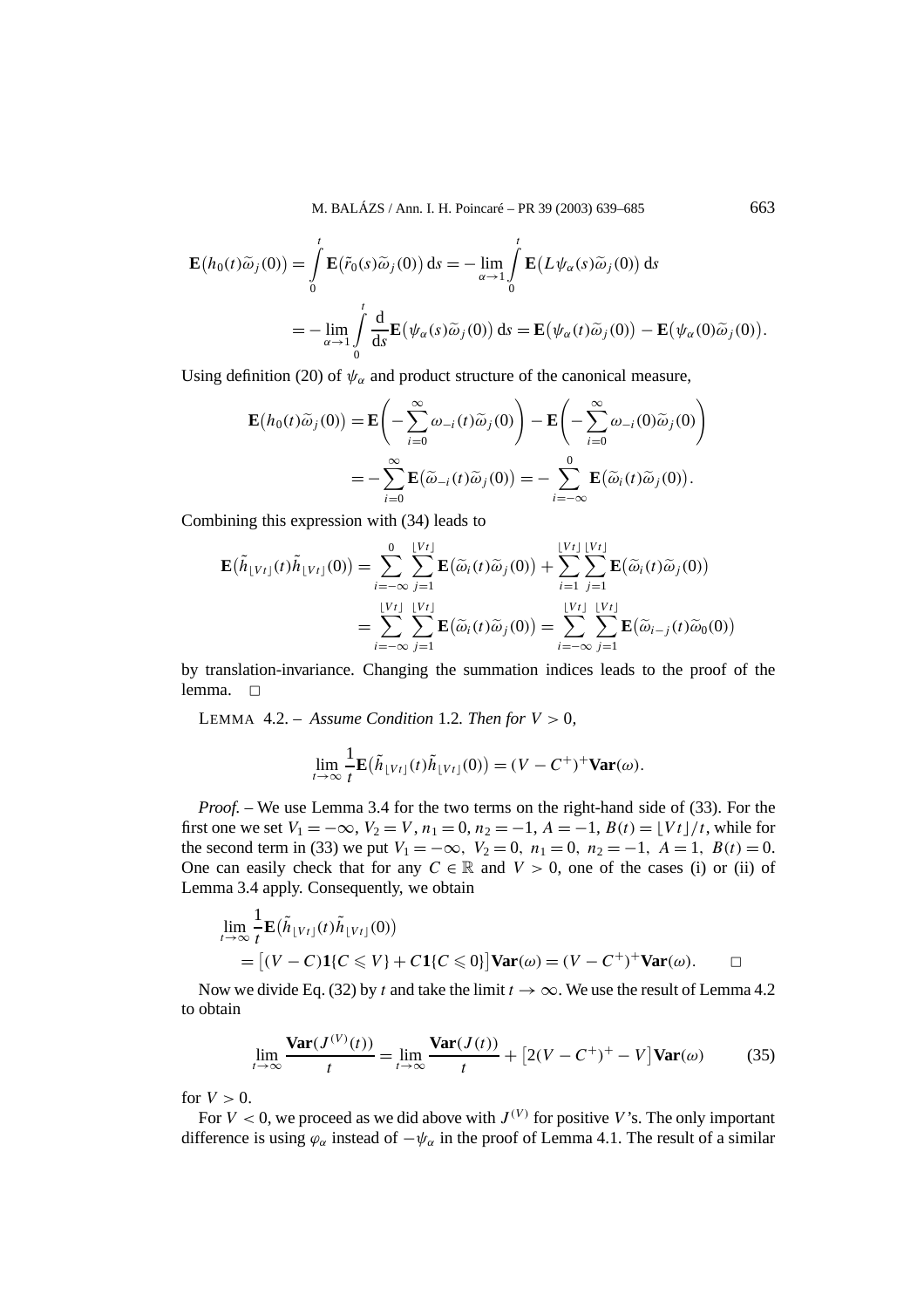$$
\begin{aligned}
\mathbf{E}\big(h_0(t)\widetilde{\omega}_j(0)\big) &= \int_0^t \mathbf{E}\big(\tilde{r}_0(s)\widetilde{\omega}_j(0)\big)\,\mathrm{d}s = -\lim_{\alpha\to 1}\int_0^t \mathbf{E}\big(L\psi_\alpha(s)\widetilde{\omega}_j(0)\big)\,\mathrm{d}s \\
&= -\lim_{\alpha\to 1}\int_0^t \frac{\mathrm{d}}{\mathrm{d}s}\mathbf{E}\big(\psi_\alpha(s)\widetilde{\omega}_j(0)\big)\,\mathrm{d}s = \mathbf{E}\big(\psi_\alpha(t)\widetilde{\omega}_j(0)\big) - \mathbf{E}\big(\psi_\alpha(0)\widetilde{\omega}_j(0)\big).
\end{aligned}
$$

Using definition (20) of $\psi_\alpha$ and product structure of the canonical measure,

$$
\begin{aligned}
\mathbf{E}\big(h_0(t)\widetilde{\omega}_j(0)\big) &= \mathbf{E}\left(-\sum_{i=0}^{\infty}\omega_{-i}(t)\widetilde{\omega}_j(0)\right) - \mathbf{E}\left(-\sum_{i=0}^{\infty}\omega_{-i}(0)\widetilde{\omega}_j(0)\right) \\
&= -\sum_{i=0}^{\infty}\mathbf{E}\big(\widetilde{\omega}_{-i}(t)\widetilde{\omega}_j(0)\big) = -\sum_{i=-\infty}^{0}\mathbf{E}\big(\widetilde{\omega}_i(t)\widetilde{\omega}_j(0)\big).
\end{aligned}
$$

Combining this expression with (34) leads to

$$
\begin{aligned}
\mathbf{E}\big(\tilde{h}_{\lfloor Vt\rfloor}(t)\tilde{h}_{\lfloor Vt\rfloor}(0)\big) &= \sum_{i=-\infty}^{0}\sum_{j=1}^{\lfloor Vt\rfloor}\mathbf{E}\big(\widetilde{\omega}_i(t)\widetilde{\omega}_j(0)\big) + \sum_{i=1}^{\lfloor Vt\rfloor}\sum_{j=1}^{\lfloor Vt\rfloor}\mathbf{E}\big(\widetilde{\omega}_i(t)\widetilde{\omega}_j(0)\big) \\
&= \sum_{i=-\infty}^{\lfloor Vt\rfloor}\sum_{j=1}^{\lfloor Vt\rfloor}\mathbf{E}\big(\widetilde{\omega}_i(t)\widetilde{\omega}_j(0)\big) = \sum_{i=-\infty}^{\lfloor Vt\rfloor}\sum_{j=1}^{\lfloor Vt\rfloor}\mathbf{E}\big(\widetilde{\omega}_{i-j}(t)\widetilde{\omega}_0(0)\big)
\end{aligned}
$$

by translation-invariance. Changing the summation indices leads to the proof of the lemma. □

LEMMA 4.2. – *Assume Condition* 1.2*. Then for* $V > 0$,

$$
\lim_{t\to\infty}\frac{1}{t}\mathbf{E}\big(\tilde{h}_{\lfloor Vt\rfloor}(t)\tilde{h}_{\lfloor Vt\rfloor}(0)\big) = (V - C^+)^+\mathbf{Var}(\omega).
$$

*Proof.* – We use Lemma 3.4 for the two terms on the right-hand side of (33). For the first one we set $V_1 = -\infty$, $V_2 = V$, $n_1 = 0$, $n_2 = -1$, $A = -1$, $B(t) = \lfloor Vt\rfloor/t$, while for the second term in (33) we put $V_1 = -\infty$, $V_2 = 0$, $n_1 = 0$, $n_2 = -1$, $A = 1$, $B(t) = 0$. One can easily check that for any $C \in \mathbb{R}$ and $V > 0$, one of the cases (i) or (ii) of Lemma 3.4 apply. Consequently, we obtain

$$
\begin{aligned}
&\lim_{t\to\infty}\frac{1}{t}\mathbf{E}\big(\tilde{h}_{\lfloor Vt\rfloor}(t)\tilde{h}_{\lfloor Vt\rfloor}(0)\big) \\
&\quad = \big[(V - C)\mathbf{1}\{C \leqslant V\} + C\mathbf{1}\{C \leqslant 0\}\big]\mathbf{Var}(\omega) = (V - C^+)^+\mathbf{Var}(\omega). \qquad \square
\end{aligned}
$$

Now we divide Eq. (32) by $t$ and take the limit $t \to \infty$. We use the result of Lemma 4.2 to obtain

$$
\lim_{t\to\infty}\frac{\mathbf{Var}(J^{(V)}(t))}{t} = \lim_{t\to\infty}\frac{\mathbf{Var}(J(t))}{t} + \big[2(V - C^+)^+ - V\big]\mathbf{Var}(\omega) \tag{35}
$$

for $V > 0$.

For $V < 0$, we proceed as we did above with $J^{(V)}$ for positive $V$'s. The only important difference is using $\varphi_\alpha$ instead of $-\psi_\alpha$ in the proof of Lemma 4.1. The result of a similar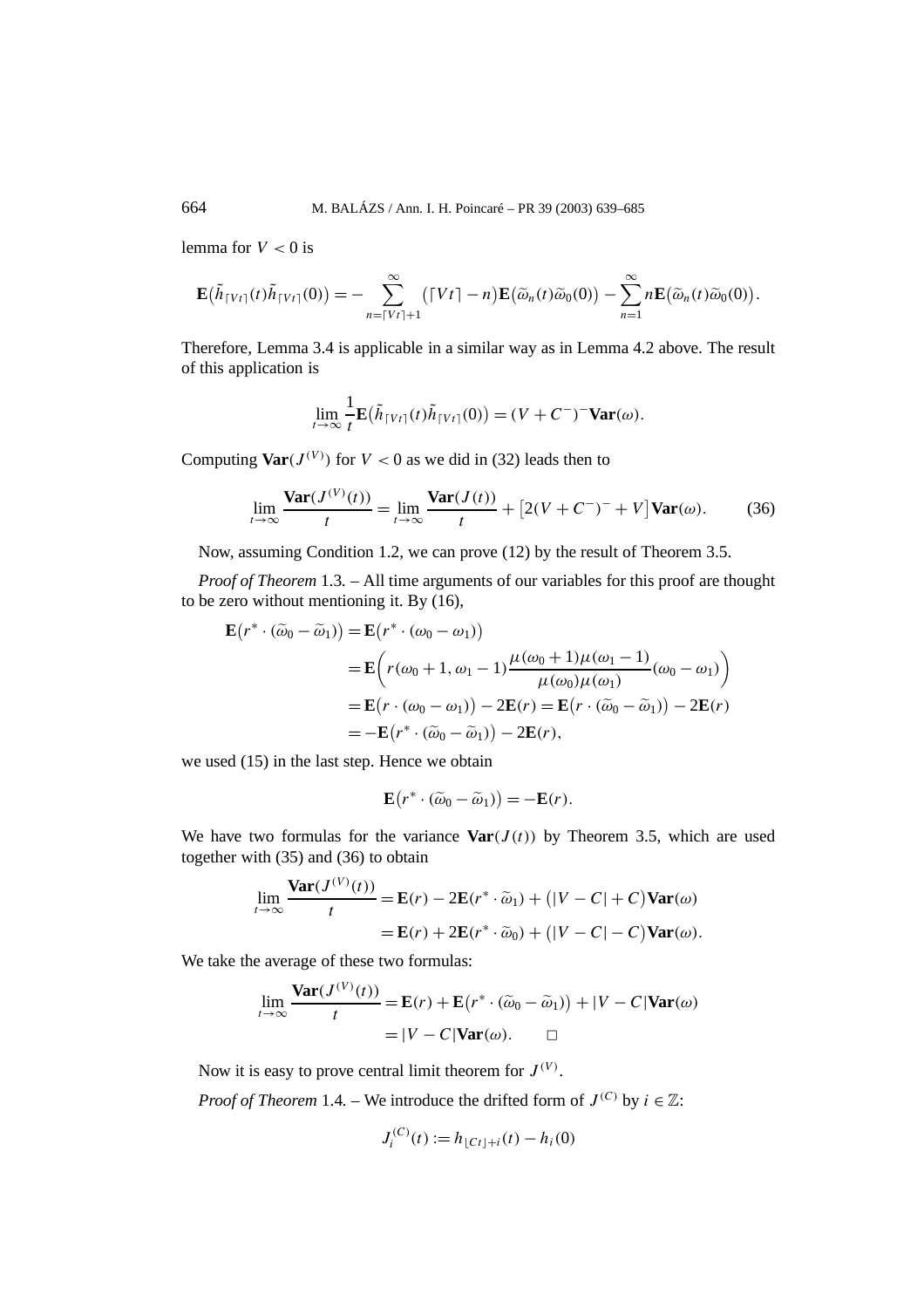lemma for $V < 0$ is

$$\mathbf{E}\big(\tilde{h}_{\lceil Vt\rceil}(t)\tilde{h}_{\lceil Vt\rceil}(0)\big) = -\sum_{n=\lceil Vt\rceil+1}^{\infty}\big(\lceil Vt\rceil - n\big)\mathbf{E}\big(\widetilde{\omega}_n(t)\widetilde{\omega}_0(0)\big) - \sum_{n=1}^{\infty} n\mathbf{E}\big(\widetilde{\omega}_n(t)\widetilde{\omega}_0(0)\big).$$

Therefore, Lemma 3.4 is applicable in a similar way as in Lemma 4.2 above. The result of this application is

$$\lim_{t\to\infty}\frac{1}{t}\mathbf{E}\big(\tilde{h}_{\lceil Vt\rceil}(t)\tilde{h}_{\lceil Vt\rceil}(0)\big) = (V + C^-)^-\mathbf{Var}(\omega).$$

Computing $\mathbf{Var}(J^{(V)})$ for $V < 0$ as we did in (32) leads then to

$$\lim_{t\to\infty}\frac{\mathbf{Var}(J^{(V)}(t))}{t} = \lim_{t\to\infty}\frac{\mathbf{Var}(J(t))}{t} + \big[2(V + C^-)^- + V\big]\mathbf{Var}(\omega). \tag{36}$$

Now, assuming Condition 1.2, we can prove (12) by the result of Theorem 3.5.

*Proof of Theorem* 1.3. – All time arguments of our variables for this proof are thought to be zero without mentioning it. By (16),

$$\begin{aligned}
\mathbf{E}\big(r^*\cdot(\widetilde{\omega}_0 - \widetilde{\omega}_1)\big) &= \mathbf{E}\big(r^*\cdot(\omega_0 - \omega_1)\big)\\
&= \mathbf{E}\bigg(r(\omega_0+1,\omega_1-1)\frac{\mu(\omega_0+1)\mu(\omega_1-1)}{\mu(\omega_0)\mu(\omega_1)}(\omega_0 - \omega_1)\bigg)\\
&= \mathbf{E}\big(r\cdot(\omega_0-\omega_1)\big) - 2\mathbf{E}(r) = \mathbf{E}\big(r\cdot(\widetilde{\omega}_0 - \widetilde{\omega}_1)\big) - 2\mathbf{E}(r)\\
&= -\mathbf{E}\big(r^*\cdot(\widetilde{\omega}_0 - \widetilde{\omega}_1)\big) - 2\mathbf{E}(r),
\end{aligned}$$

we used (15) in the last step. Hence we obtain

$$\mathbf{E}\big(r^*\cdot(\widetilde{\omega}_0 - \widetilde{\omega}_1)\big) = -\mathbf{E}(r).$$

We have two formulas for the variance $\mathbf{Var}(J(t))$ by Theorem 3.5, which are used together with (35) and (36) to obtain

$$\begin{aligned}
\lim_{t\to\infty}\frac{\mathbf{Var}(J^{(V)}(t))}{t} &= \mathbf{E}(r) - 2\mathbf{E}(r^*\cdot\widetilde{\omega}_1) + \big(|V - C| + C\big)\mathbf{Var}(\omega)\\
&= \mathbf{E}(r) + 2\mathbf{E}(r^*\cdot\widetilde{\omega}_0) + \big(|V - C| - C\big)\mathbf{Var}(\omega).
\end{aligned}$$

We take the average of these two formulas:

$$\begin{aligned}
\lim_{t\to\infty}\frac{\mathbf{Var}(J^{(V)}(t))}{t} &= \mathbf{E}(r) + \mathbf{E}\big(r^*\cdot(\widetilde{\omega}_0 - \widetilde{\omega}_1)\big) + |V - C|\mathbf{Var}(\omega)\\
&= |V - C|\mathbf{Var}(\omega). \qquad \square
\end{aligned}$$

Now it is easy to prove central limit theorem for $J^{(V)}$.

*Proof of Theorem* 1.4. – We introduce the drifted form of $J^{(C)}$ by $i \in \mathbb{Z}$:

$$J_i^{(C)}(t) := h_{\lfloor Ct\rfloor + i}(t) - h_i(0)$$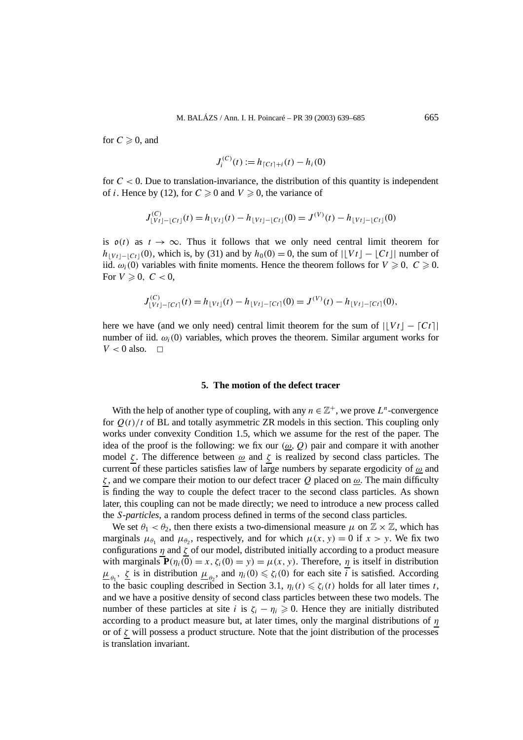for $C \geqslant 0$, and

$$J_i^{(C)}(t) := h_{\lceil Ct \rceil + i}(t) - h_i(0)$$

for $C < 0$. Due to translation-invariance, the distribution of this quantity is independent of $i$. Hence by (12), for $C \geqslant 0$ and $V \geqslant 0$, the variance of

$$J^{(C)}_{\lfloor Vt \rfloor - \lfloor Ct \rfloor}(t) = h_{\lfloor Vt \rfloor}(t) - h_{\lfloor Vt \rfloor - \lfloor Ct \rfloor}(0) = J^{(V)}(t) - h_{\lfloor Vt \rfloor - \lfloor Ct \rfloor}(0)$$

is $\mathfrak{o}(t)$ as $t \to \infty$. Thus it follows that we only need central limit theorem for $h_{\lfloor Vt \rfloor - \lfloor Ct \rfloor}(0)$, which is, by (31) and by $h_0(0) = 0$, the sum of $|\lfloor Vt \rfloor - \lfloor Ct \rfloor|$ number of iid. $\omega_i(0)$ variables with finite moments. Hence the theorem follows for $V \geqslant 0$, $C \geqslant 0$. For $V \geqslant 0$, $C < 0$,

$$J^{(C)}_{\lfloor Vt \rfloor - \lceil Ct \rceil}(t) = h_{\lfloor Vt \rfloor}(t) - h_{\lfloor Vt \rfloor - \lceil Ct \rceil}(0) = J^{(V)}(t) - h_{\lfloor Vt \rfloor - \lceil Ct \rceil}(0),$$

here we have (and we only need) central limit theorem for the sum of $|\lfloor Vt \rfloor - \lceil Ct \rceil|$ number of iid. $\omega_i(0)$ variables, which proves the theorem. Similar argument works for $V < 0$ also. $\square$

## 5. The motion of the defect tracer

With the help of another type of coupling, with any $n \in \mathbb{Z}^+$, we prove $L^n$-convergence for $Q(t)/t$ of BL and totally asymmetric ZR models in this section. This coupling only works under convexity Condition 1.5, which we assume for the rest of the paper. The idea of the proof is the following: we fix our $(\underline{\omega}, Q)$ pair and compare it with another model $\underline{\zeta}$. The difference between $\underline{\omega}$ and $\underline{\zeta}$ is realized by second class particles. The current of these particles satisfies law of large numbers by separate ergodicity of $\underline{\omega}$ and $\underline{\zeta}$, and we compare their motion to our defect tracer $Q$ placed on $\underline{\omega}$. The main difficulty is finding the way to couple the defect tracer to the second class particles. As shown later, this coupling can not be made directly; we need to introduce a new process called the *S-particles*, a random process defined in terms of the second class particles.

We set $\theta_1 < \theta_2$, then there exists a two-dimensional measure $\mu$ on $\mathbb{Z} \times \mathbb{Z}$, which has marginals $\mu_{\theta_1}$ and $\mu_{\theta_2}$, respectively, and for which $\mu(x, y) = 0$ if $x > y$. We fix two configurations $\underline{\eta}$ and $\underline{\zeta}$ of our model, distributed initially according to a product measure with marginals $\mathbf{P}(\eta_i(0) = x, \zeta_i(0) = y) = \mu(x, y)$. Therefore, $\underline{\eta}$ is itself in distribution $\underline{\mu}_{\theta_1}$, $\underline{\zeta}$ is in distribution $\underline{\mu}_{\theta_2}$, and $\eta_i(0) \leqslant \zeta_i(0)$ for each site $i$ is satisfied. According to the basic coupling described in Section 3.1, $\eta_i(t) \leqslant \zeta_i(t)$ holds for all later times $t$, and we have a positive density of second class particles between these two models. The number of these particles at site $i$ is $\zeta_i - \eta_i \geqslant 0$. Hence they are initially distributed according to a product measure but, at later times, only the marginal distributions of $\underline{\eta}$ or of $\underline{\zeta}$ will possess a product structure. Note that the joint distribution of the processes is translation invariant.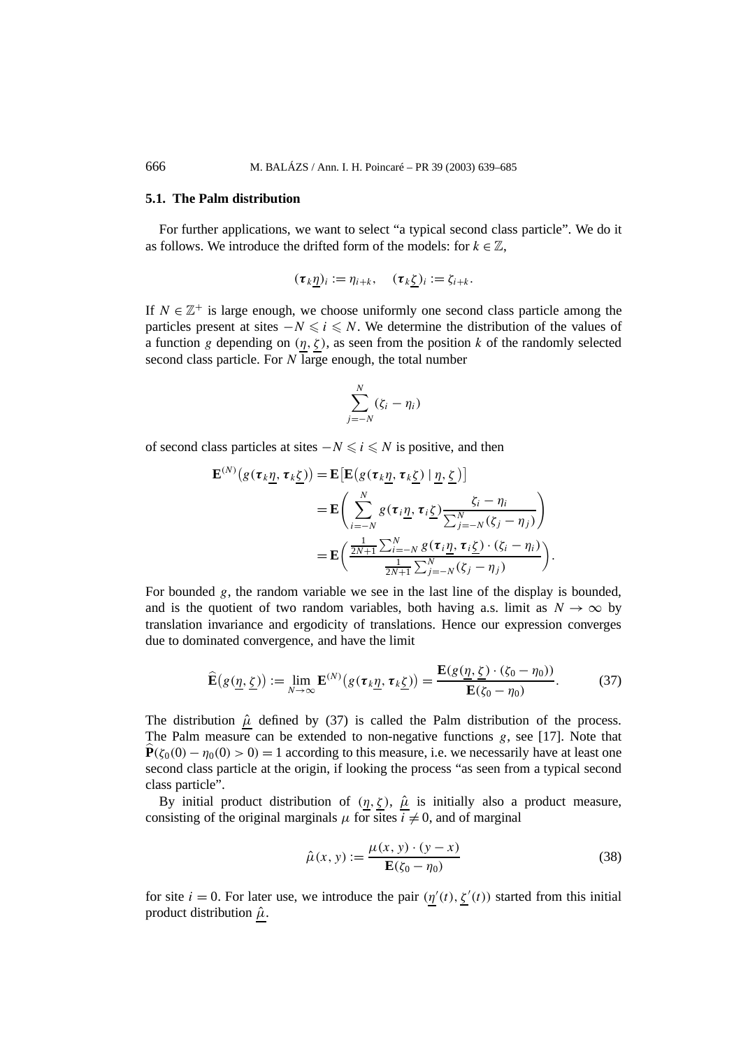### 5.1. The Palm distribution

For further applications, we want to select "a typical second class particle". We do it as follows. We introduce the drifted form of the models: for $k \in \mathbb{Z}$,

$$(\boldsymbol{\tau}_k \underline{\eta})_i := \eta_{i+k}, \quad (\boldsymbol{\tau}_k \underline{\zeta})_i := \zeta_{i+k}.$$

If $N \in \mathbb{Z}^+$ is large enough, we choose uniformly one second class particle among the particles present at sites $-N \leqslant i \leqslant N$. We determine the distribution of the values of a function $g$ depending on $(\underline{\eta}, \underline{\zeta})$, as seen from the position $k$ of the randomly selected second class particle. For $N$ large enough, the total number

$$\sum_{j=-N}^{N} (\zeta_i - \eta_i)$$

of second class particles at sites $-N \leqslant i \leqslant N$ is positive, and then

$$\begin{aligned}
\mathbf{E}^{(N)}\big(g(\boldsymbol{\tau}_k \underline{\eta}, \boldsymbol{\tau}_k \underline{\zeta})\big) &= \mathbf{E}\big[\mathbf{E}\big(g(\boldsymbol{\tau}_k \underline{\eta}, \boldsymbol{\tau}_k \underline{\zeta}) \mid \underline{\eta}, \underline{\zeta}\,\big)\big] \\
&= \mathbf{E}\left( \sum_{i=-N}^{N} g(\boldsymbol{\tau}_i \underline{\eta}, \boldsymbol{\tau}_i \underline{\zeta}) \frac{\zeta_i - \eta_i}{\sum_{j=-N}^{N} (\zeta_j - \eta_j)} \right) \\
&= \mathbf{E}\left( \frac{\frac{1}{2N+1} \sum_{i=-N}^{N} g(\boldsymbol{\tau}_i \underline{\eta}, \boldsymbol{\tau}_i \underline{\zeta}) \cdot (\zeta_i - \eta_i)}{\frac{1}{2N+1} \sum_{j=-N}^{N} (\zeta_j - \eta_j)} \right).
\end{aligned}$$

For bounded $g$, the random variable we see in the last line of the display is bounded, and is the quotient of two random variables, both having a.s. limit as $N \to \infty$ by translation invariance and ergodicity of translations. Hence our expression converges due to dominated convergence, and have the limit

$$\widehat{\mathbf{E}}\big(g(\underline{\eta}, \underline{\zeta})\big) := \lim_{N \to \infty} \mathbf{E}^{(N)}\big(g(\boldsymbol{\tau}_k \underline{\eta}, \boldsymbol{\tau}_k \underline{\zeta})\big) = \frac{\mathbf{E}(g(\underline{\eta}, \underline{\zeta}) \cdot (\zeta_0 - \eta_0))}{\mathbf{E}(\zeta_0 - \eta_0)}. \tag{37}$$

The distribution $\underline{\hat{\mu}}$ defined by (37) is called the Palm distribution of the process. The Palm measure can be extended to non-negative functions $g$, see [17]. Note that $\widehat{\mathbf{P}}(\zeta_0(0) - \eta_0(0) > 0) = 1$ according to this measure, i.e. we necessarily have at least one second class particle at the origin, if looking the process "as seen from a typical second class particle".

By initial product distribution of $(\underline{\eta}, \underline{\zeta})$, $\underline{\hat{\mu}}$ is initially also a product measure, consisting of the original marginals $\mu$ for sites $i \neq 0$, and of marginal

$$\hat{\mu}(x, y) := \frac{\mu(x, y) \cdot (y - x)}{\mathbf{E}(\zeta_0 - \eta_0)} \tag{38}$$

for site $i = 0$. For later use, we introduce the pair $(\underline{\eta}'(t), \underline{\zeta}'(t))$ started from this initial product distribution $\underline{\hat{\mu}}$.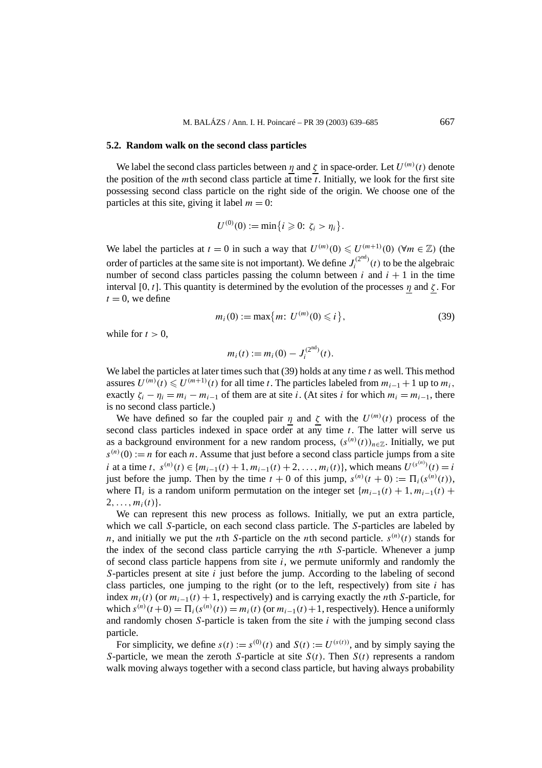### 5.2. Random walk on the second class particles

We label the second class particles between $\underline{\eta}$ and $\underline{\zeta}$ in space-order. Let $U^{(m)}(t)$ denote the position of the $m$th second class particle at time $t$. Initially, we look for the first site possessing second class particle on the right side of the origin. We choose one of the particles at this site, giving it label $m = 0$:

$$U^{(0)}(0) := \min\{i \geqslant 0:\ \zeta_i > \eta_i\}.$$

We label the particles at $t = 0$ in such a way that $U^{(m)}(0) \leqslant U^{(m+1)}(0)$ $(\forall m \in \mathbb{Z})$ (the order of particles at the same site is not important). We define $J_i^{(2^{\text{nd}})}(t)$ to be the algebraic number of second class particles passing the column between $i$ and $i + 1$ in the time interval $[0, t]$. This quantity is determined by the evolution of the processes $\underline{\eta}$ and $\underline{\zeta}$. For $t = 0$, we define

$$m_i(0) := \max\{m:\ U^{(m)}(0) \leqslant i\}, \tag{39}$$

while for $t > 0$,

$$m_i(t) := m_i(0) - J_i^{(2^{\text{nd}})}(t).$$

We label the particles at later times such that (39) holds at any time $t$ as well. This method assures $U^{(m)}(t) \leqslant U^{(m+1)}(t)$ for all time $t$. The particles labeled from $m_{i-1} + 1$ up to $m_i$, exactly $\zeta_i - \eta_i = m_i - m_{i-1}$ of them are at site $i$. (At sites $i$ for which $m_i = m_{i-1}$, there is no second class particle.)

We have defined so far the coupled pair $\underline{\eta}$ and $\underline{\zeta}$ with the $U^{(m)}(t)$ process of the second class particles indexed in space order at any time $t$. The latter will serve us as a background environment for a new random process, $(s^{(n)}(t))_{n\in\mathbb{Z}}$. Initially, we put $s^{(n)}(0) := n$ for each $n$. Assume that just before a second class particle jumps from a site $i$ at a time $t$, $s^{(n)}(t) \in \{m_{i-1}(t) + 1, m_{i-1}(t) + 2, \ldots, m_i(t)\}$, which means $U^{(s^{(n)})}(t) = i$ just before the jump. Then by the time $t + 0$ of this jump, $s^{(n)}(t + 0) := \Pi_i(s^{(n)}(t))$, where $\Pi_i$ is a random uniform permutation on the integer set $\{m_{i-1}(t) + 1, m_{i-1}(t) + 2, \ldots, m_i(t)\}$.

We can represent this new process as follows. Initially, we put an extra particle, which we call $S$-particle, on each second class particle. The $S$-particles are labeled by $n$, and initially we put the $n$th $S$-particle on the $n$th second particle. $s^{(n)}(t)$ stands for the index of the second class particle carrying the $n$th $S$-particle. Whenever a jump of second class particle happens from site $i$, we permute uniformly and randomly the $S$-particles present at site $i$ just before the jump. According to the labeling of second class particles, one jumping to the right (or to the left, respectively) from site $i$ has index $m_i(t)$ (or $m_{i-1}(t) + 1$, respectively) and is carrying exactly the $n$th $S$-particle, for which $s^{(n)}(t+0) = \Pi_i(s^{(n)}(t)) = m_i(t)$ (or $m_{i-1}(t)+1$, respectively). Hence a uniformly and randomly chosen $S$-particle is taken from the site $i$ with the jumping second class particle.

For simplicity, we define $s(t) := s^{(0)}(t)$ and $S(t) := U^{(s(t))}$, and by simply saying the $S$-particle, we mean the zeroth $S$-particle at site $S(t)$. Then $S(t)$ represents a random walk moving always together with a second class particle, but having always probability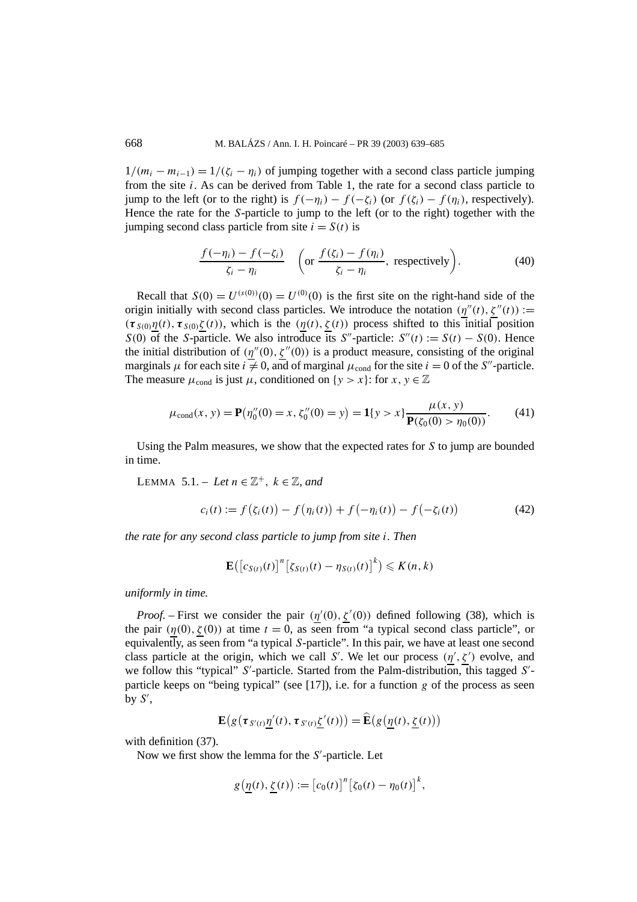$1/(m_i - m_{i-1}) = 1/(\zeta_i - \eta_i)$ of jumping together with a second class particle jumping from the site $i$. As can be derived from Table 1, the rate for a second class particle to jump to the left (or to the right) is $f(-\eta_i) - f(-\zeta_i)$ (or $f(\zeta_i) - f(\eta_i)$, respectively). Hence the rate for the $S$-particle to jump to the left (or to the right) together with the jumping second class particle from site $i = S(t)$ is

$$\frac{f(-\eta_i) - f(-\zeta_i)}{\zeta_i - \eta_i} \quad \left(\text{or } \frac{f(\zeta_i) - f(\eta_i)}{\zeta_i - \eta_i}, \text{ respectively}\right). \tag{40}$$

Recall that $S(0) = U^{(s(0))}(0) = U^{(0)}(0)$ is the first site on the right-hand side of the origin initially with second class particles. We introduce the notation $(\underline{\eta}''(t), \underline{\zeta}''(t)) := (\boldsymbol{\tau}_{S(0)}\underline{\eta}(t), \boldsymbol{\tau}_{S(0)}\underline{\zeta}(t))$, which is the $(\underline{\eta}(t), \underline{\zeta}(t))$ process shifted to this initial position $S(0)$ of the $S$-particle. We also introduce its $S''$-particle: $S''(t) := S(t) - S(0)$. Hence the initial distribution of $(\underline{\eta}''(0), \underline{\zeta}''(0))$ is a product measure, consisting of the original marginals $\mu$ for each site $i \neq 0$, and of marginal $\mu_{\text{cond}}$ for the site $i = 0$ of the $S''$-particle. The measure $\mu_{\text{cond}}$ is just $\mu$, conditioned on $\{y > x\}$: for $x, y \in \mathbb{Z}$

$$\mu_{\text{cond}}(x, y) = \mathbf{P}\big(\eta_0''(0) = x, \zeta_0''(0) = y\big) = \mathbf{1}\{y > x\}\frac{\mu(x, y)}{\mathbf{P}(\zeta_0(0) > \eta_0(0))}. \tag{41}$$

Using the Palm measures, we show that the expected rates for $S$ to jump are bounded in time.

LEMMA 5.1. – *Let $n \in \mathbb{Z}^+$, $k \in \mathbb{Z}$, and*

$$c_i(t) := f\big(\zeta_i(t)\big) - f\big(\eta_i(t)\big) + f\big(-\eta_i(t)\big) - f\big(-\zeta_i(t)\big) \tag{42}$$

*the rate for any second class particle to jump from site $i$. Then*

$$\mathbf{E}\big(\big[c_{S(t)}(t)\big]^n\big[\zeta_{S(t)}(t) - \eta_{S(t)}(t)\big]^k\big) \leqslant K(n, k)$$

*uniformly in time.*

*Proof.* – First we consider the pair $(\underline{\eta}'(0), \underline{\zeta}'(0))$ defined following (38), which is the pair $(\underline{\eta}(0), \underline{\zeta}(0))$ at time $t = 0$, as seen from "a typical second class particle", or equivalently, as seen from "a typical $S$-particle". In this pair, we have at least one second class particle at the origin, which we call $S'$. We let our process $(\underline{\eta}', \underline{\zeta}')$ evolve, and we follow this "typical" $S'$-particle. Started from the Palm-distribution, this tagged $S'$-particle keeps on "being typical" (see [17]), i.e. for a function $g$ of the process as seen by $S'$,

$$\mathbf{E}\big(g\big(\boldsymbol{\tau}_{S'(t)}\underline{\eta}'(t), \boldsymbol{\tau}_{S'(t)}\underline{\zeta}'(t)\big)\big) = \widehat{\mathbf{E}}\big(g\big(\underline{\eta}(t), \underline{\zeta}(t)\big)\big)$$

with definition (37).

Now we first show the lemma for the $S'$-particle. Let

$$g\big(\underline{\eta}(t), \underline{\zeta}(t)\big) := \big[c_0(t)\big]^n\big[\zeta_0(t) - \eta_0(t)\big]^k,$$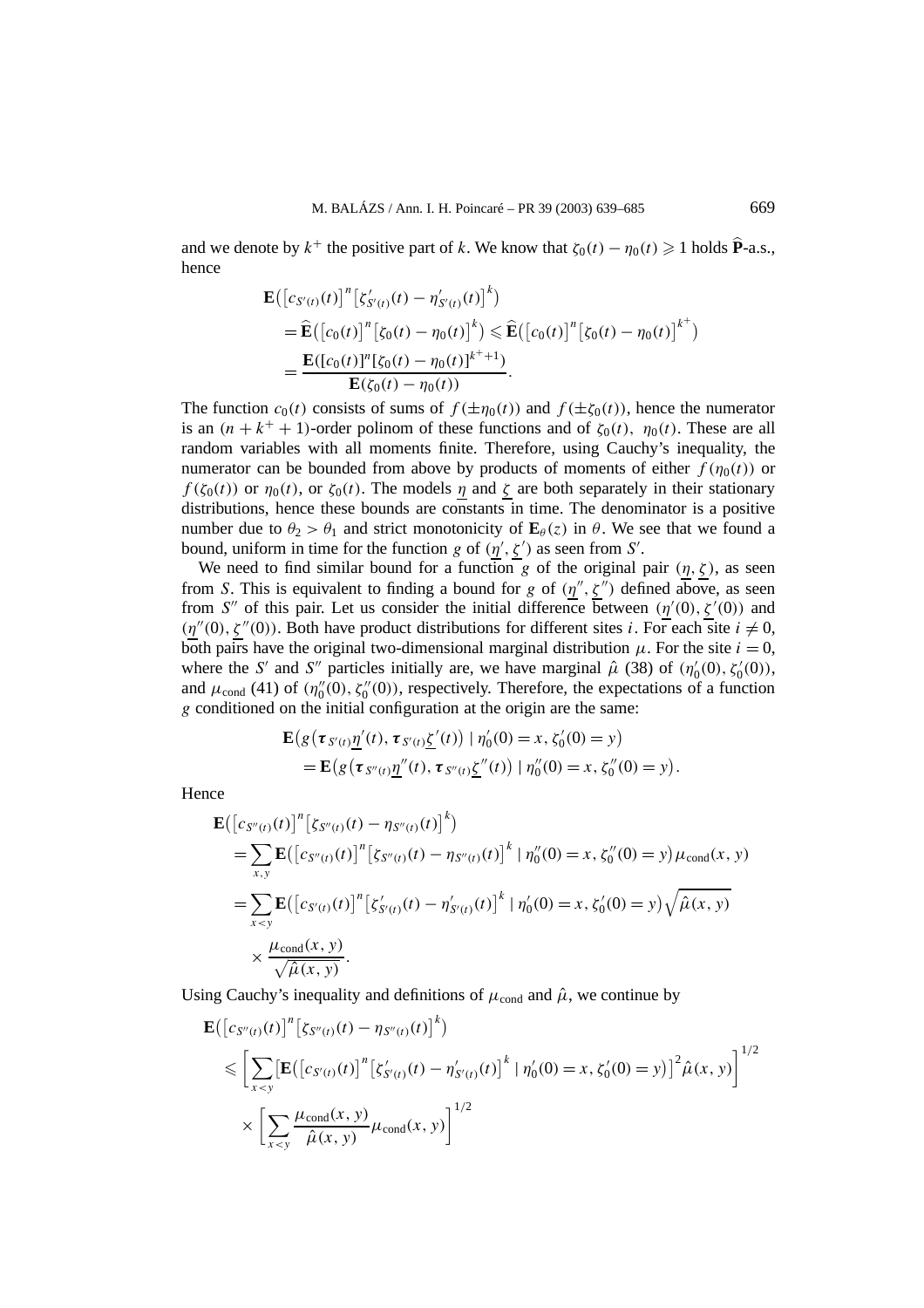and we denote by $k^+$ the positive part of $k$. We know that $\zeta_0(t) - \eta_0(t) \geqslant 1$ holds $\widehat{\mathbf{P}}$-a.s., hence

$$
\begin{aligned}
&\mathbf{E}\big(\big[c_{S'(t)}(t)\big]^n\big[\zeta'_{S'(t)}(t) - \eta'_{S'(t)}(t)\big]^k\big) \\
&\quad = \widehat{\mathbf{E}}\big(\big[c_0(t)\big]^n\big[\zeta_0(t) - \eta_0(t)\big]^k\big) \leqslant \widehat{\mathbf{E}}\big(\big[c_0(t)\big]^n\big[\zeta_0(t) - \eta_0(t)\big]^{k^+}\big) \\
&\quad = \frac{\mathbf{E}([c_0(t)]^n[\zeta_0(t) - \eta_0(t)]^{k^+ + 1})}{\mathbf{E}(\zeta_0(t) - \eta_0(t))}.
\end{aligned}
$$

The function $c_0(t)$ consists of sums of $f(\pm\eta_0(t))$ and $f(\pm\zeta_0(t))$, hence the numerator is an $(n + k^+ + 1)$-order polinom of these functions and of $\zeta_0(t)$, $\eta_0(t)$. These are all random variables with all moments finite. Therefore, using Cauchy's inequality, the numerator can be bounded from above by products of moments of either $f(\eta_0(t))$ or $f(\zeta_0(t))$ or $\eta_0(t)$, or $\zeta_0(t)$. The models $\underline{\eta}$ and $\underline{\zeta}$ are both separately in their stationary distributions, hence these bounds are constants in time. The denominator is a positive number due to $\theta_2 > \theta_1$ and strict monotonicity of $\mathbf{E}_\theta(z)$ in $\theta$. We see that we found a bound, uniform in time for the function $g$ of $(\underline{\eta}', \underline{\zeta}')$ as seen from $S'$.

We need to find similar bound for a function $g$ of the original pair $(\underline{\eta}, \underline{\zeta})$, as seen from $S$. This is equivalent to finding a bound for $g$ of $(\underline{\eta}'', \underline{\zeta}'')$ defined above, as seen from $S''$ of this pair. Let us consider the initial difference between $(\underline{\eta}'(0), \underline{\zeta}'(0))$ and $(\underline{\eta}''(0), \underline{\zeta}''(0))$. Both have product distributions for different sites $i$. For each site $i \neq 0$, both pairs have the original two-dimensional marginal distribution $\mu$. For the site $i = 0$, where the $S'$ and $S''$ particles initially are, we have marginal $\hat{\mu}$ (38) of $(\eta'_0(0), \zeta'_0(0))$, and $\mu_{\text{cond}}$ (41) of $(\eta''_0(0), \zeta''_0(0))$, respectively. Therefore, the expectations of a function $g$ conditioned on the initial configuration at the origin are the same:

$$
\begin{aligned}
&\mathbf{E}\big(g\big(\boldsymbol{\tau}_{S'(t)}\underline{\eta}'(t), \boldsymbol{\tau}_{S'(t)}\underline{\zeta}'(t)\big) \mid \eta'_0(0) = x, \zeta'_0(0) = y\big) \\
&\quad = \mathbf{E}\big(g\big(\boldsymbol{\tau}_{S''(t)}\underline{\eta}''(t), \boldsymbol{\tau}_{S''(t)}\underline{\zeta}''(t)\big) \mid \eta''_0(0) = x, \zeta''_0(0) = y\big).
\end{aligned}
$$

Hence

$$
\begin{aligned}
&\mathbf{E}\big(\big[c_{S''(t)}(t)\big]^n\big[\zeta_{S''(t)}(t) - \eta_{S''(t)}(t)\big]^k\big) \\
&\quad = \sum_{x,y} \mathbf{E}\big(\big[c_{S''(t)}(t)\big]^n\big[\zeta_{S''(t)}(t) - \eta_{S''(t)}(t)\big]^k \mid \eta''_0(0) = x, \zeta''_0(0) = y\big)\mu_{\text{cond}}(x, y) \\
&\quad = \sum_{x<y} \mathbf{E}\big(\big[c_{S'(t)}(t)\big]^n\big[\zeta'_{S'(t)}(t) - \eta'_{S'(t)}(t)\big]^k \mid \eta'_0(0) = x, \zeta'_0(0) = y\big)\sqrt{\hat{\mu}(x, y)} \\
&\qquad \times \frac{\mu_{\text{cond}}(x, y)}{\sqrt{\hat{\mu}(x, y)}}.
\end{aligned}
$$

Using Cauchy's inequality and definitions of $\mu_{\text{cond}}$ and $\hat{\mu}$, we continue by

$$
\begin{aligned}
&\mathbf{E}\big(\big[c_{S''(t)}(t)\big]^n\big[\zeta_{S''(t)}(t) - \eta_{S''(t)}(t)\big]^k\big) \\
&\quad \leqslant \bigg[\sum_{x<y}\big[\mathbf{E}\big(\big[c_{S'(t)}(t)\big]^n\big[\zeta'_{S'(t)}(t) - \eta'_{S'(t)}(t)\big]^k \mid \eta'_0(0) = x, \zeta'_0(0) = y\big)\big]^2\hat{\mu}(x, y)\bigg]^{1/2} \\
&\qquad \times \bigg[\sum_{x<y}\frac{\mu_{\text{cond}}(x, y)}{\hat{\mu}(x, y)}\mu_{\text{cond}}(x, y)\bigg]^{1/2}
\end{aligned}
$$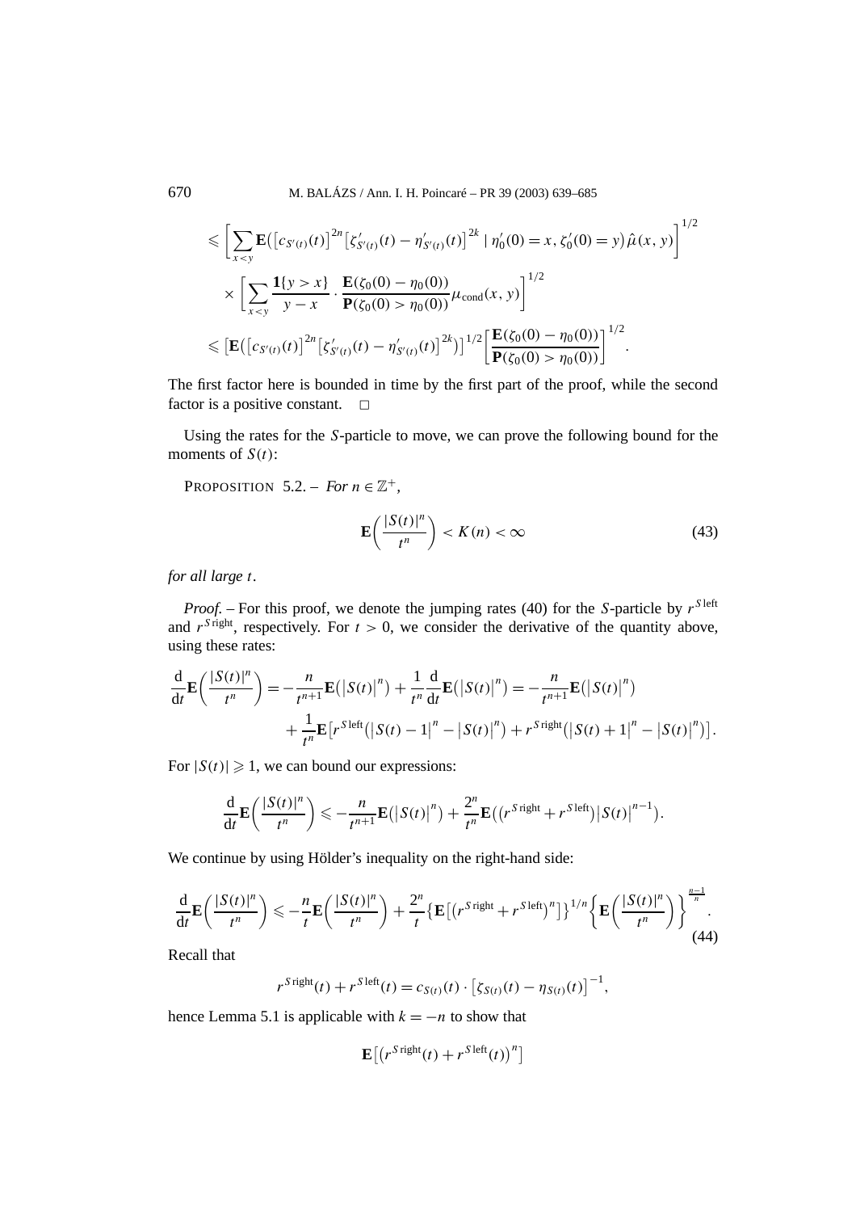$$
\leqslant \left[ \sum_{x<y} \mathbf{E}\big( \big[c_{S'(t)}(t)\big]^{2n} \big[\zeta'_{S'(t)}(t) - \eta'_{S'(t)}(t)\big]^{2k} \mid \eta'_0(0) = x, \zeta'_0(0) = y \big) \hat{\mu}(x, y) \right]^{1/2}
$$

$$
\times \left[ \sum_{x<y} \frac{\mathbf{1}\{y > x\}}{y - x} \cdot \frac{\mathbf{E}(\zeta_0(0) - \eta_0(0))}{\mathbf{P}(\zeta_0(0) > \eta_0(0))} \mu_{\mathrm{cond}}(x, y) \right]^{1/2}
$$

$$
\leqslant \big[ \mathbf{E}\big( \big[c_{S'(t)}(t)\big]^{2n} \big[\zeta'_{S'(t)}(t) - \eta'_{S'(t)}(t)\big]^{2k} \big) \big]^{1/2} \left[ \frac{\mathbf{E}(\zeta_0(0) - \eta_0(0))}{\mathbf{P}(\zeta_0(0) > \eta_0(0))} \right]^{1/2}.
$$

The first factor here is bounded in time by the first part of the proof, while the second factor is a positive constant. □

Using the rates for the $S$-particle to move, we can prove the following bound for the moments of $S(t)$:

PROPOSITION 5.2. – *For $n \in \mathbb{Z}^+$,*

$$
\mathbf{E}\left( \frac{|S(t)|^n}{t^n} \right) < K(n) < \infty \tag{43}
$$

*for all large $t$.*

*Proof.* – For this proof, we denote the jumping rates (40) for the $S$-particle by $r^{S\,\mathrm{left}}$ and $r^{S\,\mathrm{right}}$, respectively. For $t > 0$, we consider the derivative of the quantity above, using these rates:

$$
\frac{\mathrm{d}}{\mathrm{d}t} \mathbf{E}\left( \frac{|S(t)|^n}{t^n} \right) = -\frac{n}{t^{n+1}} \mathbf{E}\big( \big|S(t)\big|^n \big) + \frac{1}{t^n} \frac{\mathrm{d}}{\mathrm{d}t} \mathbf{E}\big( \big|S(t)\big|^n \big) = -\frac{n}{t^{n+1}} \mathbf{E}\big( \big|S(t)\big|^n \big)
$$

$$
+ \frac{1}{t^n} \mathbf{E}\big[ r^{S\,\mathrm{left}} \big( \big|S(t) - 1\big|^n - \big|S(t)\big|^n \big) + r^{S\,\mathrm{right}} \big( \big|S(t) + 1\big|^n - \big|S(t)\big|^n \big) \big].
$$

For $|S(t)| \geqslant 1$, we can bound our expressions:

$$
\frac{\mathrm{d}}{\mathrm{d}t} \mathbf{E}\left( \frac{|S(t)|^n}{t^n} \right) \leqslant -\frac{n}{t^{n+1}} \mathbf{E}\big( \big|S(t)\big|^n \big) + \frac{2^n}{t^n} \mathbf{E}\big( \big(r^{S\,\mathrm{right}} + r^{S\,\mathrm{left}}\big) \big|S(t)\big|^{n-1} \big).
$$

We continue by using Hölder's inequality on the right-hand side:

$$
\frac{\mathrm{d}}{\mathrm{d}t} \mathbf{E}\left( \frac{|S(t)|^n}{t^n} \right) \leqslant -\frac{n}{t} \mathbf{E}\left( \frac{|S(t)|^n}{t^n} \right) + \frac{2^n}{t} \big\{ \mathbf{E}\big[ \big(r^{S\,\mathrm{right}} + r^{S\,\mathrm{left}}\big)^n \big] \big\}^{1/n} \left\{ \mathbf{E}\left( \frac{|S(t)|^n}{t^n} \right) \right\}^{\frac{n-1}{n}}. \tag{44}
$$

Recall that

$$
r^{S\,\mathrm{right}}(t) + r^{S\,\mathrm{left}}(t) = c_{S(t)}(t) \cdot \big[\zeta_{S(t)}(t) - \eta_{S(t)}(t)\big]^{-1},
$$

hence Lemma 5.1 is applicable with $k = -n$ to show that

$$
\mathbf{E}\big[ \big(r^{S\,\mathrm{right}}(t) + r^{S\,\mathrm{left}}(t)\big)^n \big]
$$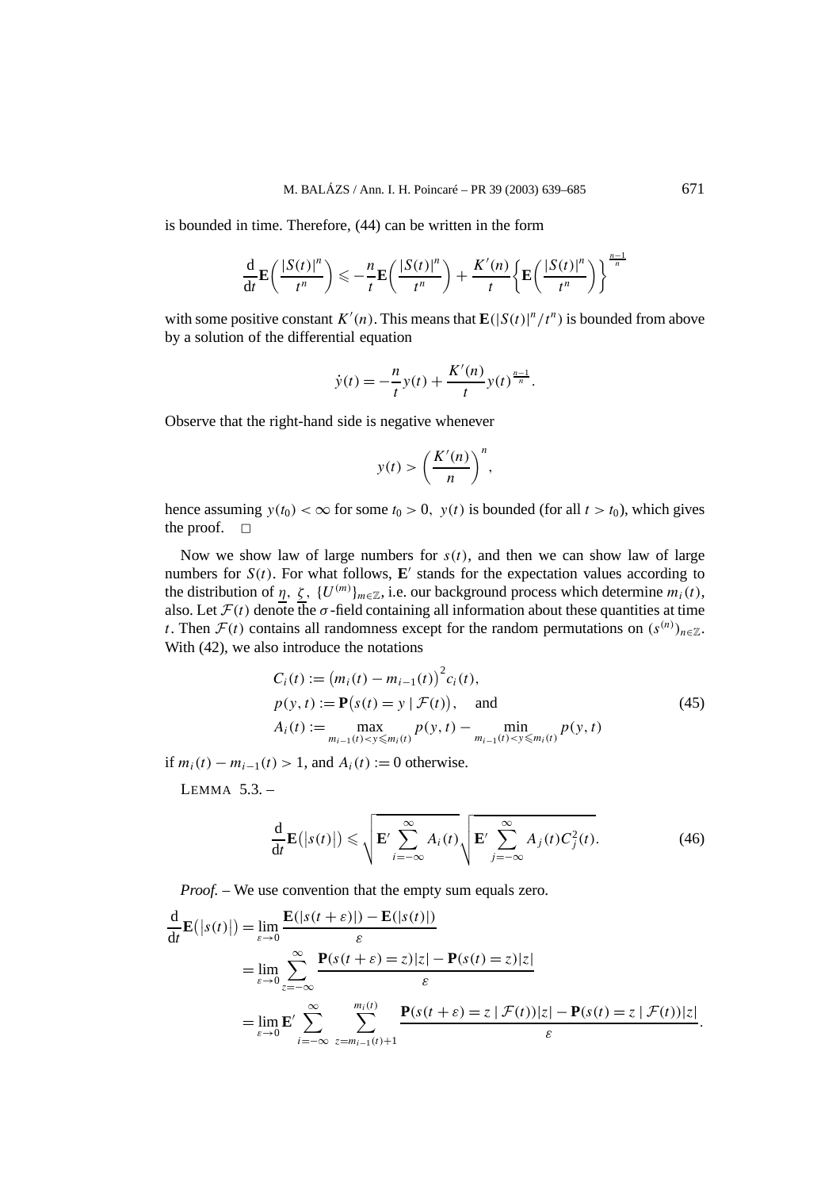is bounded in time. Therefore, (44) can be written in the form

$$\frac{\mathrm{d}}{\mathrm{d}t}\mathbf{E}\left(\frac{|S(t)|^n}{t^n}\right) \leqslant -\frac{n}{t}\mathbf{E}\left(\frac{|S(t)|^n}{t^n}\right) + \frac{K'(n)}{t}\left\{\mathbf{E}\left(\frac{|S(t)|^n}{t^n}\right)\right\}^{\frac{n-1}{n}}$$

with some positive constant $K'(n)$. This means that $\mathbf{E}(|S(t)|^n/t^n)$ is bounded from above by a solution of the differential equation

$$\dot{y}(t) = -\frac{n}{t}y(t) + \frac{K'(n)}{t}y(t)^{\frac{n-1}{n}}.$$

Observe that the right-hand side is negative whenever

$$y(t) > \left(\frac{K'(n)}{n}\right)^n,$$

hence assuming $y(t_0) < \infty$ for some $t_0 > 0$, $y(t)$ is bounded (for all $t > t_0$), which gives the proof. □

Now we show law of large numbers for $s(t)$, and then we can show law of large numbers for $S(t)$. For what follows, $\mathbf{E}'$ stands for the expectation values according to the distribution of $\underline{\eta}$, $\underline{\zeta}$, $\{U^{(m)}\}_{m\in\mathbb{Z}}$, i.e. our background process which determine $m_i(t)$, also. Let $\mathcal{F}(t)$ denote the $\sigma$-field containing all information about these quantities at time $t$. Then $\mathcal{F}(t)$ contains all randomness except for the random permutations on $(s^{(n)})_{n\in\mathbb{Z}}$. With (42), we also introduce the notations

$$\begin{aligned}
&C_i(t) := \big(m_i(t) - m_{i-1}(t)\big)^2 c_i(t),\\
&p(y,t) := \mathbf{P}\big(s(t) = y \mid \mathcal{F}(t)\big), \quad \text{and}\\
&A_i(t) := \max_{m_{i-1}(t) < y \leqslant m_i(t)} p(y,t) - \min_{m_{i-1}(t) < y \leqslant m_i(t)} p(y,t)
\end{aligned} \tag{45}$$

if $m_i(t) - m_{i-1}(t) > 1$, and $A_i(t) := 0$ otherwise.

LEMMA 5.3. –

$$\frac{\mathrm{d}}{\mathrm{d}t}\mathbf{E}\big(|s(t)|\big) \leqslant \sqrt{\mathbf{E}' \sum_{i=-\infty}^{\infty} A_i(t)}\sqrt{\mathbf{E}' \sum_{j=-\infty}^{\infty} A_j(t) C_j^2(t)}. \tag{46}$$

*Proof.* – We use convention that the empty sum equals zero.

$$\begin{aligned}
\frac{\mathrm{d}}{\mathrm{d}t}\mathbf{E}\big(|s(t)|\big) &= \lim_{\varepsilon\to 0}\frac{\mathbf{E}(|s(t+\varepsilon)|) - \mathbf{E}(|s(t)|)}{\varepsilon}\\
&= \lim_{\varepsilon\to 0}\sum_{z=-\infty}^{\infty}\frac{\mathbf{P}(s(t+\varepsilon) = z)|z| - \mathbf{P}(s(t) = z)|z|}{\varepsilon}\\
&= \lim_{\varepsilon\to 0}\mathbf{E}'\sum_{i=-\infty}^{\infty}\sum_{z=m_{i-1}(t)+1}^{m_i(t)}\frac{\mathbf{P}(s(t+\varepsilon) = z \mid \mathcal{F}(t))|z| - \mathbf{P}(s(t) = z \mid \mathcal{F}(t))|z|}{\varepsilon}.
\end{aligned}$$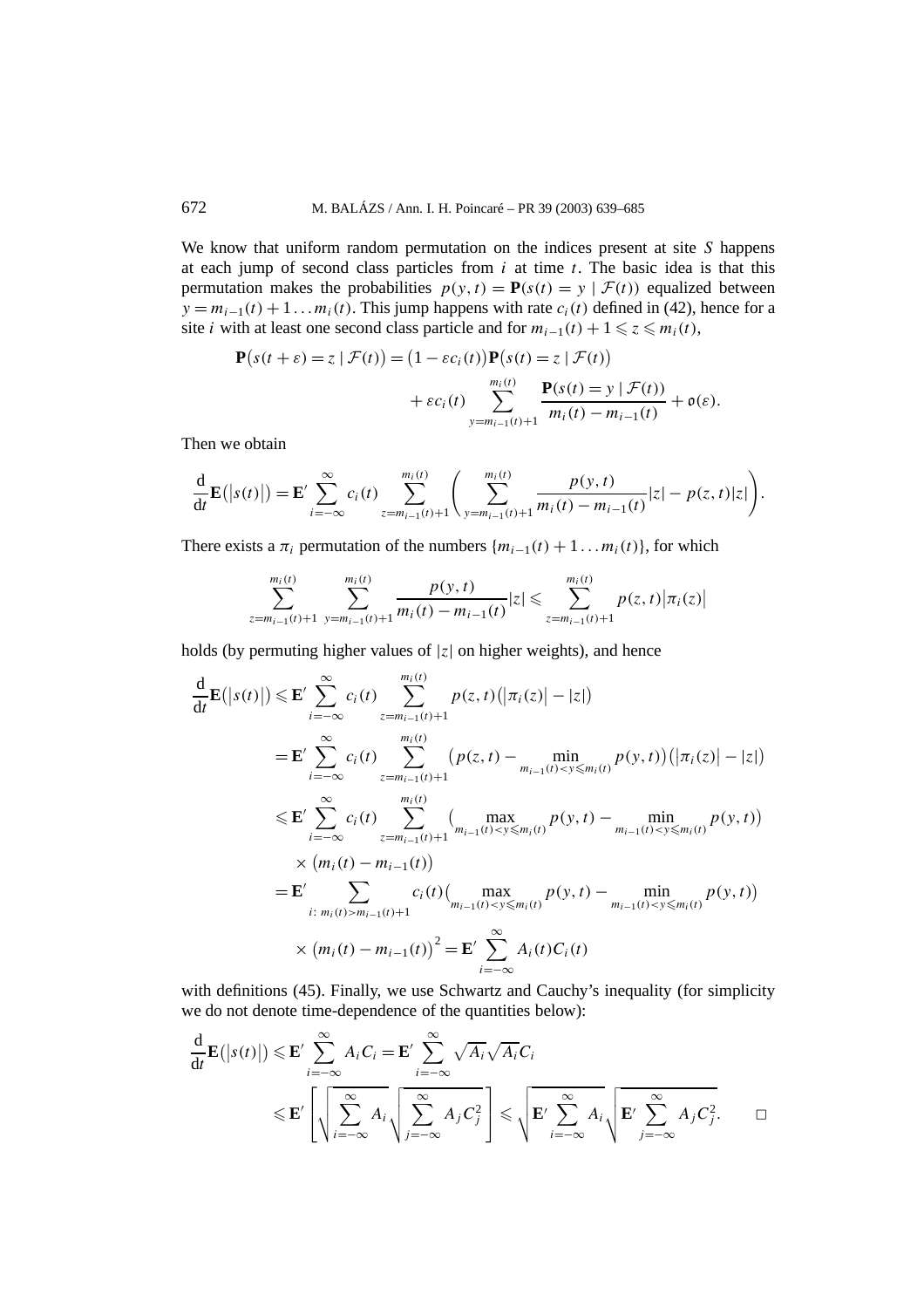We know that uniform random permutation on the indices present at site $S$ happens at each jump of second class particles from $i$ at time $t$. The basic idea is that this permutation makes the probabilities $p(y,t) = \mathbf{P}(s(t) = y \mid \mathcal{F}(t))$ equalized between $y = m_{i-1}(t) + 1 \dots m_i(t)$. This jump happens with rate $c_i(t)$ defined in (42), hence for a site $i$ with at least one second class particle and for $m_{i-1}(t) + 1 \leqslant z \leqslant m_i(t)$,

$$\mathbf{P}\big(s(t+\varepsilon) = z \mid \mathcal{F}(t)\big) = \big(1 - \varepsilon c_i(t)\big)\mathbf{P}\big(s(t) = z \mid \mathcal{F}(t)\big) + \varepsilon c_i(t) \sum_{y=m_{i-1}(t)+1}^{m_i(t)} \frac{\mathbf{P}(s(t) = y \mid \mathcal{F}(t))}{m_i(t) - m_{i-1}(t)} + \mathfrak{o}(\varepsilon).$$

Then we obtain

$$\frac{\mathrm{d}}{\mathrm{d}t}\mathbf{E}\big(|s(t)|\big) = \mathbf{E}' \sum_{i=-\infty}^{\infty} c_i(t) \sum_{z=m_{i-1}(t)+1}^{m_i(t)} \left( \sum_{y=m_{i-1}(t)+1}^{m_i(t)} \frac{p(y,t)}{m_i(t) - m_{i-1}(t)} |z| - p(z,t)|z| \right).$$

There exists a $\pi_i$ permutation of the numbers $\{m_{i-1}(t) + 1 \dots m_i(t)\}$, for which

$$\sum_{z=m_{i-1}(t)+1}^{m_i(t)} \sum_{y=m_{i-1}(t)+1}^{m_i(t)} \frac{p(y,t)}{m_i(t) - m_{i-1}(t)} |z| \leqslant \sum_{z=m_{i-1}(t)+1}^{m_i(t)} p(z,t)\big|\pi_i(z)\big|$$

holds (by permuting higher values of $|z|$ on higher weights), and hence

$$\begin{aligned}
\frac{\mathrm{d}}{\mathrm{d}t}\mathbf{E}\big(|s(t)|\big) &\leqslant \mathbf{E}' \sum_{i=-\infty}^{\infty} c_i(t) \sum_{z=m_{i-1}(t)+1}^{m_i(t)} p(z,t)\big(|\pi_i(z)| - |z|\big) \\
&= \mathbf{E}' \sum_{i=-\infty}^{\infty} c_i(t) \sum_{z=m_{i-1}(t)+1}^{m_i(t)} \big(p(z,t) - \min_{m_{i-1}(t) < y \leqslant m_i(t)} p(y,t)\big)\big(|\pi_i(z)| - |z|\big) \\
&\leqslant \mathbf{E}' \sum_{i=-\infty}^{\infty} c_i(t) \sum_{z=m_{i-1}(t)+1}^{m_i(t)} \big(\max_{m_{i-1}(t) < y \leqslant m_i(t)} p(y,t) - \min_{m_{i-1}(t) < y \leqslant m_i(t)} p(y,t)\big) \\
&\quad \times \big(m_i(t) - m_{i-1}(t)\big) \\
&= \mathbf{E}' \sum_{i:\, m_i(t) > m_{i-1}(t)+1} c_i(t)\big(\max_{m_{i-1}(t) < y \leqslant m_i(t)} p(y,t) - \min_{m_{i-1}(t) < y \leqslant m_i(t)} p(y,t)\big) \\
&\quad \times \big(m_i(t) - m_{i-1}(t)\big)^2 = \mathbf{E}' \sum_{i=-\infty}^{\infty} A_i(t) C_i(t)
\end{aligned}$$

with definitions (45). Finally, we use Schwartz and Cauchy's inequality (for simplicity we do not denote time-dependence of the quantities below):

$$\begin{aligned}
\frac{\mathrm{d}}{\mathrm{d}t}\mathbf{E}\big(|s(t)|\big) &\leqslant \mathbf{E}' \sum_{i=-\infty}^{\infty} A_i C_i = \mathbf{E}' \sum_{i=-\infty}^{\infty} \sqrt{A_i}\sqrt{A_i} C_i \\
&\leqslant \mathbf{E}' \left[ \sqrt{\sum_{i=-\infty}^{\infty} A_i} \sqrt{\sum_{j=-\infty}^{\infty} A_j C_j^2} \right] \leqslant \sqrt{\mathbf{E}' \sum_{i=-\infty}^{\infty} A_i} \sqrt{\mathbf{E}' \sum_{j=-\infty}^{\infty} A_j C_j^2}. \qquad \square
\end{aligned}$$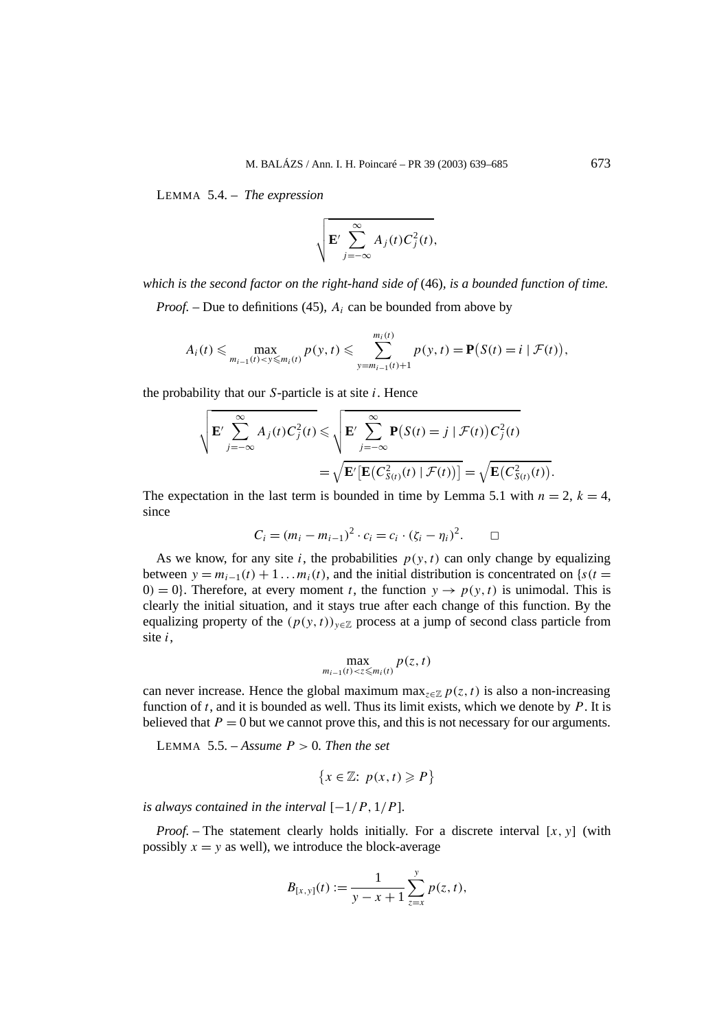LEMMA 5.4. – *The expression*

$$\sqrt{\mathbf{E}' \sum_{j=-\infty}^{\infty} A_j(t) C_j^2(t)},$$

*which is the second factor on the right-hand side of* (46)*, is a bounded function of time.*

*Proof.* – Due to definitions (45), $A_i$ can be bounded from above by

$$A_i(t) \leqslant \max_{m_{i-1}(t) < y \leqslant m_i(t)} p(y,t) \leqslant \sum_{y=m_{i-1}(t)+1}^{m_i(t)} p(y,t) = \mathbf{P}\big(S(t) = i \mid \mathcal{F}(t)\big),$$

the probability that our $S$-particle is at site $i$. Hence

$$\sqrt{\mathbf{E}' \sum_{j=-\infty}^{\infty} A_j(t) C_j^2(t)} \leqslant \sqrt{\mathbf{E}' \sum_{j=-\infty}^{\infty} \mathbf{P}\big(S(t) = j \mid \mathcal{F}(t)\big) C_j^2(t)}$$
$$= \sqrt{\mathbf{E}'\big[\mathbf{E}\big(C_{S(t)}^2(t) \mid \mathcal{F}(t)\big)\big]} = \sqrt{\mathbf{E}\big(C_{S(t)}^2(t)\big)}.$$

The expectation in the last term is bounded in time by Lemma 5.1 with $n = 2$, $k = 4$, since

$$C_i = (m_i - m_{i-1})^2 \cdot c_i = c_i \cdot (\zeta_i - \eta_i)^2. \qquad \square$$

As we know, for any site $i$, the probabilities $p(y,t)$ can only change by equalizing between $y = m_{i-1}(t) + 1 \ldots m_i(t)$, and the initial distribution is concentrated on $\{s(t = 0) = 0\}$. Therefore, at every moment $t$, the function $y \to p(y,t)$ is unimodal. This is clearly the initial situation, and it stays true after each change of this function. By the equalizing property of the $(p(y,t))_{y \in \mathbb{Z}}$ process at a jump of second class particle from site $i$,

$$\max_{m_{i-1}(t) < z \leqslant m_i(t)} p(z,t)$$

can never increase. Hence the global maximum $\max_{z \in \mathbb{Z}} p(z,t)$ is also a non-increasing function of $t$, and it is bounded as well. Thus its limit exists, which we denote by $P$. It is believed that $P = 0$ but we cannot prove this, and this is not necessary for our arguments.

LEMMA 5.5. – *Assume $P > 0$. Then the set*

$$\{x \in \mathbb{Z}\colon\ p(x,t) \geqslant P\}$$

*is always contained in the interval* $[-1/P, 1/P]$.

*Proof.* – The statement clearly holds initially. For a discrete interval $[x, y]$ (with possibly $x = y$ as well), we introduce the block-average

$$B_{[x,y]}(t) := \frac{1}{y - x + 1} \sum_{z=x}^{y} p(z,t),$$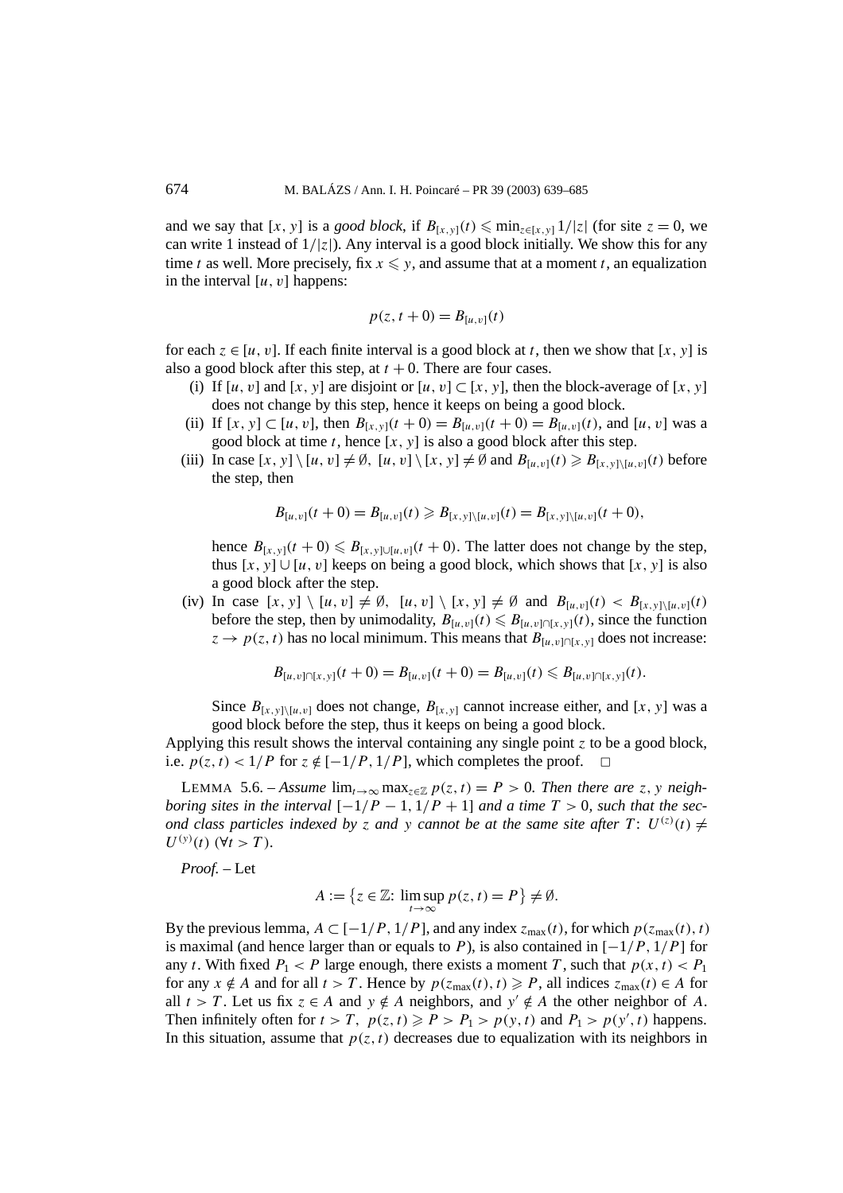and we say that $[x, y]$ is a *good block*, if $B_{[x,y]}(t) \leqslant \min_{z\in[x,y]} 1/|z|$ (for site $z = 0$, we can write 1 instead of $1/|z|$). Any interval is a good block initially. We show this for any time $t$ as well. More precisely, fix $x \leqslant y$, and assume that at a moment $t$, an equalization in the interval $[u, v]$ happens:

$$p(z, t + 0) = B_{[u,v]}(t)$$

for each $z \in [u, v]$. If each finite interval is a good block at $t$, then we show that $[x, y]$ is also a good block after this step, at $t + 0$. There are four cases.

(i) If $[u, v]$ and $[x, y]$ are disjoint or $[u, v] \subset [x, y]$, then the block-average of $[x, y]$ does not change by this step, hence it keeps on being a good block.

(ii) If $[x, y] \subset [u, v]$, then $B_{[x,y]}(t + 0) = B_{[u,v]}(t + 0) = B_{[u,v]}(t)$, and $[u, v]$ was a good block at time $t$, hence $[x, y]$ is also a good block after this step.

(iii) In case $[x, y] \setminus [u, v] \neq \emptyset$, $[u, v] \setminus [x, y] \neq \emptyset$ and $B_{[u,v]}(t) \geqslant B_{[x,y]\setminus[u,v]}(t)$ before the step, then

$$B_{[u,v]}(t + 0) = B_{[u,v]}(t) \geqslant B_{[x,y]\setminus[u,v]}(t) = B_{[x,y]\setminus[u,v]}(t + 0),$$

hence $B_{[x,y]}(t + 0) \leqslant B_{[x,y]\cup[u,v]}(t + 0)$. The latter does not change by the step, thus $[x, y] \cup [u, v]$ keeps on being a good block, which shows that $[x, y]$ is also a good block after the step.

(iv) In case $[x, y] \setminus [u, v] \neq \emptyset$, $[u, v] \setminus [x, y] \neq \emptyset$ and $B_{[u,v]}(t) < B_{[x,y]\setminus[u,v]}(t)$ before the step, then by unimodality, $B_{[u,v]}(t) \leqslant B_{[u,v]\cap[x,y]}(t)$, since the function $z \to p(z, t)$ has no local minimum. This means that $B_{[u,v]\cap[x,y]}$ does not increase:

$$B_{[u,v]\cap[x,y]}(t + 0) = B_{[u,v]}(t + 0) = B_{[u,v]}(t) \leqslant B_{[u,v]\cap[x,y]}(t).$$

Since $B_{[x,y]\setminus[u,v]}$ does not change, $B_{[x,y]}$ cannot increase either, and $[x, y]$ was a good block before the step, thus it keeps on being a good block.

Applying this result shows the interval containing any single point $z$ to be a good block, i.e. $p(z, t) < 1/P$ for $z \notin [-1/P, 1/P]$, which completes the proof. □

LEMMA 5.6. – *Assume* $\lim_{t\to\infty} \max_{z\in\mathbb{Z}} p(z, t) = P > 0$. *Then there are* $z$, $y$ *neighboring sites in the interval* $[-1/P - 1, 1/P + 1]$ *and a time* $T > 0$, *such that the second class particles indexed by* $z$ *and* $y$ *cannot be at the same site after* $T$: $U^{(z)}(t) \neq U^{(y)}(t)$ $(\forall t > T)$.

*Proof.* – Let

$$A := \{z \in \mathbb{Z}\colon \limsup_{t\to\infty} p(z, t) = P\} \neq \emptyset.$$

By the previous lemma, $A \subset [-1/P, 1/P]$, and any index $z_{\max}(t)$, for which $p(z_{\max}(t), t)$ is maximal (and hence larger than or equals to $P$), is also contained in $[-1/P, 1/P]$ for any $t$. With fixed $P_1 < P$ large enough, there exists a moment $T$, such that $p(x, t) < P_1$ for any $x \notin A$ and for all $t > T$. Hence by $p(z_{\max}(t), t) \geqslant P$, all indices $z_{\max}(t) \in A$ for all $t > T$. Let us fix $z \in A$ and $y \notin A$ neighbors, and $y' \notin A$ the other neighbor of $A$. Then infinitely often for $t > T$, $p(z, t) \geqslant P > P_1 > p(y, t)$ and $P_1 > p(y', t)$ happens. In this situation, assume that $p(z, t)$ decreases due to equalization with its neighbors in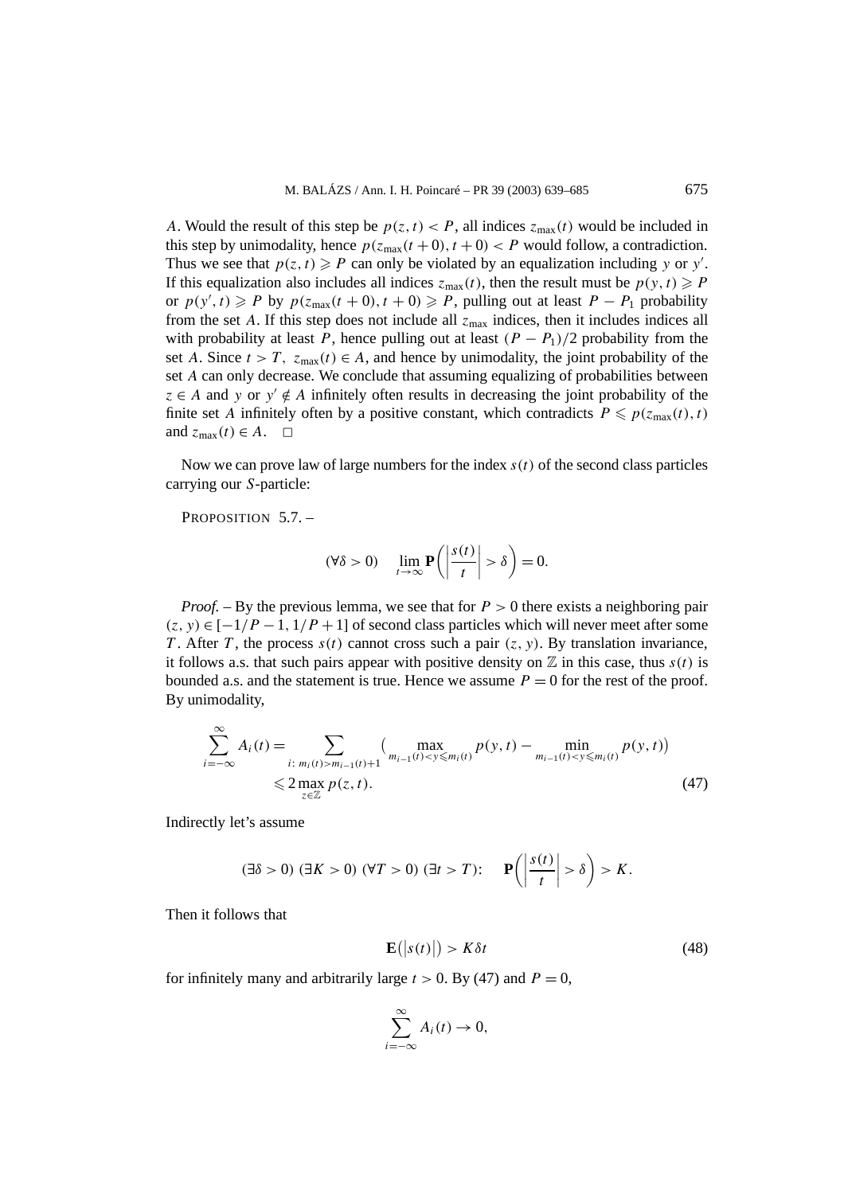$A$. Would the result of this step be $p(z,t) < P$, all indices $z_{\max}(t)$ would be included in this step by unimodality, hence $p(z_{\max}(t+0), t+0) < P$ would follow, a contradiction. Thus we see that $p(z,t) \geqslant P$ can only be violated by an equalization including $y$ or $y'$. If this equalization also includes all indices $z_{\max}(t)$, then the result must be $p(y,t) \geqslant P$ or $p(y',t) \geqslant P$ by $p(z_{\max}(t+0), t+0) \geqslant P$, pulling out at least $P - P_1$ probability from the set $A$. If this step does not include all $z_{\max}$ indices, then it includes indices all with probability at least $P$, hence pulling out at least $(P - P_1)/2$ probability from the set $A$. Since $t > T$, $z_{\max}(t) \in A$, and hence by unimodality, the joint probability of the set $A$ can only decrease. We conclude that assuming equalizing of probabilities between $z \in A$ and $y$ or $y' \notin A$ infinitely often results in decreasing the joint probability of the finite set $A$ infinitely often by a positive constant, which contradicts $P \leqslant p(z_{\max}(t), t)$ and $z_{\max}(t) \in A$. $\square$

Now we can prove law of large numbers for the index $s(t)$ of the second class particles carrying our $S$-particle:

PROPOSITION 5.7. –

$$(\forall \delta > 0) \quad \lim_{t \to \infty} \mathbf{P}\left( \left| \frac{s(t)}{t} \right| > \delta \right) = 0.$$

*Proof.* – By the previous lemma, we see that for $P > 0$ there exists a neighboring pair $(z, y) \in [-1/P - 1, 1/P + 1]$ of second class particles which will never meet after some $T$. After $T$, the process $s(t)$ cannot cross such a pair $(z, y)$. By translation invariance, it follows a.s. that such pairs appear with positive density on $\mathbb{Z}$ in this case, thus $s(t)$ is bounded a.s. and the statement is true. Hence we assume $P = 0$ for the rest of the proof. By unimodality,

$$\begin{aligned} \sum_{i=-\infty}^{\infty} A_i(t) &= \sum_{i:\, m_i(t) > m_{i-1}(t)+1} \Big( \max_{m_{i-1}(t) < y \leqslant m_i(t)} p(y,t) - \min_{m_{i-1}(t) < y \leqslant m_i(t)} p(y,t) \Big) \\ &\leqslant 2 \max_{z \in \mathbb{Z}} p(z,t). \end{aligned} \tag{47}$$

Indirectly let's assume

$$(\exists \delta > 0)\ (\exists K > 0)\ (\forall T > 0)\ (\exists t > T): \quad \mathbf{P}\left( \left| \frac{s(t)}{t} \right| > \delta \right) > K.$$

Then it follows that

$$\mathbf{E}\big(\big|s(t)\big|\big) > K\delta t \tag{48}$$

for infinitely many and arbitrarily large $t > 0$. By (47) and $P = 0$,

$$\sum_{i=-\infty}^{\infty} A_i(t) \to 0,$$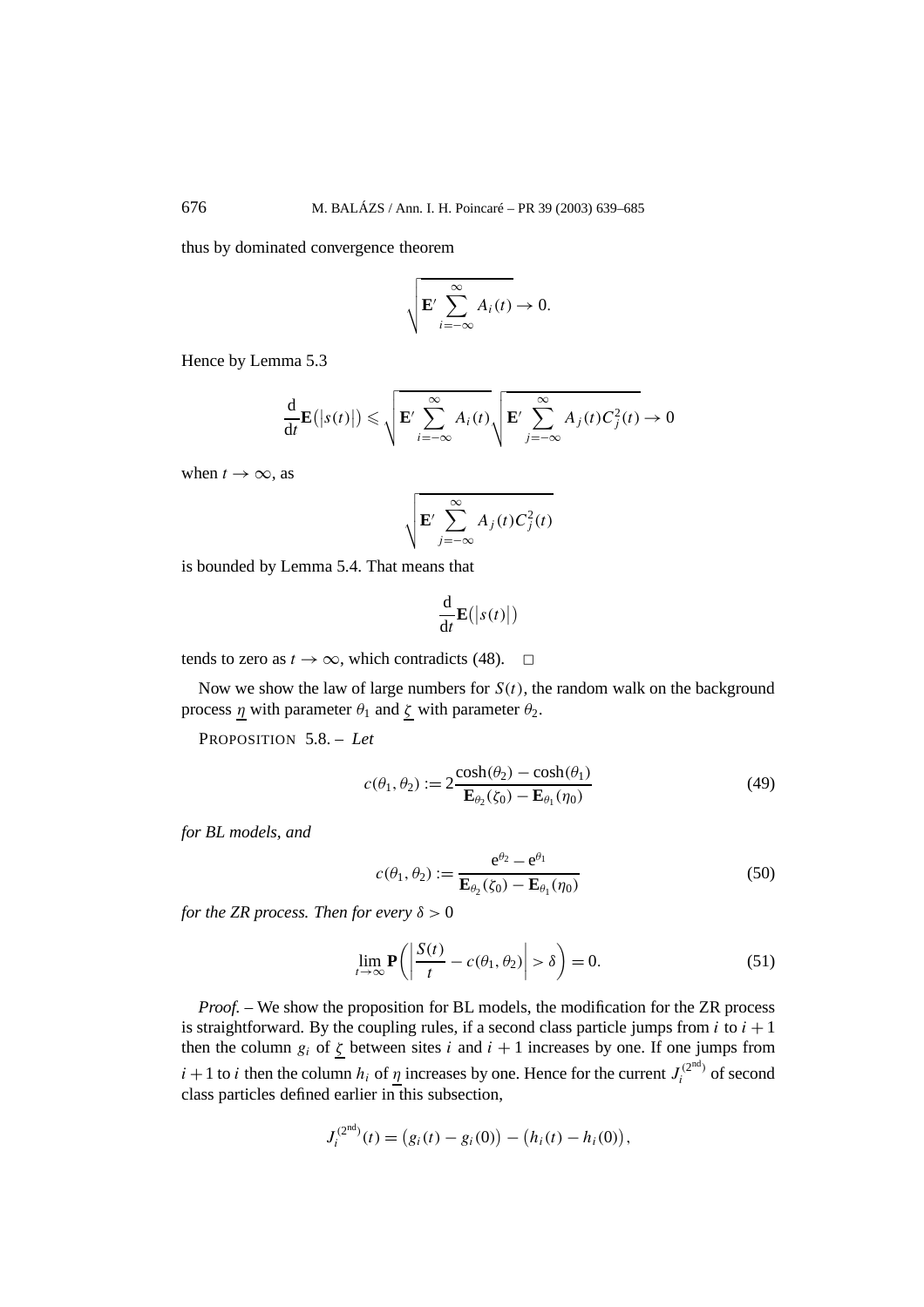thus by dominated convergence theorem

$$\sqrt{\mathbf{E}' \sum_{i=-\infty}^{\infty} A_i(t)} \to 0.$$

Hence by Lemma 5.3

$$\frac{\mathrm{d}}{\mathrm{d}t}\mathbf{E}\big(|s(t)|\big) \leqslant \sqrt{\mathbf{E}' \sum_{i=-\infty}^{\infty} A_i(t)} \sqrt{\mathbf{E}' \sum_{j=-\infty}^{\infty} A_j(t) C_j^2(t)} \to 0$$

when $t \to \infty$, as

$$\sqrt{\mathbf{E}' \sum_{j=-\infty}^{\infty} A_j(t) C_j^2(t)}$$

is bounded by Lemma 5.4. That means that

$$\frac{\mathrm{d}}{\mathrm{d}t}\mathbf{E}\big(|s(t)|\big)$$

tends to zero as $t \to \infty$, which contradicts (48). □

Now we show the law of large numbers for $S(t)$, the random walk on the background process $\underline{\eta}$ with parameter $\theta_1$ and $\underline{\zeta}$ with parameter $\theta_2$.

PROPOSITION 5.8. – *Let*

$$c(\theta_1, \theta_2) := 2\frac{\cosh(\theta_2) - \cosh(\theta_1)}{\mathbf{E}_{\theta_2}(\zeta_0) - \mathbf{E}_{\theta_1}(\eta_0)} \tag{49}$$

*for BL models, and*

$$c(\theta_1, \theta_2) := \frac{\mathrm{e}^{\theta_2} - \mathrm{e}^{\theta_1}}{\mathbf{E}_{\theta_2}(\zeta_0) - \mathbf{E}_{\theta_1}(\eta_0)} \tag{50}$$

*for the ZR process. Then for every* $\delta > 0$

$$\lim_{t\to\infty} \mathbf{P}\left(\left|\frac{S(t)}{t} - c(\theta_1, \theta_2)\right| > \delta\right) = 0. \tag{51}$$

*Proof.* – We show the proposition for BL models, the modification for the ZR process is straightforward. By the coupling rules, if a second class particle jumps from $i$ to $i+1$ then the column $g_i$ of $\underline{\zeta}$ between sites $i$ and $i+1$ increases by one. If one jumps from $i+1$ to $i$ then the column $h_i$ of $\underline{\eta}$ increases by one. Hence for the current $J_i^{(2^{\text{nd}})}$ of second class particles defined earlier in this subsection,

$$J_i^{(2^{\text{nd}})}(t) = \big(g_i(t) - g_i(0)\big) - \big(h_i(t) - h_i(0)\big),$$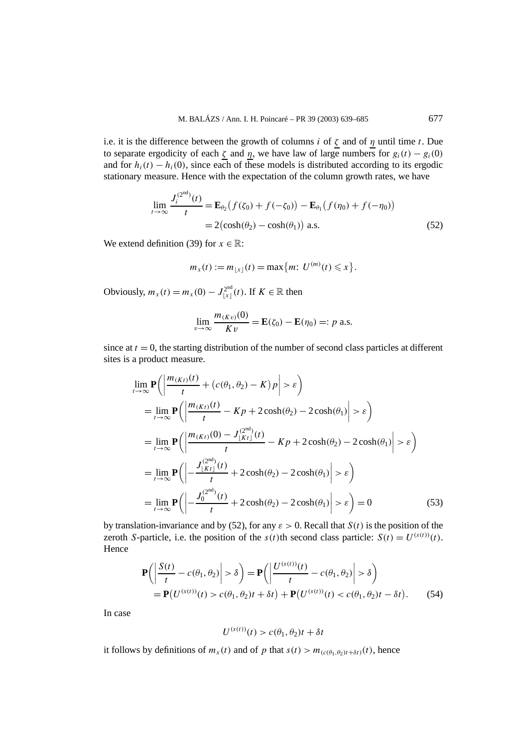i.e. it is the difference between the growth of columns $i$ of $\underline{\zeta}$ and of $\underline{\eta}$ until time $t$. Due to separate ergodicity of each $\underline{\zeta}$ and $\underline{\eta}$, we have law of large numbers for $g_i(t) - g_i(0)$ and for $h_i(t) - h_i(0)$, since each of these models is distributed according to its ergodic stationary measure. Hence with the expectation of the column growth rates, we have

$$\lim_{t\to\infty} \frac{J_i^{(2^{\mathrm{nd}})}(t)}{t} = \mathbf{E}_{\theta_2}\big(f(\zeta_0) + f(-\zeta_0)\big) - \mathbf{E}_{\theta_1}\big(f(\eta_0) + f(-\eta_0)\big)$$
$$= 2\big(\cosh(\theta_2) - \cosh(\theta_1)\big) \text{ a.s.} \tag{52}$$

We extend definition (39) for $x \in \mathbb{R}$:

$$m_x(t) := m_{\lfloor x\rfloor}(t) = \max\big\{m\colon U^{(m)}(t) \leqslant x\big\}.$$

Obviously, $m_x(t) = m_x(0) - J_{\lfloor x\rfloor}^{2^{\mathrm{nd}}}(t)$. If $K \in \mathbb{R}$ then

$$\lim_{v\to\infty} \frac{m_{(Kv)}(0)}{Kv} = \mathbf{E}(\zeta_0) - \mathbf{E}(\eta_0) =: p \text{ a.s.}$$

since at $t = 0$, the starting distribution of the number of second class particles at different sites is a product measure.

$$\begin{aligned}
&\lim_{t\to\infty} \mathbf{P}\bigg(\bigg|\frac{m_{(Kt)}(t)}{t} + \big(c(\theta_1,\theta_2) - K\big)p\bigg| > \varepsilon\bigg)\\
&= \lim_{t\to\infty} \mathbf{P}\bigg(\bigg|\frac{m_{(Kt)}(t)}{t} - Kp + 2\cosh(\theta_2) - 2\cosh(\theta_1)\bigg| > \varepsilon\bigg)\\
&= \lim_{t\to\infty} \mathbf{P}\bigg(\bigg|\frac{m_{(Kt)}(0) - J_{\lfloor Kt\rfloor}^{(2^{\mathrm{nd}})}(t)}{t} - Kp + 2\cosh(\theta_2) - 2\cosh(\theta_1)\bigg| > \varepsilon\bigg)\\
&= \lim_{t\to\infty} \mathbf{P}\bigg(\bigg|-\frac{J_{\lfloor Kt\rfloor}^{(2^{\mathrm{nd}})}(t)}{t} + 2\cosh(\theta_2) - 2\cosh(\theta_1)\bigg| > \varepsilon\bigg)\\
&= \lim_{t\to\infty} \mathbf{P}\bigg(\bigg|-\frac{J_0^{(2^{\mathrm{nd}})}(t)}{t} + 2\cosh(\theta_2) - 2\cosh(\theta_1)\bigg| > \varepsilon\bigg) = 0
\end{aligned} \tag{53}$$

by translation-invariance and by (52), for any $\varepsilon > 0$. Recall that $S(t)$ is the position of the zeroth $S$-particle, i.e. the position of the $s(t)$th second class particle: $S(t) = U^{(s(t))}(t)$. Hence

$$\begin{aligned}
\mathbf{P}\bigg(\bigg|\frac{S(t)}{t} - c(\theta_1,\theta_2)\bigg| > \delta\bigg) &= \mathbf{P}\bigg(\bigg|\frac{U^{(s(t))}(t)}{t} - c(\theta_1,\theta_2)\bigg| > \delta\bigg)\\
&= \mathbf{P}\big(U^{(s(t))}(t) > c(\theta_1,\theta_2)t + \delta t\big) + \mathbf{P}\big(U^{(s(t))}(t) < c(\theta_1,\theta_2)t - \delta t\big).
\end{aligned} \tag{54}$$

In case

$$U^{(s(t))}(t) > c(\theta_1,\theta_2)t + \delta t$$

it follows by definitions of $m_x(t)$ and of $p$ that $s(t) > m_{(c(\theta_1,\theta_2)t+\delta t)}(t)$, hence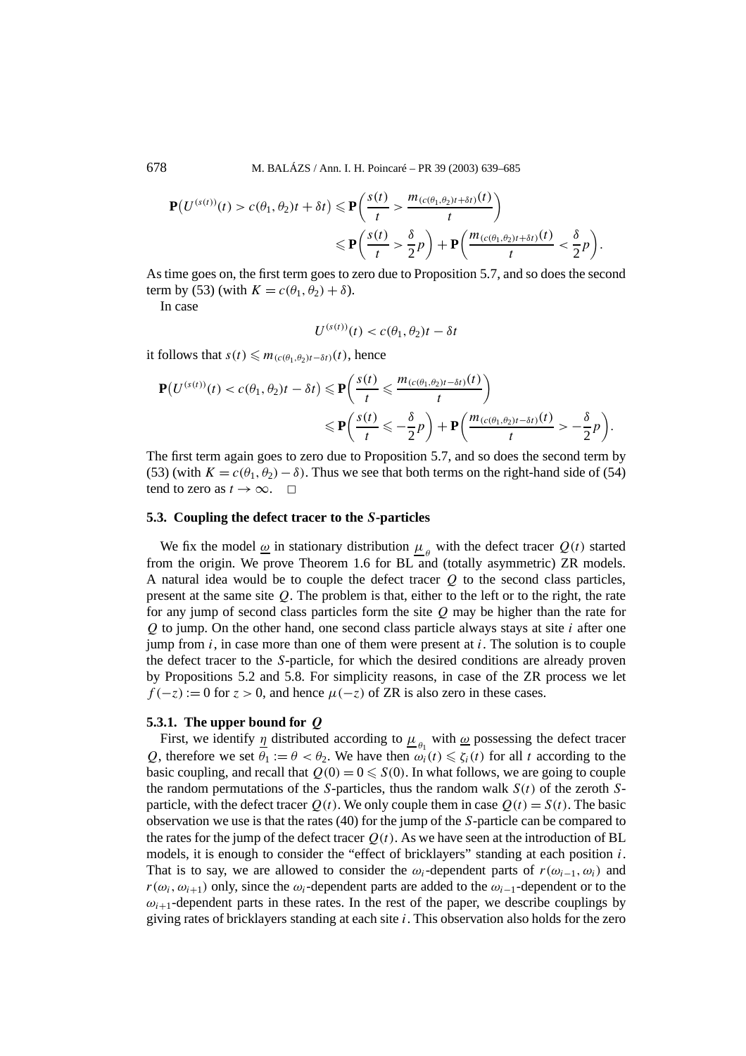$$\mathbf{P}\big(U^{(s(t))}(t) > c(\theta_1, \theta_2)t + \delta t\big) \leqslant \mathbf{P}\bigg(\frac{s(t)}{t} > \frac{m_{(c(\theta_1,\theta_2)t+\delta t)}(t)}{t}\bigg)$$

$$\leqslant \mathbf{P}\bigg(\frac{s(t)}{t} > \frac{\delta}{2}p\bigg) + \mathbf{P}\bigg(\frac{m_{(c(\theta_1,\theta_2)t+\delta t)}(t)}{t} < \frac{\delta}{2}p\bigg).$$

As time goes on, the first term goes to zero due to Proposition 5.7, and so does the second term by (53) (with $K = c(\theta_1, \theta_2) + \delta$).

In case

$$U^{(s(t))}(t) < c(\theta_1, \theta_2)t - \delta t$$

it follows that $s(t) \leqslant m_{(c(\theta_1,\theta_2)t-\delta t)}(t)$, hence

$$\mathbf{P}\big(U^{(s(t))}(t) < c(\theta_1, \theta_2)t - \delta t\big) \leqslant \mathbf{P}\bigg(\frac{s(t)}{t} \leqslant \frac{m_{(c(\theta_1,\theta_2)t-\delta t)}(t)}{t}\bigg)$$

$$\leqslant \mathbf{P}\bigg(\frac{s(t)}{t} \leqslant -\frac{\delta}{2}p\bigg) + \mathbf{P}\bigg(\frac{m_{(c(\theta_1,\theta_2)t-\delta t)}(t)}{t} > -\frac{\delta}{2}p\bigg).$$

The first term again goes to zero due to Proposition 5.7, and so does the second term by (53) (with $K = c(\theta_1, \theta_2) - \delta$). Thus we see that both terms on the right-hand side of (54) tend to zero as $t \to \infty$. $\square$

### 5.3. Coupling the defect tracer to the *S*-particles

We fix the model $\underline{\omega}$ in stationary distribution $\underline{\mu}_{\theta}$ with the defect tracer $Q(t)$ started from the origin. We prove Theorem 1.6 for BL and (totally asymmetric) ZR models. A natural idea would be to couple the defect tracer $Q$ to the second class particles, present at the same site $Q$. The problem is that, either to the left or to the right, the rate for any jump of second class particles form the site $Q$ may be higher than the rate for $Q$ to jump. On the other hand, one second class particle always stays at site $i$ after one jump from $i$, in case more than one of them were present at $i$. The solution is to couple the defect tracer to the $S$-particle, for which the desired conditions are already proven by Propositions 5.2 and 5.8. For simplicity reasons, in case of the ZR process we let $f(-z) := 0$ for $z > 0$, and hence $\mu(-z)$ of ZR is also zero in these cases.

#### 5.3.1. The upper bound for $Q$

First, we identify $\underline{\eta}$ distributed according to $\underline{\mu}_{\theta_1}$ with $\underline{\omega}$ possessing the defect tracer $Q$, therefore we set $\theta_1 := \theta < \theta_2$. We have then $\omega_i(t) \leqslant \zeta_i(t)$ for all $t$ according to the basic coupling, and recall that $Q(0) = 0 \leqslant S(0)$. In what follows, we are going to couple the random permutations of the $S$-particles, thus the random walk $S(t)$ of the zeroth $S$-particle, with the defect tracer $Q(t)$. We only couple them in case $Q(t) = S(t)$. The basic observation we use is that the rates (40) for the jump of the $S$-particle can be compared to the rates for the jump of the defect tracer $Q(t)$. As we have seen at the introduction of BL models, it is enough to consider the "effect of bricklayers" standing at each position $i$. That is to say, we are allowed to consider the $\omega_i$-dependent parts of $r(\omega_{i-1}, \omega_i)$ and $r(\omega_i, \omega_{i+1})$ only, since the $\omega_i$-dependent parts are added to the $\omega_{i-1}$-dependent or to the $\omega_{i+1}$-dependent parts in these rates. In the rest of the paper, we describe couplings by giving rates of bricklayers standing at each site $i$. This observation also holds for the zero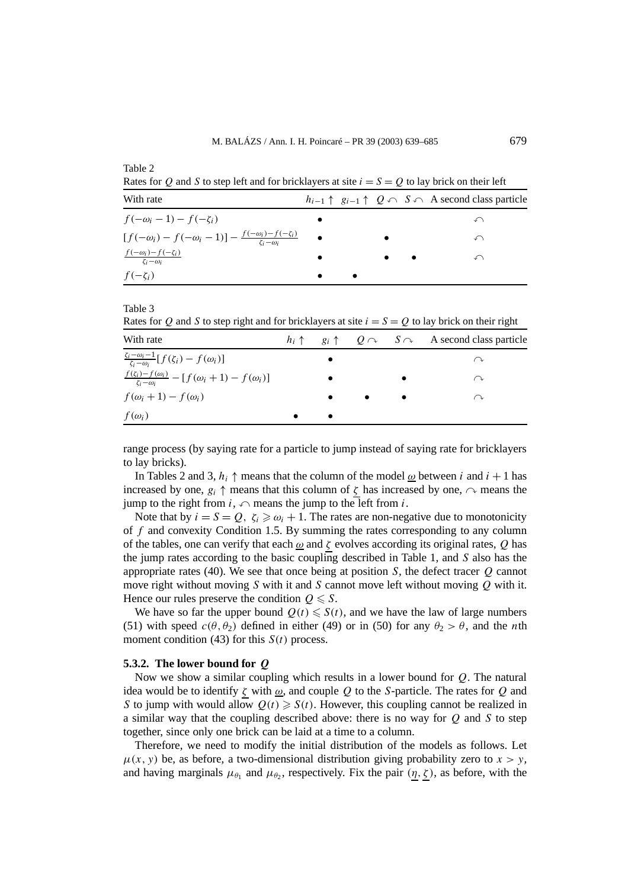Table 2
Rates for $Q$ and $S$ to step left and for bricklayers at site $i = S = Q$ to lay brick on their left

| With rate | $h_{i-1} \uparrow$ | $g_{i-1} \uparrow$ | $Q \curvearrowleft$ | $S \curvearrowleft$ | A second class particle |
|---|---|---|---|---|---|
| $f(-\omega_i - 1) - f(-\zeta_i)$ | • | | | | $\curvearrowleft$ |
| $[f(-\omega_i) - f(-\omega_i - 1)] - \frac{f(-\omega_i) - f(-\zeta_i)}{\zeta_i - \omega_i}$ | • | | • | | $\curvearrowleft$ |
| $\frac{f(-\omega_i) - f(-\zeta_i)}{\zeta_i - \omega_i}$ | • | | • | • | $\curvearrowleft$ |
| $f(-\zeta_i)$ | • | • | | | |

Table 3
Rates for $Q$ and $S$ to step right and for bricklayers at site $i = S = Q$ to lay brick on their right

| With rate | $h_i \uparrow$ | $g_i \uparrow$ | $Q \curvearrowright$ | $S \curvearrowright$ | A second class particle |
|---|---|---|---|---|---|
| $\frac{\zeta_i - \omega_i - 1}{\zeta_i - \omega_i}[f(\zeta_i) - f(\omega_i)]$ | | • | | | $\curvearrowright$ |
| $\frac{f(\zeta_i) - f(\omega_i)}{\zeta_i - \omega_i} - [f(\omega_i + 1) - f(\omega_i)]$ | | • | | • | $\curvearrowright$ |
| $f(\omega_i + 1) - f(\omega_i)$ | | • | • | • | $\curvearrowright$ |
| $f(\omega_i)$ | • | • | | | |

range process (by saying rate for a particle to jump instead of saying rate for bricklayers to lay bricks).

In Tables 2 and 3, $h_i \uparrow$ means that the column of the model $\underline{\omega}$ between $i$ and $i+1$ has increased by one, $g_i \uparrow$ means that this column of $\underline{\zeta}$ has increased by one, $\curvearrowright$ means the jump to the right from $i$, $\curvearrowleft$ means the jump to the left from $i$.

Note that by $i = S = Q$, $\zeta_i \geqslant \omega_i + 1$. The rates are non-negative due to monotonicity of $f$ and convexity Condition 1.5. By summing the rates corresponding to any column of the tables, one can verify that each $\underline{\omega}$ and $\underline{\zeta}$ evolves according its original rates, $Q$ has the jump rates according to the basic coupling described in Table 1, and $S$ also has the appropriate rates (40). We see that once being at position $S$, the defect tracer $Q$ cannot move right without moving $S$ with it and $S$ cannot move left without moving $Q$ with it. Hence our rules preserve the condition $Q \leqslant S$.

We have so far the upper bound $Q(t) \leqslant S(t)$, and we have the law of large numbers (51) with speed $c(\theta, \theta_2)$ defined in either (49) or in (50) for any $\theta_2 > \theta$, and the $n$th moment condition (43) for this $S(t)$ process.

### 5.3.2. The lower bound for $Q$

Now we show a similar coupling which results in a lower bound for $Q$. The natural idea would be to identify $\underline{\zeta}$ with $\underline{\omega}$, and couple $Q$ to the $S$-particle. The rates for $Q$ and $S$ to jump with would allow $Q(t) \geqslant S(t)$. However, this coupling cannot be realized in a similar way that the coupling described above: there is no way for $Q$ and $S$ to step together, since only one brick can be laid at a time to a column.

Therefore, we need to modify the initial distribution of the models as follows. Let $\mu(x, y)$ be, as before, a two-dimensional distribution giving probability zero to $x > y$, and having marginals $\mu_{\theta_1}$ and $\mu_{\theta_2}$, respectively. Fix the pair $(\underline{\eta}, \underline{\zeta})$, as before, with the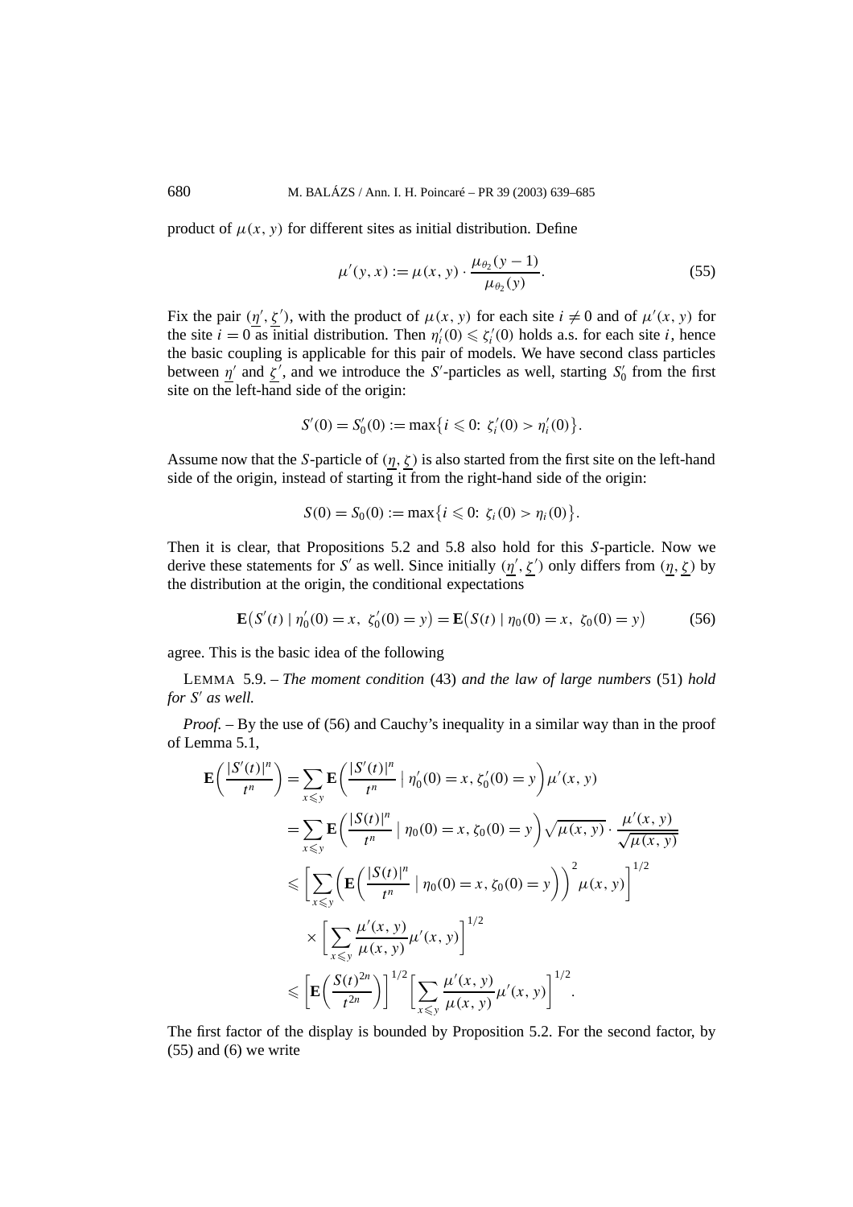product of $\mu(x, y)$ for different sites as initial distribution. Define

$$\mu'(y, x) := \mu(x, y) \cdot \frac{\mu_{\theta_2}(y-1)}{\mu_{\theta_2}(y)}. \tag{55}$$

Fix the pair $(\underline{\eta}', \underline{\zeta}')$, with the product of $\mu(x, y)$ for each site $i \neq 0$ and of $\mu'(x, y)$ for the site $i = 0$ as initial distribution. Then $\eta_i'(0) \leqslant \zeta_i'(0)$ holds a.s. for each site $i$, hence the basic coupling is applicable for this pair of models. We have second class particles between $\underline{\eta}'$ and $\underline{\zeta}'$, and we introduce the $S'$-particles as well, starting $S_0'$ from the first site on the left-hand side of the origin:

$$S'(0) = S_0'(0) := \max\{i \leqslant 0\colon \zeta_i'(0) > \eta_i'(0)\}.$$

Assume now that the $S$-particle of $(\underline{\eta}, \underline{\zeta})$ is also started from the first site on the left-hand side of the origin, instead of starting it from the right-hand side of the origin:

$$S(0) = S_0(0) := \max\{i \leqslant 0\colon \zeta_i(0) > \eta_i(0)\}.$$

Then it is clear, that Propositions 5.2 and 5.8 also hold for this $S$-particle. Now we derive these statements for $S'$ as well. Since initially $(\underline{\eta}', \underline{\zeta}')$ only differs from $(\underline{\eta}, \underline{\zeta})$ by the distribution at the origin, the conditional expectations

$$\mathbf{E}\big(S'(t) \mid \eta_0'(0) = x,\ \zeta_0'(0) = y\big) = \mathbf{E}\big(S(t) \mid \eta_0(0) = x,\ \zeta_0(0) = y\big) \tag{56}$$

agree. This is the basic idea of the following

LEMMA 5.9. – *The moment condition* (43) *and the law of large numbers* (51) *hold for $S'$ as well.*

*Proof.* – By the use of (56) and Cauchy's inequality in a similar way than in the proof of Lemma 5.1,

$$\begin{aligned}
\mathbf{E}\left(\frac{|S'(t)|^n}{t^n}\right) &= \sum_{x \leqslant y} \mathbf{E}\left(\frac{|S'(t)|^n}{t^n} \;\middle|\; \eta_0'(0) = x, \zeta_0'(0) = y\right)\mu'(x, y) \\
&= \sum_{x \leqslant y} \mathbf{E}\left(\frac{|S(t)|^n}{t^n} \;\middle|\; \eta_0(0) = x, \zeta_0(0) = y\right)\sqrt{\mu(x, y)} \cdot \frac{\mu'(x, y)}{\sqrt{\mu(x, y)}} \\
&\leqslant \left[\sum_{x \leqslant y}\left(\mathbf{E}\left(\frac{|S(t)|^n}{t^n} \;\middle|\; \eta_0(0) = x, \zeta_0(0) = y\right)\right)^2 \mu(x, y)\right]^{1/2} \\
&\quad \times \left[\sum_{x \leqslant y} \frac{\mu'(x, y)}{\mu(x, y)}\mu'(x, y)\right]^{1/2} \\
&\leqslant \left[\mathbf{E}\left(\frac{S(t)^{2n}}{t^{2n}}\right)\right]^{1/2}\left[\sum_{x \leqslant y} \frac{\mu'(x, y)}{\mu(x, y)}\mu'(x, y)\right]^{1/2}.
\end{aligned}$$

The first factor of the display is bounded by Proposition 5.2. For the second factor, by (55) and (6) we write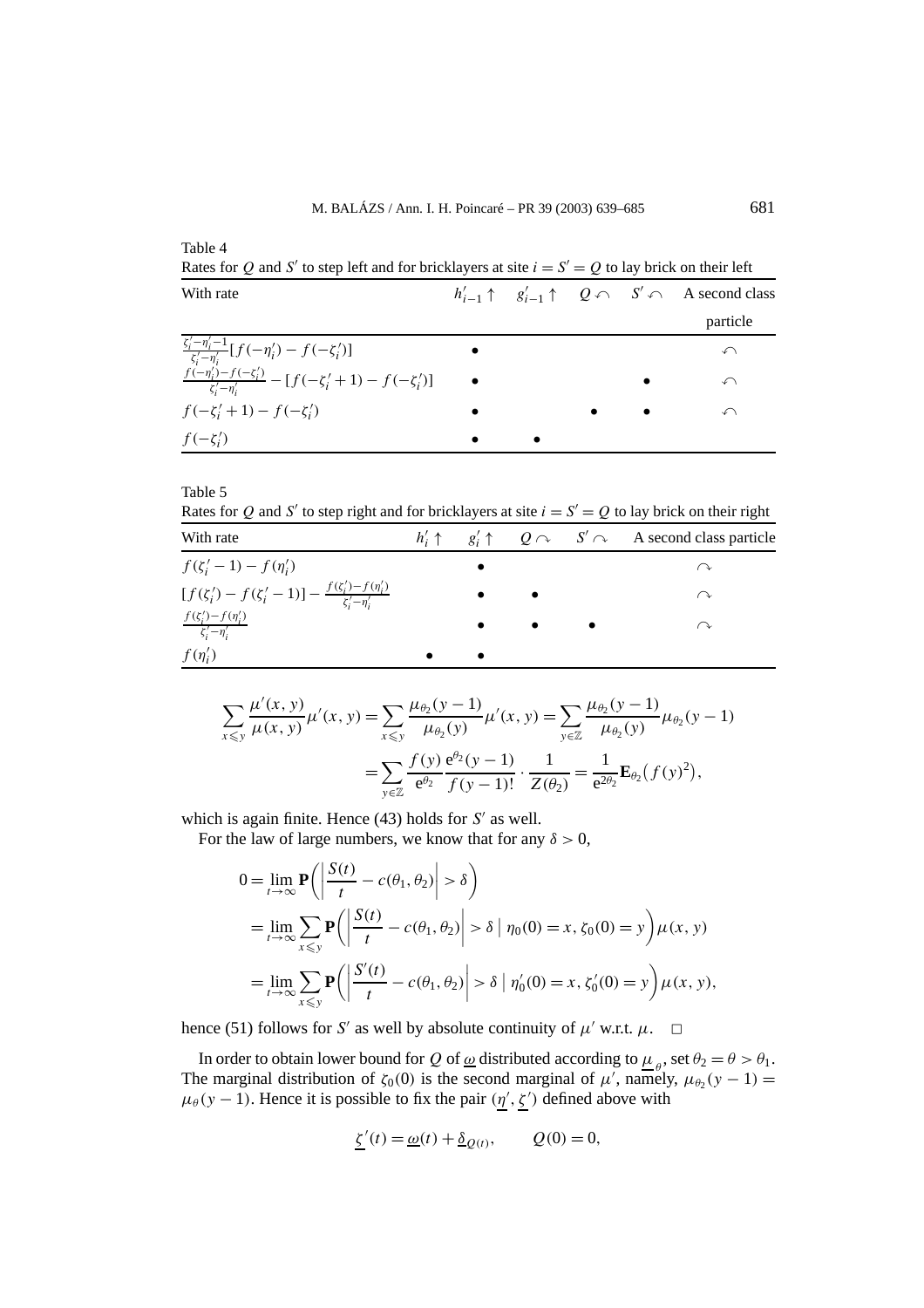Table 4
Rates for $Q$ and $S'$ to step left and for bricklayers at site $i = S' = Q$ to lay brick on their left

| With rate | $h'_{i-1} \uparrow$ | $g'_{i-1} \uparrow$ | $Q \curvearrowleft$ | $S' \curvearrowleft$ | A second class particle |
|---|---|---|---|---|---|
| $\frac{\zeta'_i - \eta'_i - 1}{\zeta'_i - \eta'_i}[f(-\eta'_i) - f(-\zeta'_i)]$ | • | | | | $\curvearrowleft$ |
| $\frac{f(-\eta'_i) - f(-\zeta'_i)}{\zeta'_i - \eta'_i} - [f(-\zeta'_i + 1) - f(-\zeta'_i)]$ | • | | | • | $\curvearrowleft$ |
| $f(-\zeta'_i + 1) - f(-\zeta'_i)$ | • | | • | • | $\curvearrowleft$ |
| $f(-\zeta'_i)$ | • | • | | | |

Table 5
Rates for $Q$ and $S'$ to step right and for bricklayers at site $i = S' = Q$ to lay brick on their right

| With rate | $h'_i \uparrow$ | $g'_i \uparrow$ | $Q \curvearrowright$ | $S' \curvearrowright$ | A second class particle |
|---|---|---|---|---|---|
| $f(\zeta'_i - 1) - f(\eta'_i)$ | | • | | | $\curvearrowright$ |
| $[f(\zeta'_i) - f(\zeta'_i - 1)] - \frac{f(\zeta'_i) - f(\eta'_i)}{\zeta'_i - \eta'_i}$ | | • | • | | $\curvearrowright$ |
| $\frac{f(\zeta'_i) - f(\eta'_i)}{\zeta'_i - \eta'_i}$ | | • | • | • | $\curvearrowright$ |
| $f(\eta'_i)$ | • | • | | | |

$$\sum_{x \leqslant y} \frac{\mu'(x,y)}{\mu(x,y)} \mu'(x,y) = \sum_{x \leqslant y} \frac{\mu_{\theta_2}(y-1)}{\mu_{\theta_2}(y)} \mu'(x,y) = \sum_{y \in \mathbb{Z}} \frac{\mu_{\theta_2}(y-1)}{\mu_{\theta_2}(y)} \mu_{\theta_2}(y-1)$$
$$= \sum_{y \in \mathbb{Z}} \frac{f(y)}{\mathrm{e}^{\theta_2}} \frac{\mathrm{e}^{\theta_2}(y-1)}{f(y-1)!} \cdot \frac{1}{Z(\theta_2)} = \frac{1}{\mathrm{e}^{2\theta_2}} \mathbf{E}_{\theta_2}\big(f(y)^2\big),$$

which is again finite. Hence (43) holds for $S'$ as well.

For the law of large numbers, we know that for any $\delta > 0$,

$$0 = \lim_{t \to \infty} \mathbf{P}\left( \left| \frac{S(t)}{t} - c(\theta_1, \theta_2) \right| > \delta \right)$$
$$= \lim_{t \to \infty} \sum_{x \leqslant y} \mathbf{P}\left( \left| \frac{S(t)}{t} - c(\theta_1, \theta_2) \right| > \delta \;\Big|\; \eta_0(0) = x, \zeta_0(0) = y \right) \mu(x,y)$$
$$= \lim_{t \to \infty} \sum_{x \leqslant y} \mathbf{P}\left( \left| \frac{S'(t)}{t} - c(\theta_1, \theta_2) \right| > \delta \;\Big|\; \eta'_0(0) = x, \zeta'_0(0) = y \right) \mu(x,y),$$

hence (51) follows for $S'$ as well by absolute continuity of $\mu'$ w.r.t. $\mu$. $\square$

In order to obtain lower bound for $Q$ of $\underline{\omega}$ distributed according to $\underline{\mu}_{\,\theta}$, set $\theta_2 = \theta > \theta_1$. The marginal distribution of $\zeta_0(0)$ is the second marginal of $\mu'$, namely, $\mu_{\theta_2}(y-1) = \mu_\theta(y-1)$. Hence it is possible to fix the pair $(\underline{\eta}', \underline{\zeta}')$ defined above with

$$\underline{\zeta}'(t) = \underline{\omega}(t) + \underline{\delta}_{Q(t)}, \qquad Q(0) = 0,$$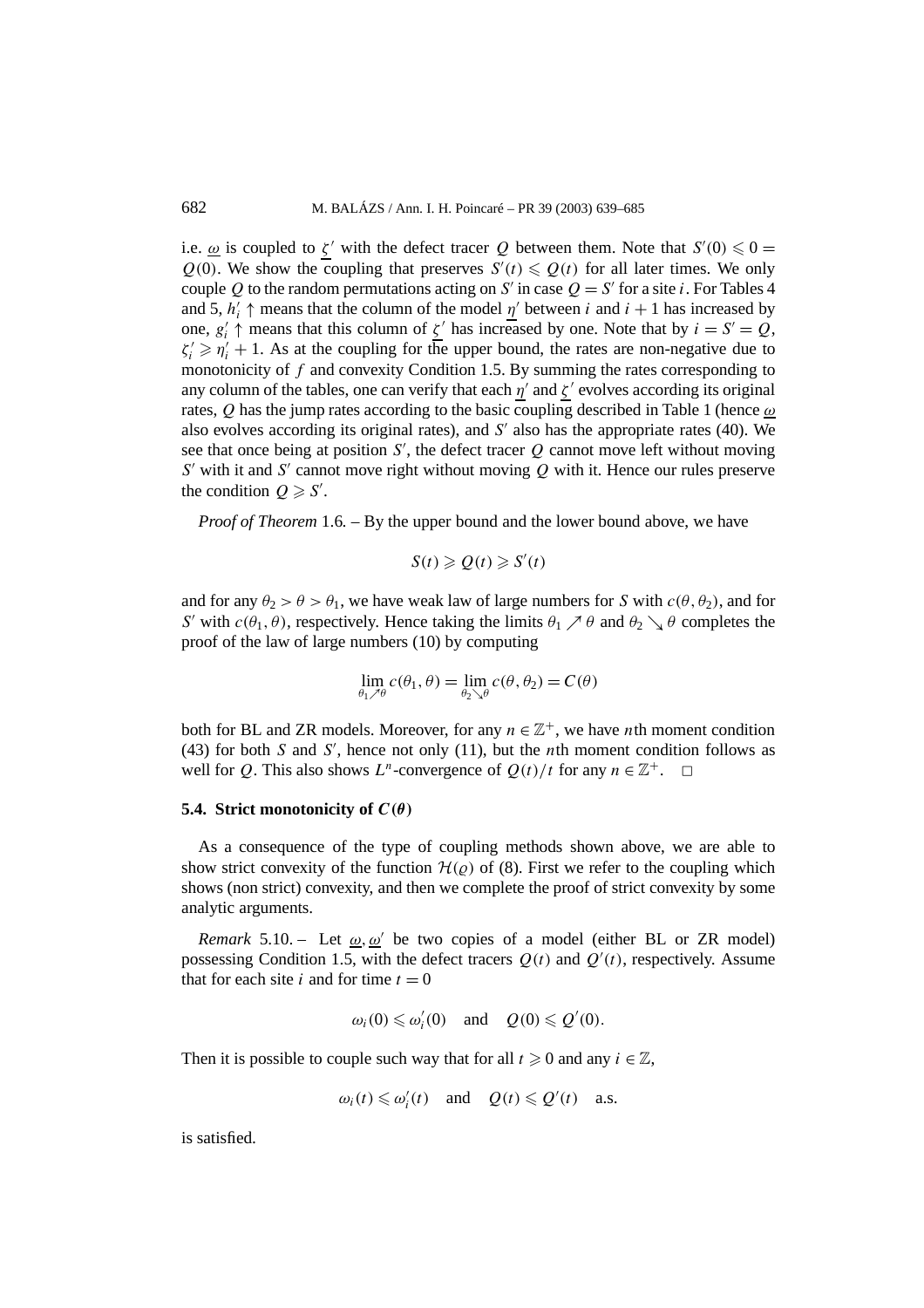i.e. $\underline{\omega}$ is coupled to $\underline{\zeta}'$ with the defect tracer $Q$ between them. Note that $S'(0) \leqslant 0 = Q(0)$. We show the coupling that preserves $S'(t) \leqslant Q(t)$ for all later times. We only couple $Q$ to the random permutations acting on $S'$ in case $Q = S'$ for a site $i$. For Tables 4 and 5, $h_i' \uparrow$ means that the column of the model $\underline{\eta}'$ between $i$ and $i+1$ has increased by one, $g_i' \uparrow$ means that this column of $\underline{\zeta}'$ has increased by one. Note that by $i = S' = Q$, $\zeta_i' \geqslant \eta_i' + 1$. As at the coupling for the upper bound, the rates are non-negative due to monotonicity of $f$ and convexity Condition 1.5. By summing the rates corresponding to any column of the tables, one can verify that each $\underline{\eta}'$ and $\underline{\zeta}'$ evolves according its original rates, $Q$ has the jump rates according to the basic coupling described in Table 1 (hence $\underline{\omega}$ also evolves according its original rates), and $S'$ also has the appropriate rates (40). We see that once being at position $S'$, the defect tracer $Q$ cannot move left without moving $S'$ with it and $S'$ cannot move right without moving $Q$ with it. Hence our rules preserve the condition $Q \geqslant S'$.

*Proof of Theorem* 1.6. – By the upper bound and the lower bound above, we have

$$S(t) \geqslant Q(t) \geqslant S'(t)$$

and for any $\theta_2 > \theta > \theta_1$, we have weak law of large numbers for $S$ with $c(\theta, \theta_2)$, and for $S'$ with $c(\theta_1, \theta)$, respectively. Hence taking the limits $\theta_1 \nearrow \theta$ and $\theta_2 \searrow \theta$ completes the proof of the law of large numbers (10) by computing

$$\lim_{\theta_1 \nearrow \theta} c(\theta_1, \theta) = \lim_{\theta_2 \searrow \theta} c(\theta, \theta_2) = C(\theta)$$

both for BL and ZR models. Moreover, for any $n \in \mathbb{Z}^+$, we have $n$th moment condition (43) for both $S$ and $S'$, hence not only (11), but the $n$th moment condition follows as well for $Q$. This also shows $L^n$-convergence of $Q(t)/t$ for any $n \in \mathbb{Z}^+$. □

### 5.4. Strict monotonicity of $C(\theta)$

As a consequence of the type of coupling methods shown above, we are able to show strict convexity of the function $\mathcal{H}(\varrho)$ of (8). First we refer to the coupling which shows (non strict) convexity, and then we complete the proof of strict convexity by some analytic arguments.

*Remark* 5.10. – Let $\underline{\omega}, \underline{\omega}'$ be two copies of a model (either BL or ZR model) possessing Condition 1.5, with the defect tracers $Q(t)$ and $Q'(t)$, respectively. Assume that for each site $i$ and for time $t = 0$

$$\omega_i(0) \leqslant \omega_i'(0) \quad \text{and} \quad Q(0) \leqslant Q'(0).$$

Then it is possible to couple such way that for all $t \geqslant 0$ and any $i \in \mathbb{Z}$,

$$\omega_i(t) \leqslant \omega_i'(t) \quad \text{and} \quad Q(t) \leqslant Q'(t) \quad \text{a.s.}$$

is satisfied.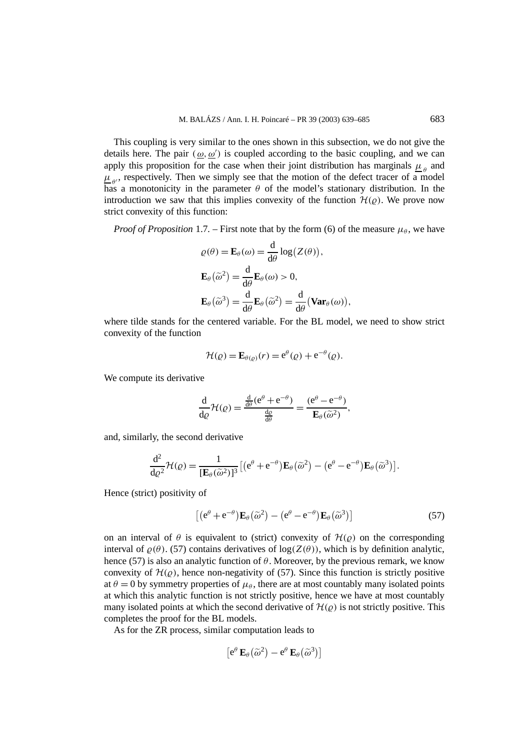This coupling is very similar to the ones shown in this subsection, we do not give the details here. The pair $(\underline{\omega}, \underline{\omega}')$ is coupled according to the basic coupling, and we can apply this proposition for the case when their joint distribution has marginals $\underline{\mu}_{\theta}$ and $\underline{\mu}_{\theta'}$, respectively. Then we simply see that the motion of the defect tracer of a model has a monotonicity in the parameter $\theta$ of the model's stationary distribution. In the introduction we saw that this implies convexity of the function $\mathcal{H}(\varrho)$. We prove now strict convexity of this function:

*Proof of Proposition* 1.7. – First note that by the form (6) of the measure $\mu_\theta$, we have

$$
\begin{aligned}
&\varrho(\theta) = \mathbf{E}_\theta(\omega) = \frac{\mathrm{d}}{\mathrm{d}\theta}\log\bigl(Z(\theta)\bigr),\\
&\mathbf{E}_\theta\bigl(\widetilde{\omega}^2\bigr) = \frac{\mathrm{d}}{\mathrm{d}\theta}\mathbf{E}_\theta(\omega) > 0,\\
&\mathbf{E}_\theta\bigl(\widetilde{\omega}^3\bigr) = \frac{\mathrm{d}}{\mathrm{d}\theta}\mathbf{E}_\theta\bigl(\widetilde{\omega}^2\bigr) = \frac{\mathrm{d}}{\mathrm{d}\theta}\bigl(\mathbf{Var}_\theta(\omega)\bigr),
\end{aligned}
$$

where tilde stands for the centered variable. For the BL model, we need to show strict convexity of the function

$$
\mathcal{H}(\varrho) = \mathbf{E}_{\theta(\varrho)}(r) = \mathrm{e}^{\theta}(\varrho) + \mathrm{e}^{-\theta}(\varrho).
$$

We compute its derivative

$$
\frac{\mathrm{d}}{\mathrm{d}\varrho}\mathcal{H}(\varrho) = \frac{\frac{\mathrm{d}}{\mathrm{d}\theta}(\mathrm{e}^{\theta}+\mathrm{e}^{-\theta})}{\frac{\mathrm{d}\varrho}{\mathrm{d}\theta}} = \frac{(\mathrm{e}^{\theta}-\mathrm{e}^{-\theta})}{\mathbf{E}_\theta(\widetilde{\omega}^2)},
$$

and, similarly, the second derivative

$$
\frac{\mathrm{d}^2}{\mathrm{d}\varrho^2}\mathcal{H}(\varrho) = \frac{1}{[\mathbf{E}_\theta(\widetilde{\omega}^2)]^3}\bigl[(\mathrm{e}^{\theta}+\mathrm{e}^{-\theta})\mathbf{E}_\theta\bigl(\widetilde{\omega}^2\bigr) - \bigl(\mathrm{e}^{\theta}-\mathrm{e}^{-\theta}\bigr)\mathbf{E}_\theta\bigl(\widetilde{\omega}^3\bigr)\bigr].
$$

Hence (strict) positivity of

$$
\bigl[\bigl(\mathrm{e}^{\theta}+\mathrm{e}^{-\theta}\bigr)\mathbf{E}_\theta\bigl(\widetilde{\omega}^2\bigr) - \bigl(\mathrm{e}^{\theta}-\mathrm{e}^{-\theta}\bigr)\mathbf{E}_\theta\bigl(\widetilde{\omega}^3\bigr)\bigr] \tag{57}
$$

on an interval of $\theta$ is equivalent to (strict) convexity of $\mathcal{H}(\varrho)$ on the corresponding interval of $\varrho(\theta)$. (57) contains derivatives of $\log(Z(\theta))$, which is by definition analytic, hence (57) is also an analytic function of $\theta$. Moreover, by the previous remark, we know convexity of $\mathcal{H}(\varrho)$, hence non-negativity of (57). Since this function is strictly positive at $\theta = 0$ by symmetry properties of $\mu_\theta$, there are at most countably many isolated points at which this analytic function is not strictly positive, hence we have at most countably many isolated points at which the second derivative of $\mathcal{H}(\varrho)$ is not strictly positive. This completes the proof for the BL models.

As for the ZR process, similar computation leads to

$$
\bigl[\mathrm{e}^{\theta}\,\mathbf{E}_\theta\bigl(\widetilde{\omega}^2\bigr) - \mathrm{e}^{\theta}\,\mathbf{E}_\theta\bigl(\widetilde{\omega}^3\bigr)\bigr]
$$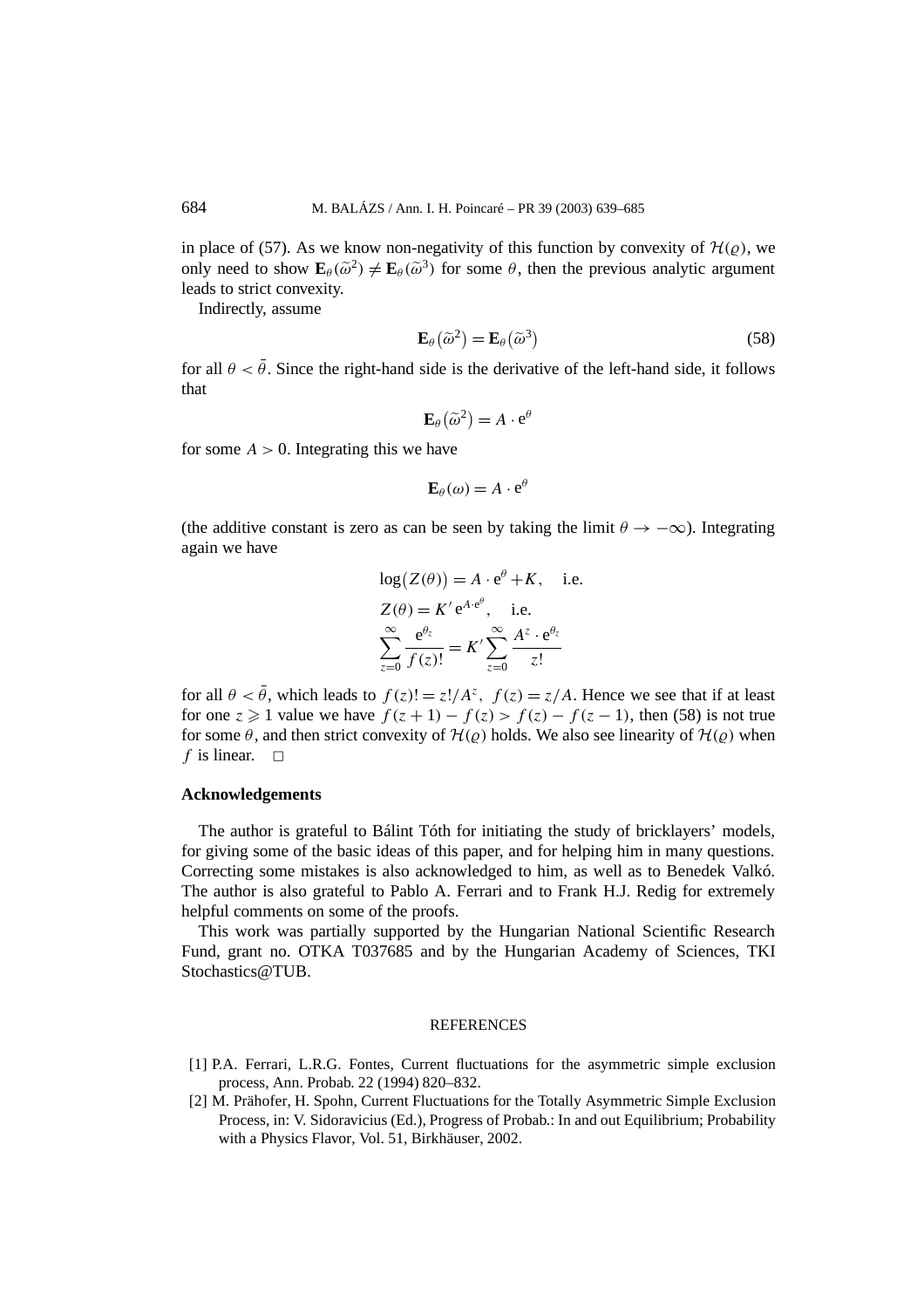in place of (57). As we know non-negativity of this function by convexity of $\mathcal{H}(\varrho)$, we only need to show $\mathbf{E}_\theta(\widetilde{\omega}^2) \neq \mathbf{E}_\theta(\widetilde{\omega}^3)$ for some $\theta$, then the previous analytic argument leads to strict convexity.

Indirectly, assume

$$\mathbf{E}_\theta(\widetilde{\omega}^2) = \mathbf{E}_\theta(\widetilde{\omega}^3) \tag{58}$$

for all $\theta < \bar{\theta}$. Since the right-hand side is the derivative of the left-hand side, it follows that

$$\mathbf{E}_\theta(\widetilde{\omega}^2) = A \cdot \mathrm{e}^\theta$$

for some $A > 0$. Integrating this we have

$$\mathbf{E}_\theta(\omega) = A \cdot \mathrm{e}^\theta$$

(the additive constant is zero as can be seen by taking the limit $\theta \to -\infty$). Integrating again we have

$$\begin{aligned}
&\log(Z(\theta)) = A \cdot \mathrm{e}^\theta + K, \quad \text{i.e.} \\
&Z(\theta) = K' \,\mathrm{e}^{A \cdot \mathrm{e}^\theta}, \quad \text{i.e.} \\
&\sum_{z=0}^{\infty} \frac{\mathrm{e}^{\theta_z}}{f(z)!} = K' \sum_{z=0}^{\infty} \frac{A^z \cdot \mathrm{e}^{\theta_z}}{z!}
\end{aligned}$$

for all $\theta < \bar{\theta}$, which leads to $f(z)! = z!/A^z$, $f(z) = z/A$. Hence we see that if at least for one $z \geqslant 1$ value we have $f(z+1) - f(z) > f(z) - f(z-1)$, then (58) is not true for some $\theta$, and then strict convexity of $\mathcal{H}(\varrho)$ holds. We also see linearity of $\mathcal{H}(\varrho)$ when $f$ is linear. $\square$

## Acknowledgements

The author is grateful to Bálint Tóth for initiating the study of bricklayers' models, for giving some of the basic ideas of this paper, and for helping him in many questions. Correcting some mistakes is also acknowledged to him, as well as to Benedek Valkó. The author is also grateful to Pablo A. Ferrari and to Frank H.J. Redig for extremely helpful comments on some of the proofs.

This work was partially supported by the Hungarian National Scientific Research Fund, grant no. OTKA T037685 and by the Hungarian Academy of Sciences, TKI Stochastics@TUB.

## REFERENCES

[1] P.A. Ferrari, L.R.G. Fontes, Current fluctuations for the asymmetric simple exclusion process, Ann. Probab. 22 (1994) 820–832.

[2] M. Prähofer, H. Spohn, Current Fluctuations for the Totally Asymmetric Simple Exclusion Process, in: V. Sidoravicius (Ed.), Progress of Probab.: In and out Equilibrium; Probability with a Physics Flavor, Vol. 51, Birkhäuser, 2002.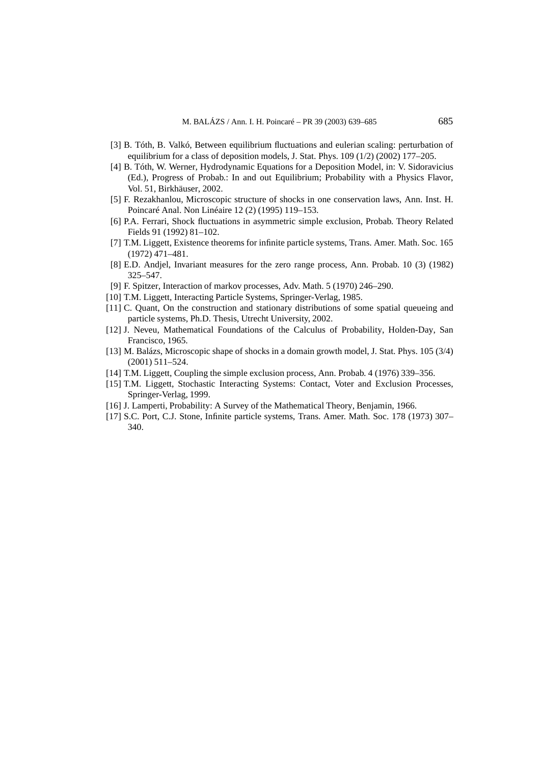[3] B. Tóth, B. Valkó, Between equilibrium fluctuations and eulerian scaling: perturbation of equilibrium for a class of deposition models, J. Stat. Phys. 109 (1/2) (2002) 177–205.

[4] B. Tóth, W. Werner, Hydrodynamic Equations for a Deposition Model, in: V. Sidoravicius (Ed.), Progress of Probab.: In and out Equilibrium; Probability with a Physics Flavor, Vol. 51, Birkhäuser, 2002.

[5] F. Rezakhanlou, Microscopic structure of shocks in one conservation laws, Ann. Inst. H. Poincaré Anal. Non Linéaire 12 (2) (1995) 119–153.

[6] P.A. Ferrari, Shock fluctuations in asymmetric simple exclusion, Probab. Theory Related Fields 91 (1992) 81–102.

[7] T.M. Liggett, Existence theorems for infinite particle systems, Trans. Amer. Math. Soc. 165 (1972) 471–481.

[8] E.D. Andjel, Invariant measures for the zero range process, Ann. Probab. 10 (3) (1982) 325–547.

[9] F. Spitzer, Interaction of markov processes, Adv. Math. 5 (1970) 246–290.

[10] T.M. Liggett, Interacting Particle Systems, Springer-Verlag, 1985.

[11] C. Quant, On the construction and stationary distributions of some spatial queueing and particle systems, Ph.D. Thesis, Utrecht University, 2002.

[12] J. Neveu, Mathematical Foundations of the Calculus of Probability, Holden-Day, San Francisco, 1965.

[13] M. Balázs, Microscopic shape of shocks in a domain growth model, J. Stat. Phys. 105 (3/4) (2001) 511–524.

[14] T.M. Liggett, Coupling the simple exclusion process, Ann. Probab. 4 (1976) 339–356.

[15] T.M. Liggett, Stochastic Interacting Systems: Contact, Voter and Exclusion Processes, Springer-Verlag, 1999.

[16] J. Lamperti, Probability: A Survey of the Mathematical Theory, Benjamin, 1966.

[17] S.C. Port, C.J. Stone, Infinite particle systems, Trans. Amer. Math. Soc. 178 (1973) 307–340.